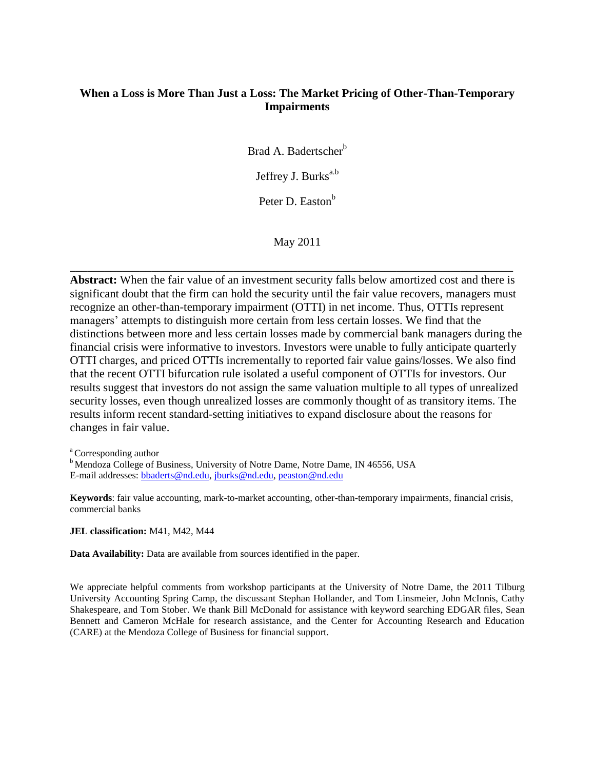# When a Loss is More Than Just a Loss: The Market Pricing of Other-Than-Temporary Impairments

Brad A. Badertscher[b]

Jeffrey J. Burks[a,b]

Peter D. Easton[b]

May 2011

---

**Abstract:** When the fair value of an investment security falls below amortized cost and there is significant doubt that the firm can hold the security until the fair value recovers, managers must recognize an other-than-temporary impairment (OTTI) in net income. Thus, OTTIs represent managers' attempts to distinguish more certain from less certain losses. We find that the distinctions between more and less certain losses made by commercial bank managers during the financial crisis were informative to investors. Investors were unable to fully anticipate quarterly OTTI charges, and priced OTTIs incrementally to reported fair value gains/losses. We also find that the recent OTTI bifurcation rule isolated a useful component of OTTIs for investors. Our results suggest that investors do not assign the same valuation multiple to all types of unrealized security losses, even though unrealized losses are commonly thought of as transitory items. The results inform recent standard-setting initiatives to expand disclosure about the reasons for changes in fair value.

[a] Corresponding author
[b] Mendoza College of Business, University of Notre Dame, Notre Dame, IN 46556, USA
E-mail addresses: bbaderts@nd.edu, jburks@nd.edu, peaston@nd.edu

**Keywords**: fair value accounting, mark-to-market accounting, other-than-temporary impairments, financial crisis, commercial banks

**JEL classification:** M41, M42, M44

**Data Availability:** Data are available from sources identified in the paper.

We appreciate helpful comments from workshop participants at the University of Notre Dame, the 2011 Tilburg University Accounting Spring Camp, the discussant Stephan Hollander, and Tom Linsmeier, John McInnis, Cathy Shakespeare, and Tom Stober. We thank Bill McDonald for assistance with keyword searching EDGAR files, Sean Bennett and Cameron McHale for research assistance, and the Center for Accounting Research and Education (CARE) at the Mendoza College of Business for financial support.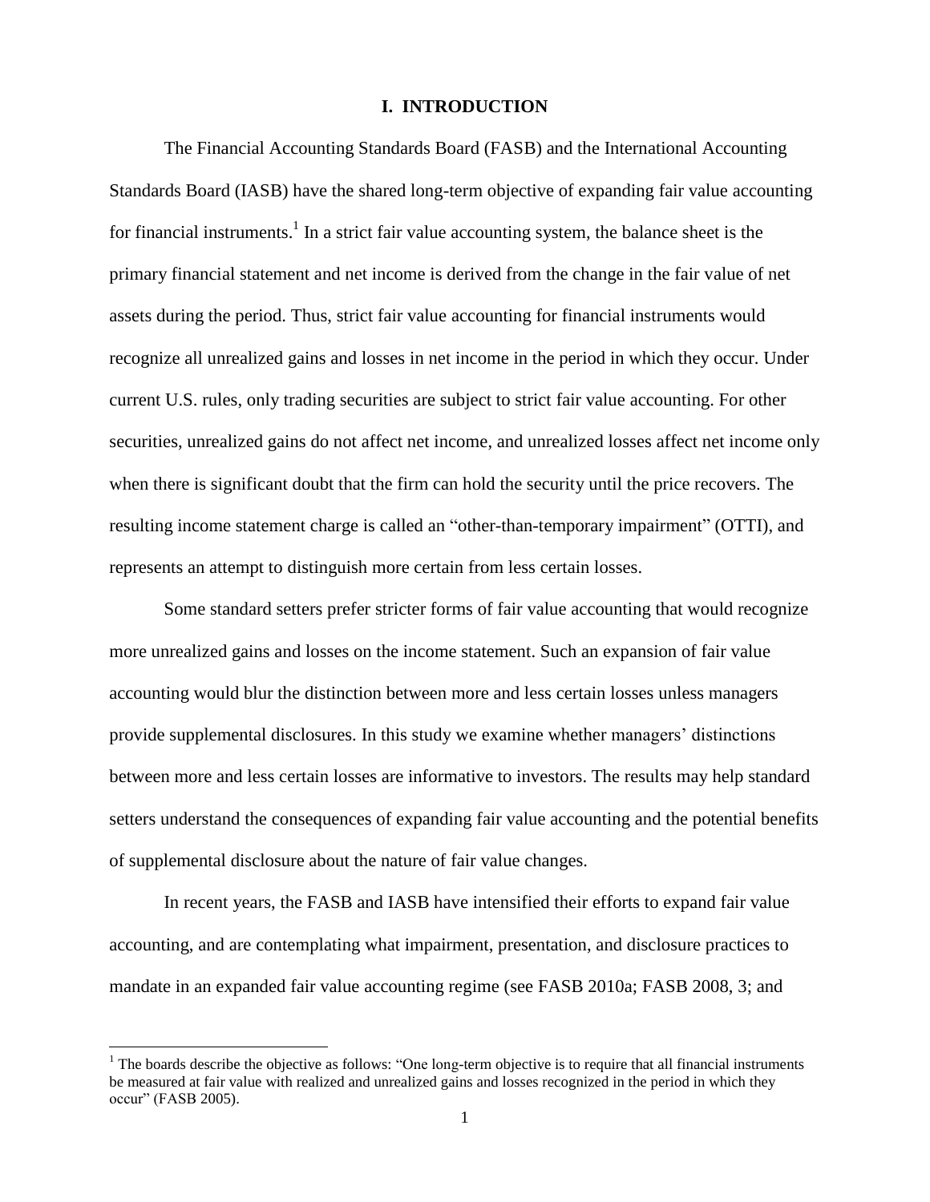# I. INTRODUCTION

The Financial Accounting Standards Board (FASB) and the International Accounting Standards Board (IASB) have the shared long-term objective of expanding fair value accounting for financial instruments.[1] In a strict fair value accounting system, the balance sheet is the primary financial statement and net income is derived from the change in the fair value of net assets during the period. Thus, strict fair value accounting for financial instruments would recognize all unrealized gains and losses in net income in the period in which they occur. Under current U.S. rules, only trading securities are subject to strict fair value accounting. For other securities, unrealized gains do not affect net income, and unrealized losses affect net income only when there is significant doubt that the firm can hold the security until the price recovers. The resulting income statement charge is called an "other-than-temporary impairment" (OTTI), and represents an attempt to distinguish more certain from less certain losses.

Some standard setters prefer stricter forms of fair value accounting that would recognize more unrealized gains and losses on the income statement. Such an expansion of fair value accounting would blur the distinction between more and less certain losses unless managers provide supplemental disclosures. In this study we examine whether managers' distinctions between more and less certain losses are informative to investors. The results may help standard setters understand the consequences of expanding fair value accounting and the potential benefits of supplemental disclosure about the nature of fair value changes.

In recent years, the FASB and IASB have intensified their efforts to expand fair value accounting, and are contemplating what impairment, presentation, and disclosure practices to mandate in an expanded fair value accounting regime (see FASB 2010a; FASB 2008, 3; and

[1] The boards describe the objective as follows: "One long-term objective is to require that all financial instruments be measured at fair value with realized and unrealized gains and losses recognized in the period in which they occur" (FASB 2005).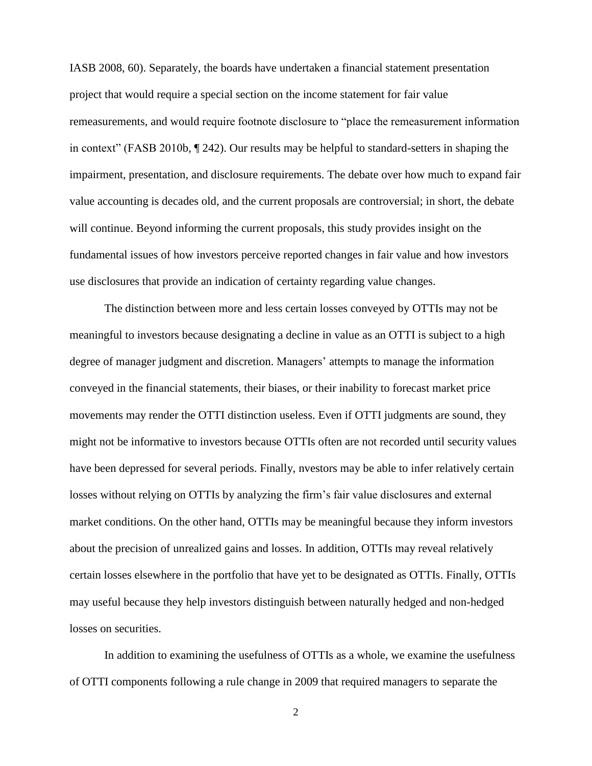IASB 2008, 60). Separately, the boards have undertaken a financial statement presentation project that would require a special section on the income statement for fair value remeasurements, and would require footnote disclosure to "place the remeasurement information in context" (FASB 2010b, ¶ 242). Our results may be helpful to standard-setters in shaping the impairment, presentation, and disclosure requirements. The debate over how much to expand fair value accounting is decades old, and the current proposals are controversial; in short, the debate will continue. Beyond informing the current proposals, this study provides insight on the fundamental issues of how investors perceive reported changes in fair value and how investors use disclosures that provide an indication of certainty regarding value changes.

The distinction between more and less certain losses conveyed by OTTIs may not be meaningful to investors because designating a decline in value as an OTTI is subject to a high degree of manager judgment and discretion. Managers' attempts to manage the information conveyed in the financial statements, their biases, or their inability to forecast market price movements may render the OTTI distinction useless. Even if OTTI judgments are sound, they might not be informative to investors because OTTIs often are not recorded until security values have been depressed for several periods. Finally, nvestors may be able to infer relatively certain losses without relying on OTTIs by analyzing the firm's fair value disclosures and external market conditions. On the other hand, OTTIs may be meaningful because they inform investors about the precision of unrealized gains and losses. In addition, OTTIs may reveal relatively certain losses elsewhere in the portfolio that have yet to be designated as OTTIs. Finally, OTTIs may useful because they help investors distinguish between naturally hedged and non-hedged losses on securities.

In addition to examining the usefulness of OTTIs as a whole, we examine the usefulness of OTTI components following a rule change in 2009 that required managers to separate the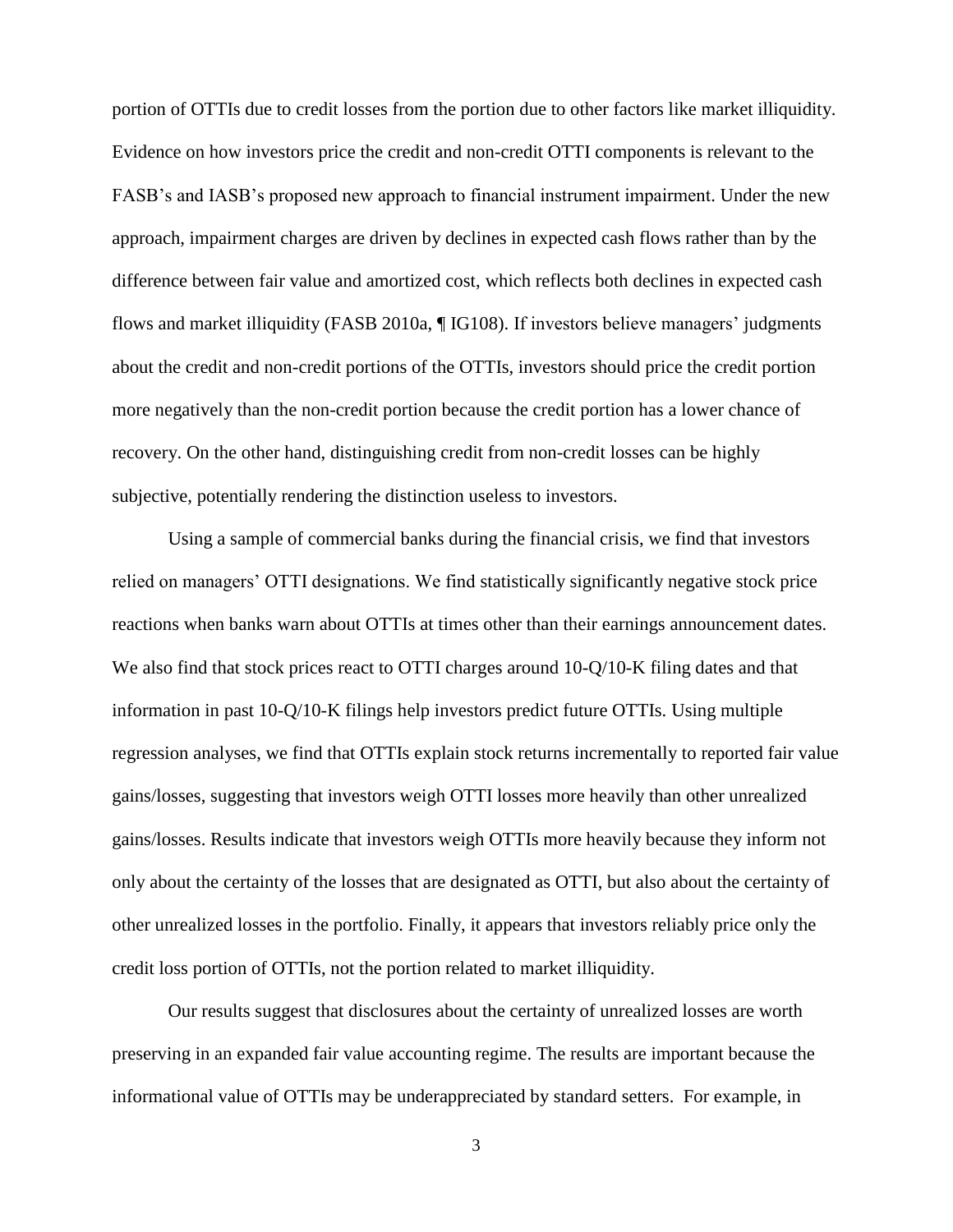portion of OTTIs due to credit losses from the portion due to other factors like market illiquidity. Evidence on how investors price the credit and non-credit OTTI components is relevant to the FASB's and IASB's proposed new approach to financial instrument impairment. Under the new approach, impairment charges are driven by declines in expected cash flows rather than by the difference between fair value and amortized cost, which reflects both declines in expected cash flows and market illiquidity (FASB 2010a, ¶ IG108). If investors believe managers' judgments about the credit and non-credit portions of the OTTIs, investors should price the credit portion more negatively than the non-credit portion because the credit portion has a lower chance of recovery. On the other hand, distinguishing credit from non-credit losses can be highly subjective, potentially rendering the distinction useless to investors.

Using a sample of commercial banks during the financial crisis, we find that investors relied on managers' OTTI designations. We find statistically significantly negative stock price reactions when banks warn about OTTIs at times other than their earnings announcement dates. We also find that stock prices react to OTTI charges around 10-Q/10-K filing dates and that information in past 10-Q/10-K filings help investors predict future OTTIs. Using multiple regression analyses, we find that OTTIs explain stock returns incrementally to reported fair value gains/losses, suggesting that investors weigh OTTI losses more heavily than other unrealized gains/losses. Results indicate that investors weigh OTTIs more heavily because they inform not only about the certainty of the losses that are designated as OTTI, but also about the certainty of other unrealized losses in the portfolio. Finally, it appears that investors reliably price only the credit loss portion of OTTIs, not the portion related to market illiquidity.

Our results suggest that disclosures about the certainty of unrealized losses are worth preserving in an expanded fair value accounting regime. The results are important because the informational value of OTTIs may be underappreciated by standard setters. For example, in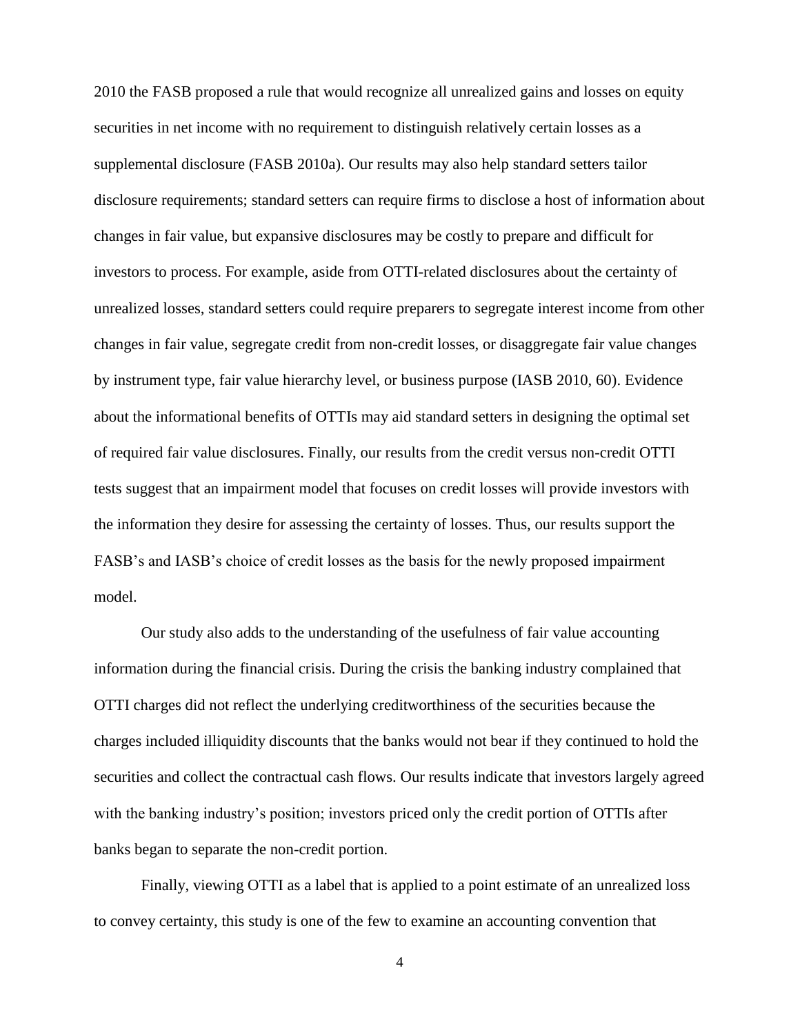2010 the FASB proposed a rule that would recognize all unrealized gains and losses on equity securities in net income with no requirement to distinguish relatively certain losses as a supplemental disclosure (FASB 2010a). Our results may also help standard setters tailor disclosure requirements; standard setters can require firms to disclose a host of information about changes in fair value, but expansive disclosures may be costly to prepare and difficult for investors to process. For example, aside from OTTI-related disclosures about the certainty of unrealized losses, standard setters could require preparers to segregate interest income from other changes in fair value, segregate credit from non-credit losses, or disaggregate fair value changes by instrument type, fair value hierarchy level, or business purpose (IASB 2010, 60). Evidence about the informational benefits of OTTIs may aid standard setters in designing the optimal set of required fair value disclosures. Finally, our results from the credit versus non-credit OTTI tests suggest that an impairment model that focuses on credit losses will provide investors with the information they desire for assessing the certainty of losses. Thus, our results support the FASB's and IASB's choice of credit losses as the basis for the newly proposed impairment model.

Our study also adds to the understanding of the usefulness of fair value accounting information during the financial crisis. During the crisis the banking industry complained that OTTI charges did not reflect the underlying creditworthiness of the securities because the charges included illiquidity discounts that the banks would not bear if they continued to hold the securities and collect the contractual cash flows. Our results indicate that investors largely agreed with the banking industry's position; investors priced only the credit portion of OTTIs after banks began to separate the non-credit portion.

Finally, viewing OTTI as a label that is applied to a point estimate of an unrealized loss to convey certainty, this study is one of the few to examine an accounting convention that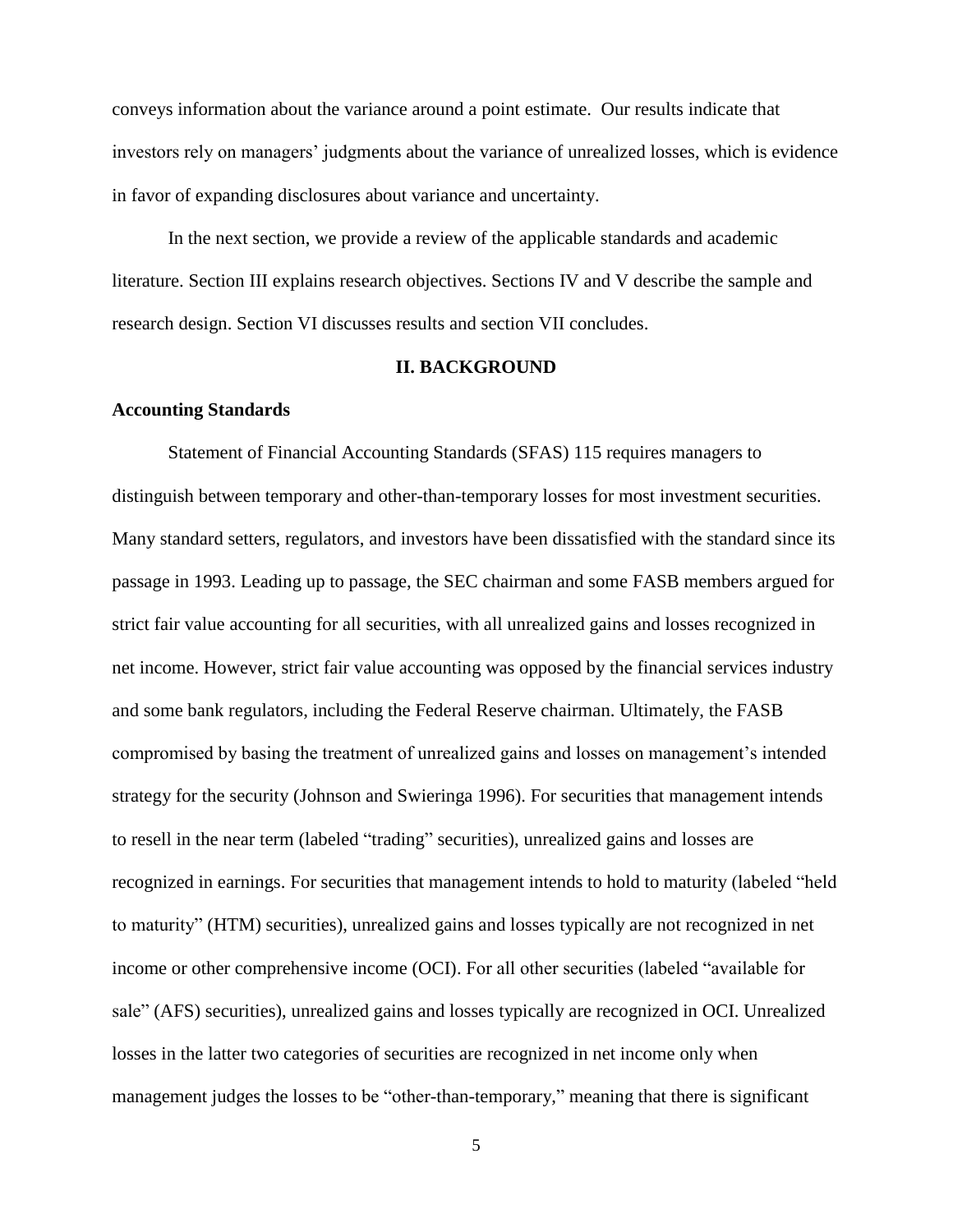conveys information about the variance around a point estimate. Our results indicate that investors rely on managers' judgments about the variance of unrealized losses, which is evidence in favor of expanding disclosures about variance and uncertainty.

In the next section, we provide a review of the applicable standards and academic literature. Section III explains research objectives. Sections IV and V describe the sample and research design. Section VI discusses results and section VII concludes.

## II. BACKGROUND

### Accounting Standards

Statement of Financial Accounting Standards (SFAS) 115 requires managers to distinguish between temporary and other-than-temporary losses for most investment securities. Many standard setters, regulators, and investors have been dissatisfied with the standard since its passage in 1993. Leading up to passage, the SEC chairman and some FASB members argued for strict fair value accounting for all securities, with all unrealized gains and losses recognized in net income. However, strict fair value accounting was opposed by the financial services industry and some bank regulators, including the Federal Reserve chairman. Ultimately, the FASB compromised by basing the treatment of unrealized gains and losses on management's intended strategy for the security (Johnson and Swieringa 1996). For securities that management intends to resell in the near term (labeled "trading" securities), unrealized gains and losses are recognized in earnings. For securities that management intends to hold to maturity (labeled "held to maturity" (HTM) securities), unrealized gains and losses typically are not recognized in net income or other comprehensive income (OCI). For all other securities (labeled "available for sale" (AFS) securities), unrealized gains and losses typically are recognized in OCI. Unrealized losses in the latter two categories of securities are recognized in net income only when management judges the losses to be "other-than-temporary," meaning that there is significant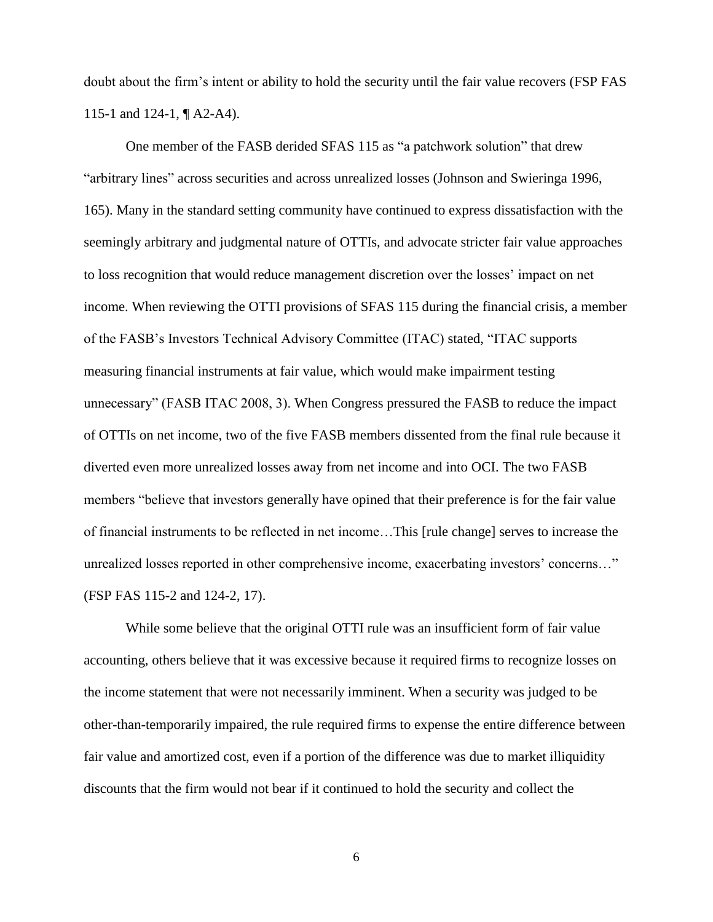doubt about the firm's intent or ability to hold the security until the fair value recovers (FSP FAS 115-1 and 124-1, ¶ A2-A4).

One member of the FASB derided SFAS 115 as "a patchwork solution" that drew "arbitrary lines" across securities and across unrealized losses (Johnson and Swieringa 1996, 165). Many in the standard setting community have continued to express dissatisfaction with the seemingly arbitrary and judgmental nature of OTTIs, and advocate stricter fair value approaches to loss recognition that would reduce management discretion over the losses' impact on net income. When reviewing the OTTI provisions of SFAS 115 during the financial crisis, a member of the FASB's Investors Technical Advisory Committee (ITAC) stated, "ITAC supports measuring financial instruments at fair value, which would make impairment testing unnecessary" (FASB ITAC 2008, 3). When Congress pressured the FASB to reduce the impact of OTTIs on net income, two of the five FASB members dissented from the final rule because it diverted even more unrealized losses away from net income and into OCI. The two FASB members "believe that investors generally have opined that their preference is for the fair value of financial instruments to be reflected in net income…This [rule change] serves to increase the unrealized losses reported in other comprehensive income, exacerbating investors' concerns…" (FSP FAS 115-2 and 124-2, 17).

While some believe that the original OTTI rule was an insufficient form of fair value accounting, others believe that it was excessive because it required firms to recognize losses on the income statement that were not necessarily imminent. When a security was judged to be other-than-temporarily impaired, the rule required firms to expense the entire difference between fair value and amortized cost, even if a portion of the difference was due to market illiquidity discounts that the firm would not bear if it continued to hold the security and collect the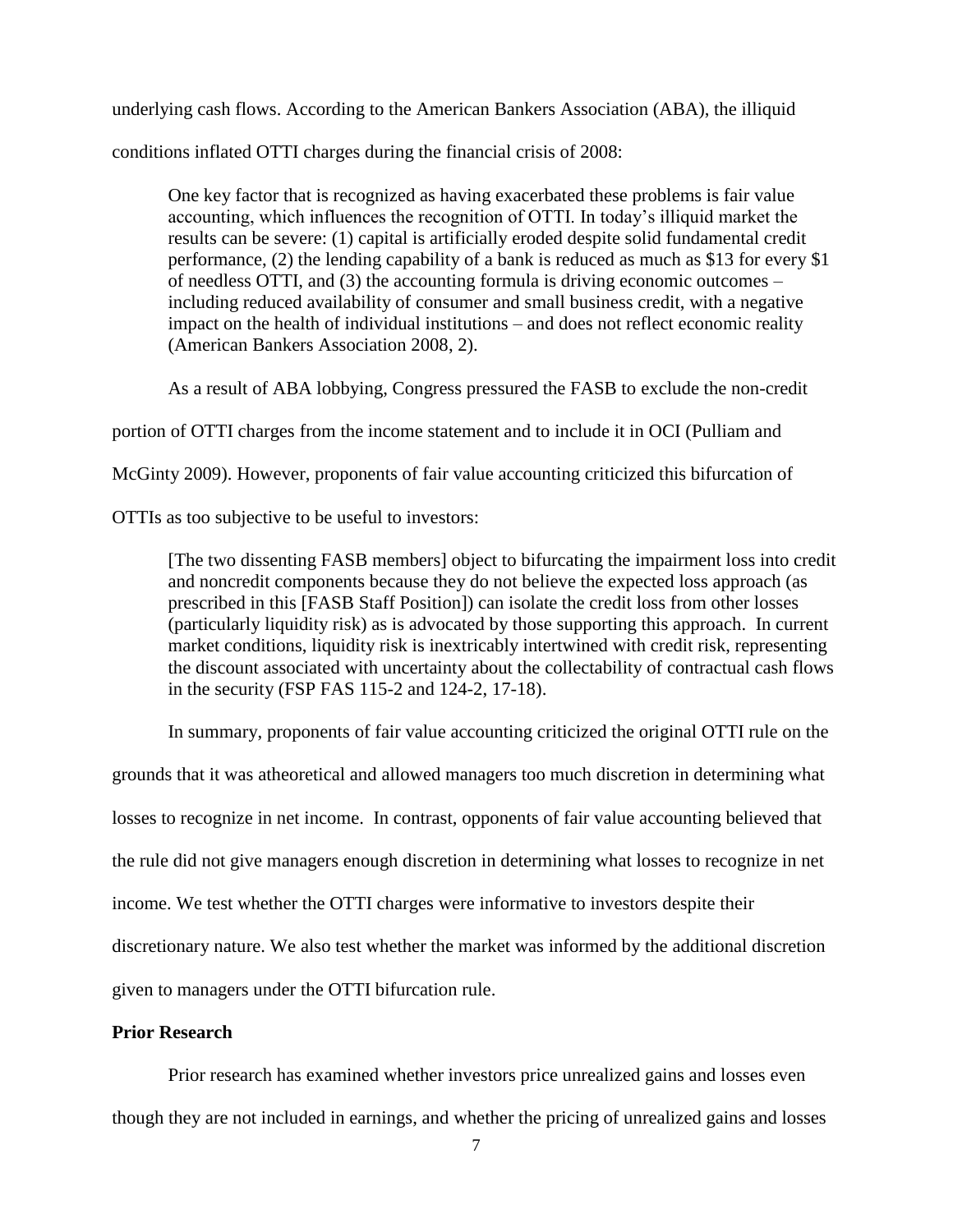underlying cash flows. According to the American Bankers Association (ABA), the illiquid conditions inflated OTTI charges during the financial crisis of 2008:

> One key factor that is recognized as having exacerbated these problems is fair value accounting, which influences the recognition of OTTI. In today's illiquid market the results can be severe: (1) capital is artificially eroded despite solid fundamental credit performance, (2) the lending capability of a bank is reduced as much as $13 for every $1 of needless OTTI, and (3) the accounting formula is driving economic outcomes – including reduced availability of consumer and small business credit, with a negative impact on the health of individual institutions – and does not reflect economic reality (American Bankers Association 2008, 2).

As a result of ABA lobbying, Congress pressured the FASB to exclude the non-credit portion of OTTI charges from the income statement and to include it in OCI (Pulliam and McGinty 2009). However, proponents of fair value accounting criticized this bifurcation of OTTIs as too subjective to be useful to investors:

> [The two dissenting FASB members] object to bifurcating the impairment loss into credit and noncredit components because they do not believe the expected loss approach (as prescribed in this [FASB Staff Position]) can isolate the credit loss from other losses (particularly liquidity risk) as is advocated by those supporting this approach. In current market conditions, liquidity risk is inextricably intertwined with credit risk, representing the discount associated with uncertainty about the collectability of contractual cash flows in the security (FSP FAS 115-2 and 124-2, 17-18).

In summary, proponents of fair value accounting criticized the original OTTI rule on the grounds that it was atheoretical and allowed managers too much discretion in determining what losses to recognize in net income. In contrast, opponents of fair value accounting believed that the rule did not give managers enough discretion in determining what losses to recognize in net income. We test whether the OTTI charges were informative to investors despite their discretionary nature. We also test whether the market was informed by the additional discretion given to managers under the OTTI bifurcation rule.

**Prior Research**

Prior research has examined whether investors price unrealized gains and losses even though they are not included in earnings, and whether the pricing of unrealized gains and losses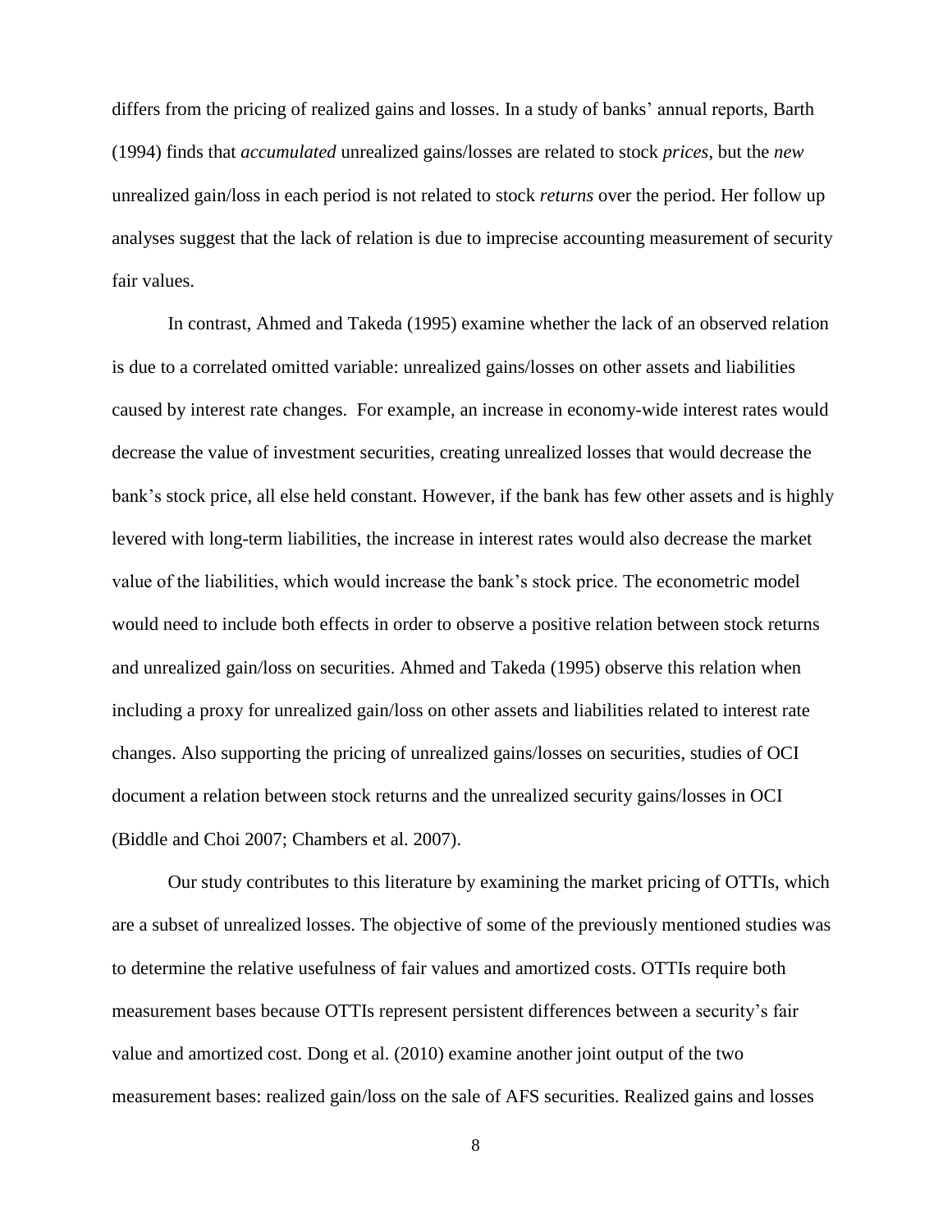differs from the pricing of realized gains and losses. In a study of banks' annual reports, Barth (1994) finds that *accumulated* unrealized gains/losses are related to stock *prices*, but the *new* unrealized gain/loss in each period is not related to stock *returns* over the period. Her follow up analyses suggest that the lack of relation is due to imprecise accounting measurement of security fair values.

In contrast, Ahmed and Takeda (1995) examine whether the lack of an observed relation is due to a correlated omitted variable: unrealized gains/losses on other assets and liabilities caused by interest rate changes. For example, an increase in economy-wide interest rates would decrease the value of investment securities, creating unrealized losses that would decrease the bank's stock price, all else held constant. However, if the bank has few other assets and is highly levered with long-term liabilities, the increase in interest rates would also decrease the market value of the liabilities, which would increase the bank's stock price. The econometric model would need to include both effects in order to observe a positive relation between stock returns and unrealized gain/loss on securities. Ahmed and Takeda (1995) observe this relation when including a proxy for unrealized gain/loss on other assets and liabilities related to interest rate changes. Also supporting the pricing of unrealized gains/losses on securities, studies of OCI document a relation between stock returns and the unrealized security gains/losses in OCI (Biddle and Choi 2007; Chambers et al. 2007).

Our study contributes to this literature by examining the market pricing of OTTIs, which are a subset of unrealized losses. The objective of some of the previously mentioned studies was to determine the relative usefulness of fair values and amortized costs. OTTIs require both measurement bases because OTTIs represent persistent differences between a security's fair value and amortized cost. Dong et al. (2010) examine another joint output of the two measurement bases: realized gain/loss on the sale of AFS securities. Realized gains and losses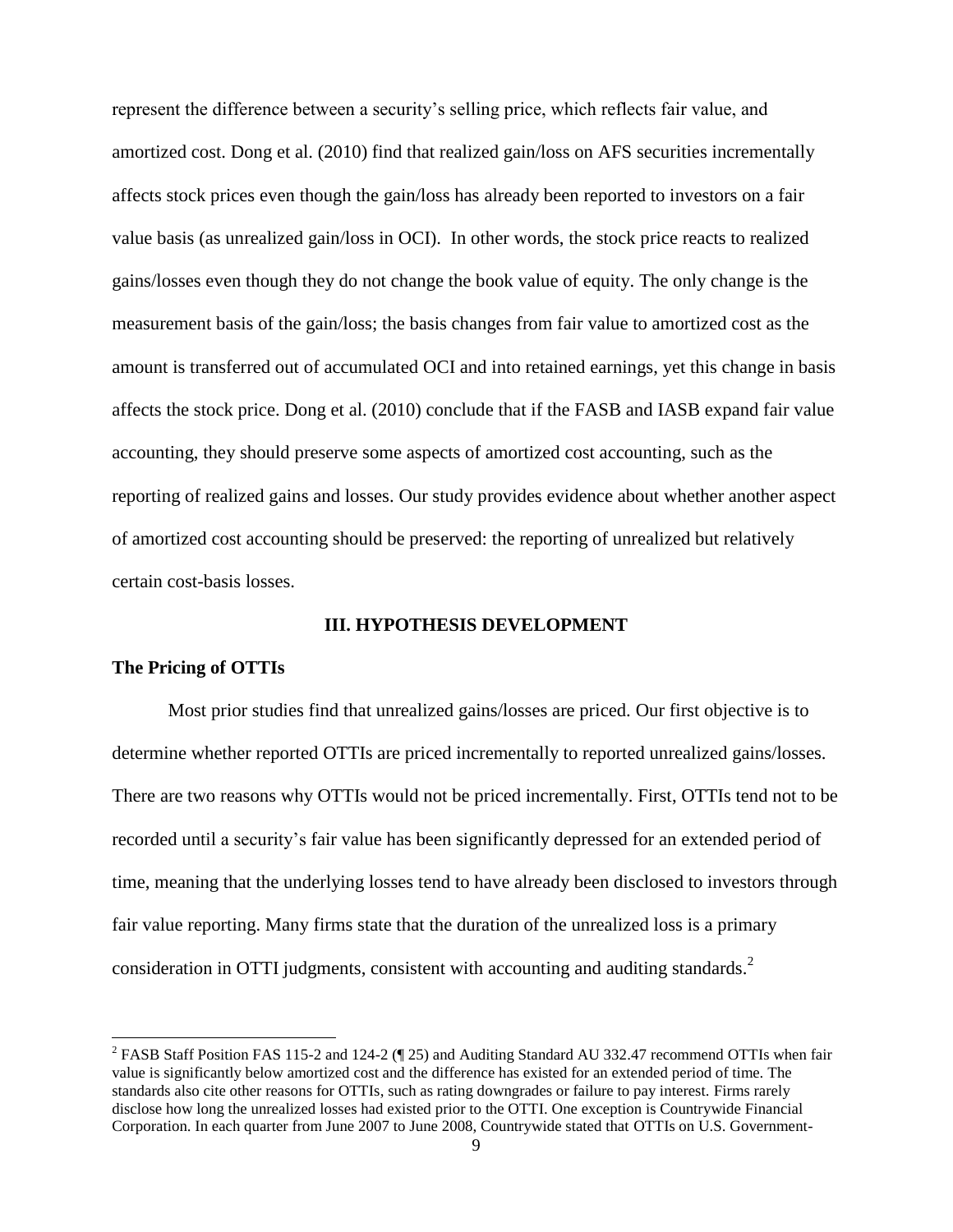represent the difference between a security's selling price, which reflects fair value, and amortized cost. Dong et al. (2010) find that realized gain/loss on AFS securities incrementally affects stock prices even though the gain/loss has already been reported to investors on a fair value basis (as unrealized gain/loss in OCI). In other words, the stock price reacts to realized gains/losses even though they do not change the book value of equity. The only change is the measurement basis of the gain/loss; the basis changes from fair value to amortized cost as the amount is transferred out of accumulated OCI and into retained earnings, yet this change in basis affects the stock price. Dong et al. (2010) conclude that if the FASB and IASB expand fair value accounting, they should preserve some aspects of amortized cost accounting, such as the reporting of realized gains and losses. Our study provides evidence about whether another aspect of amortized cost accounting should be preserved: the reporting of unrealized but relatively certain cost-basis losses.

## III. HYPOTHESIS DEVELOPMENT

### The Pricing of OTTIs

Most prior studies find that unrealized gains/losses are priced. Our first objective is to determine whether reported OTTIs are priced incrementally to reported unrealized gains/losses. There are two reasons why OTTIs would not be priced incrementally. First, OTTIs tend not to be recorded until a security's fair value has been significantly depressed for an extended period of time, meaning that the underlying losses tend to have already been disclosed to investors through fair value reporting. Many firms state that the duration of the unrealized loss is a primary consideration in OTTI judgments, consistent with accounting and auditing standards.[2]

[2] FASB Staff Position FAS 115-2 and 124-2 (¶ 25) and Auditing Standard AU 332.47 recommend OTTIs when fair value is significantly below amortized cost and the difference has existed for an extended period of time. The standards also cite other reasons for OTTIs, such as rating downgrades or failure to pay interest. Firms rarely disclose how long the unrealized losses had existed prior to the OTTI. One exception is Countrywide Financial Corporation. In each quarter from June 2007 to June 2008, Countrywide stated that OTTIs on U.S. Government-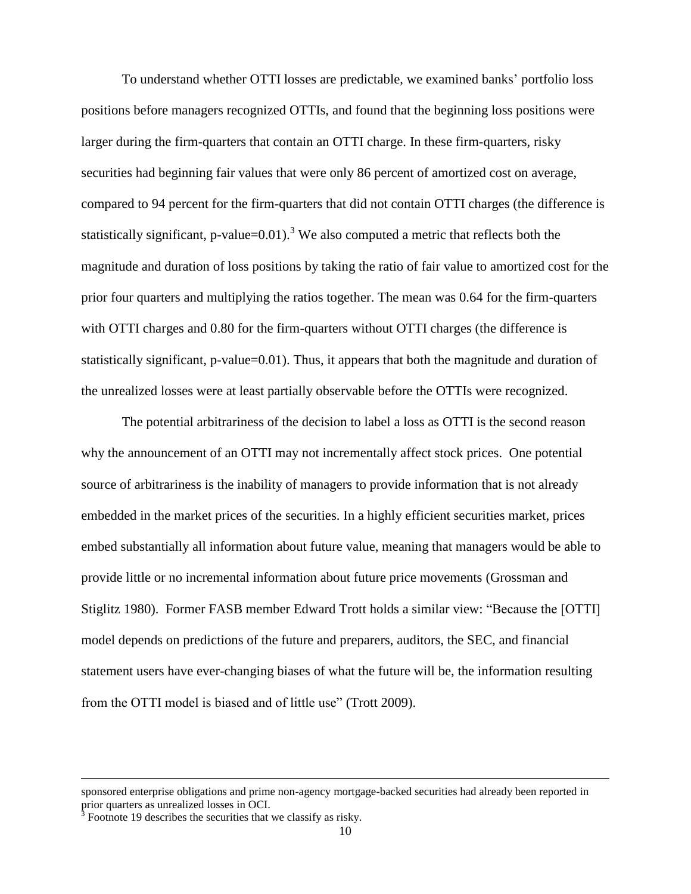To understand whether OTTI losses are predictable, we examined banks' portfolio loss positions before managers recognized OTTIs, and found that the beginning loss positions were larger during the firm-quarters that contain an OTTI charge. In these firm-quarters, risky securities had beginning fair values that were only 86 percent of amortized cost on average, compared to 94 percent for the firm-quarters that did not contain OTTI charges (the difference is statistically significant, p-value=0.01).[3] We also computed a metric that reflects both the magnitude and duration of loss positions by taking the ratio of fair value to amortized cost for the prior four quarters and multiplying the ratios together. The mean was 0.64 for the firm-quarters with OTTI charges and 0.80 for the firm-quarters without OTTI charges (the difference is statistically significant, p-value=0.01). Thus, it appears that both the magnitude and duration of the unrealized losses were at least partially observable before the OTTIs were recognized.

The potential arbitrariness of the decision to label a loss as OTTI is the second reason why the announcement of an OTTI may not incrementally affect stock prices. One potential source of arbitrariness is the inability of managers to provide information that is not already embedded in the market prices of the securities. In a highly efficient securities market, prices embed substantially all information about future value, meaning that managers would be able to provide little or no incremental information about future price movements (Grossman and Stiglitz 1980). Former FASB member Edward Trott holds a similar view: "Because the [OTTI] model depends on predictions of the future and preparers, auditors, the SEC, and financial statement users have ever-changing biases of what the future will be, the information resulting from the OTTI model is biased and of little use" (Trott 2009).

---

sponsored enterprise obligations and prime non-agency mortgage-backed securities had already been reported in prior quarters as unrealized losses in OCI.

[3] Footnote 19 describes the securities that we classify as risky.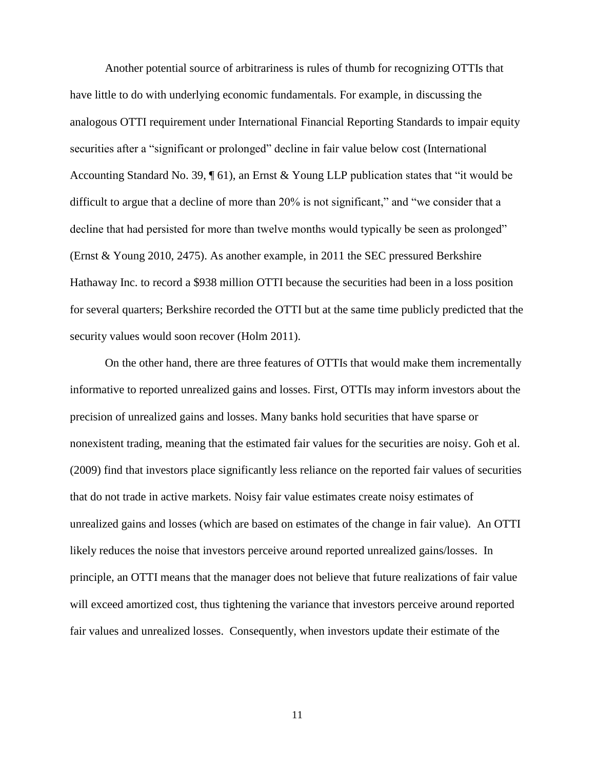Another potential source of arbitrariness is rules of thumb for recognizing OTTIs that have little to do with underlying economic fundamentals. For example, in discussing the analogous OTTI requirement under International Financial Reporting Standards to impair equity securities after a "significant or prolonged" decline in fair value below cost (International Accounting Standard No. 39, ¶ 61), an Ernst & Young LLP publication states that "it would be difficult to argue that a decline of more than 20% is not significant," and "we consider that a decline that had persisted for more than twelve months would typically be seen as prolonged" (Ernst & Young 2010, 2475). As another example, in 2011 the SEC pressured Berkshire Hathaway Inc. to record a $938 million OTTI because the securities had been in a loss position for several quarters; Berkshire recorded the OTTI but at the same time publicly predicted that the security values would soon recover (Holm 2011).

On the other hand, there are three features of OTTIs that would make them incrementally informative to reported unrealized gains and losses. First, OTTIs may inform investors about the precision of unrealized gains and losses. Many banks hold securities that have sparse or nonexistent trading, meaning that the estimated fair values for the securities are noisy. Goh et al. (2009) find that investors place significantly less reliance on the reported fair values of securities that do not trade in active markets. Noisy fair value estimates create noisy estimates of unrealized gains and losses (which are based on estimates of the change in fair value). An OTTI likely reduces the noise that investors perceive around reported unrealized gains/losses. In principle, an OTTI means that the manager does not believe that future realizations of fair value will exceed amortized cost, thus tightening the variance that investors perceive around reported fair values and unrealized losses. Consequently, when investors update their estimate of the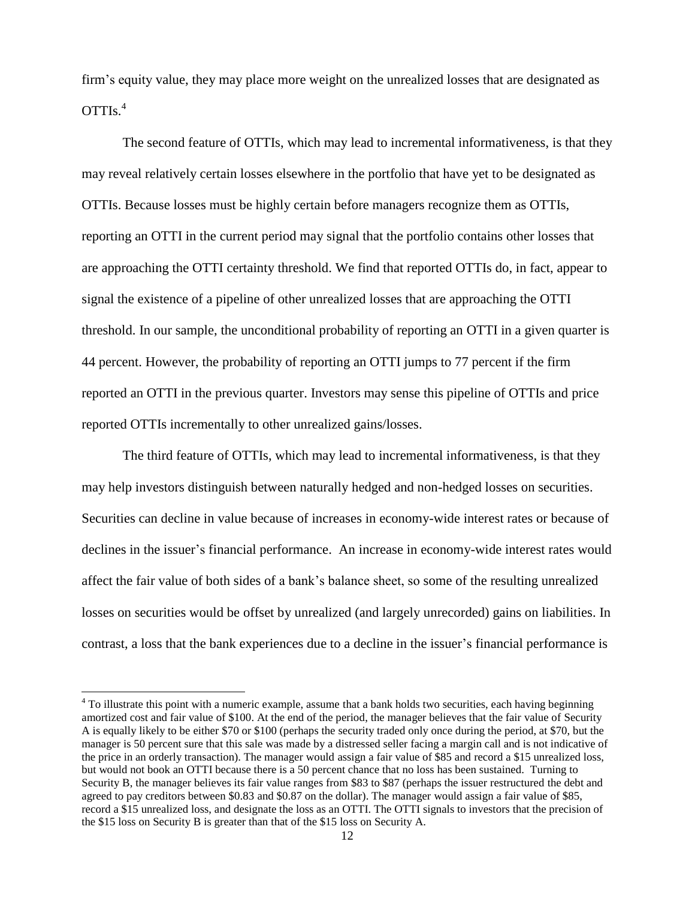firm's equity value, they may place more weight on the unrealized losses that are designated as OTTIs.[4]

The second feature of OTTIs, which may lead to incremental informativeness, is that they may reveal relatively certain losses elsewhere in the portfolio that have yet to be designated as OTTIs. Because losses must be highly certain before managers recognize them as OTTIs, reporting an OTTI in the current period may signal that the portfolio contains other losses that are approaching the OTTI certainty threshold. We find that reported OTTIs do, in fact, appear to signal the existence of a pipeline of other unrealized losses that are approaching the OTTI threshold. In our sample, the unconditional probability of reporting an OTTI in a given quarter is 44 percent. However, the probability of reporting an OTTI jumps to 77 percent if the firm reported an OTTI in the previous quarter. Investors may sense this pipeline of OTTIs and price reported OTTIs incrementally to other unrealized gains/losses.

The third feature of OTTIs, which may lead to incremental informativeness, is that they may help investors distinguish between naturally hedged and non-hedged losses on securities. Securities can decline in value because of increases in economy-wide interest rates or because of declines in the issuer's financial performance. An increase in economy-wide interest rates would affect the fair value of both sides of a bank's balance sheet, so some of the resulting unrealized losses on securities would be offset by unrealized (and largely unrecorded) gains on liabilities. In contrast, a loss that the bank experiences due to a decline in the issuer's financial performance is

[4] To illustrate this point with a numeric example, assume that a bank holds two securities, each having beginning amortized cost and fair value of $100. At the end of the period, the manager believes that the fair value of Security A is equally likely to be either $70 or $100 (perhaps the security traded only once during the period, at $70, but the manager is 50 percent sure that this sale was made by a distressed seller facing a margin call and is not indicative of the price in an orderly transaction). The manager would assign a fair value of $85 and record a $15 unrealized loss, but would not book an OTTI because there is a 50 percent chance that no loss has been sustained. Turning to Security B, the manager believes its fair value ranges from $83 to $87 (perhaps the issuer restructured the debt and agreed to pay creditors between $0.83 and $0.87 on the dollar). The manager would assign a fair value of $85, record a $15 unrealized loss, and designate the loss as an OTTI. The OTTI signals to investors that the precision of the $15 loss on Security B is greater than that of the $15 loss on Security A.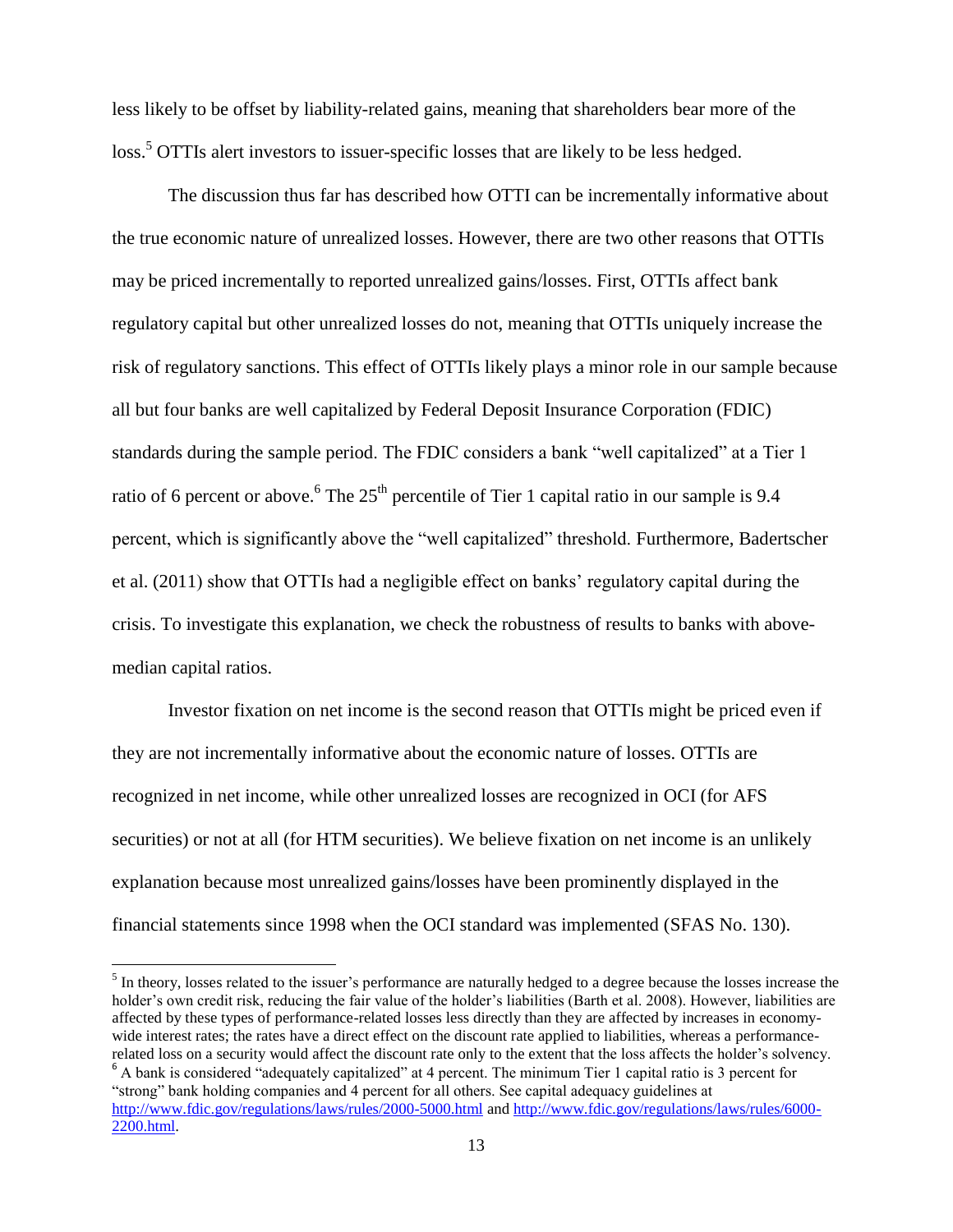less likely to be offset by liability-related gains, meaning that shareholders bear more of the loss.[5] OTTIs alert investors to issuer-specific losses that are likely to be less hedged.

The discussion thus far has described how OTTI can be incrementally informative about the true economic nature of unrealized losses. However, there are two other reasons that OTTIs may be priced incrementally to reported unrealized gains/losses. First, OTTIs affect bank regulatory capital but other unrealized losses do not, meaning that OTTIs uniquely increase the risk of regulatory sanctions. This effect of OTTIs likely plays a minor role in our sample because all but four banks are well capitalized by Federal Deposit Insurance Corporation (FDIC) standards during the sample period. The FDIC considers a bank "well capitalized" at a Tier 1 ratio of 6 percent or above.[6] The 25th percentile of Tier 1 capital ratio in our sample is 9.4 percent, which is significantly above the "well capitalized" threshold. Furthermore, Badertscher et al. (2011) show that OTTIs had a negligible effect on banks' regulatory capital during the crisis. To investigate this explanation, we check the robustness of results to banks with above-median capital ratios.

Investor fixation on net income is the second reason that OTTIs might be priced even if they are not incrementally informative about the economic nature of losses. OTTIs are recognized in net income, while other unrealized losses are recognized in OCI (for AFS securities) or not at all (for HTM securities). We believe fixation on net income is an unlikely explanation because most unrealized gains/losses have been prominently displayed in the financial statements since 1998 when the OCI standard was implemented (SFAS No. 130).

---

[5] In theory, losses related to the issuer's performance are naturally hedged to a degree because the losses increase the holder's own credit risk, reducing the fair value of the holder's liabilities (Barth et al. 2008). However, liabilities are affected by these types of performance-related losses less directly than they are affected by increases in economy-wide interest rates; the rates have a direct effect on the discount rate applied to liabilities, whereas a performance-related loss on a security would affect the discount rate only to the extent that the loss affects the holder's solvency.

[6] A bank is considered "adequately capitalized" at 4 percent. The minimum Tier 1 capital ratio is 3 percent for "strong" bank holding companies and 4 percent for all others. See capital adequacy guidelines at http://www.fdic.gov/regulations/laws/rules/2000-5000.html and http://www.fdic.gov/regulations/laws/rules/6000-2200.html.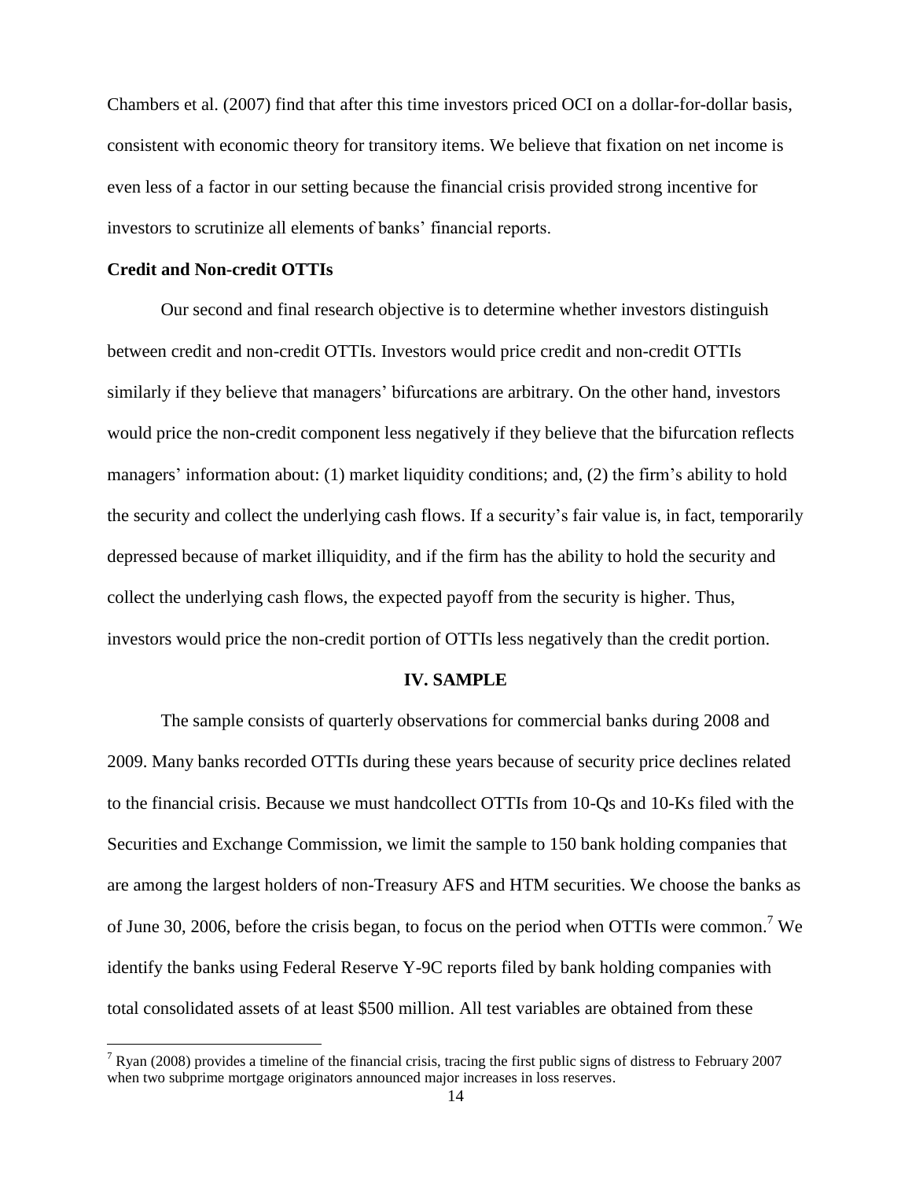Chambers et al. (2007) find that after this time investors priced OCI on a dollar-for-dollar basis, consistent with economic theory for transitory items. We believe that fixation on net income is even less of a factor in our setting because the financial crisis provided strong incentive for investors to scrutinize all elements of banks' financial reports.

**Credit and Non-credit OTTIs**

Our second and final research objective is to determine whether investors distinguish between credit and non-credit OTTIs. Investors would price credit and non-credit OTTIs similarly if they believe that managers' bifurcations are arbitrary. On the other hand, investors would price the non-credit component less negatively if they believe that the bifurcation reflects managers' information about: (1) market liquidity conditions; and, (2) the firm's ability to hold the security and collect the underlying cash flows. If a security's fair value is, in fact, temporarily depressed because of market illiquidity, and if the firm has the ability to hold the security and collect the underlying cash flows, the expected payoff from the security is higher. Thus, investors would price the non-credit portion of OTTIs less negatively than the credit portion.

## IV. SAMPLE

The sample consists of quarterly observations for commercial banks during 2008 and 2009. Many banks recorded OTTIs during these years because of security price declines related to the financial crisis. Because we must handcollect OTTIs from 10-Qs and 10-Ks filed with the Securities and Exchange Commission, we limit the sample to 150 bank holding companies that are among the largest holders of non-Treasury AFS and HTM securities. We choose the banks as of June 30, 2006, before the crisis began, to focus on the period when OTTIs were common.[7] We identify the banks using Federal Reserve Y-9C reports filed by bank holding companies with total consolidated assets of at least $500 million. All test variables are obtained from these

[7] Ryan (2008) provides a timeline of the financial crisis, tracing the first public signs of distress to February 2007 when two subprime mortgage originators announced major increases in loss reserves.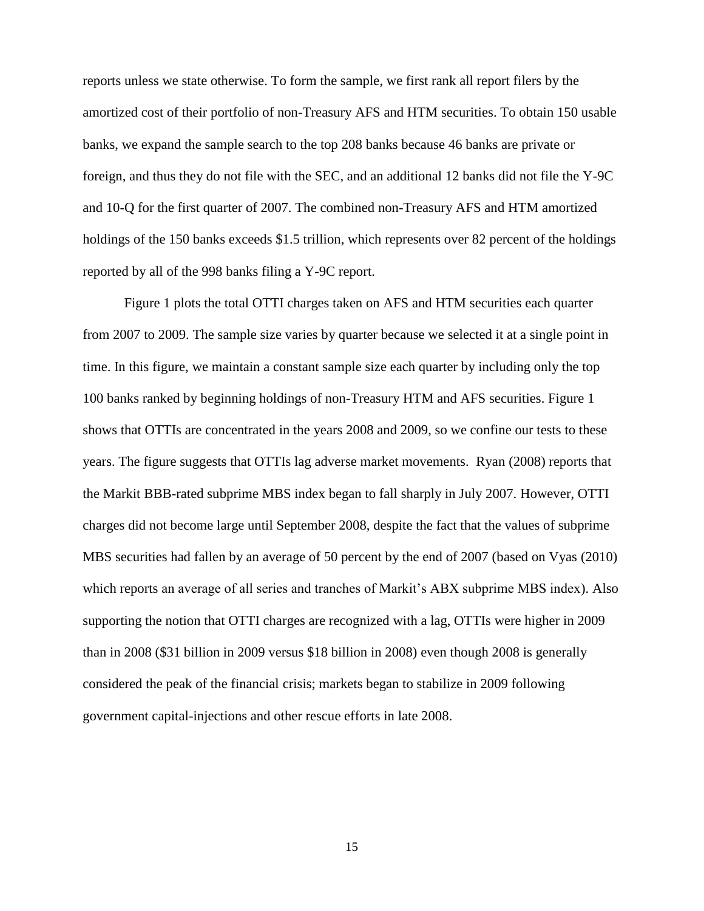reports unless we state otherwise. To form the sample, we first rank all report filers by the amortized cost of their portfolio of non-Treasury AFS and HTM securities. To obtain 150 usable banks, we expand the sample search to the top 208 banks because 46 banks are private or foreign, and thus they do not file with the SEC, and an additional 12 banks did not file the Y-9C and 10-Q for the first quarter of 2007. The combined non-Treasury AFS and HTM amortized holdings of the 150 banks exceeds $1.5 trillion, which represents over 82 percent of the holdings reported by all of the 998 banks filing a Y-9C report.

Figure 1 plots the total OTTI charges taken on AFS and HTM securities each quarter from 2007 to 2009. The sample size varies by quarter because we selected it at a single point in time. In this figure, we maintain a constant sample size each quarter by including only the top 100 banks ranked by beginning holdings of non-Treasury HTM and AFS securities. Figure 1 shows that OTTIs are concentrated in the years 2008 and 2009, so we confine our tests to these years. The figure suggests that OTTIs lag adverse market movements. Ryan (2008) reports that the Markit BBB-rated subprime MBS index began to fall sharply in July 2007. However, OTTI charges did not become large until September 2008, despite the fact that the values of subprime MBS securities had fallen by an average of 50 percent by the end of 2007 (based on Vyas (2010) which reports an average of all series and tranches of Markit's ABX subprime MBS index). Also supporting the notion that OTTI charges are recognized with a lag, OTTIs were higher in 2009 than in 2008 ($31 billion in 2009 versus $18 billion in 2008) even though 2008 is generally considered the peak of the financial crisis; markets began to stabilize in 2009 following government capital-injections and other rescue efforts in late 2008.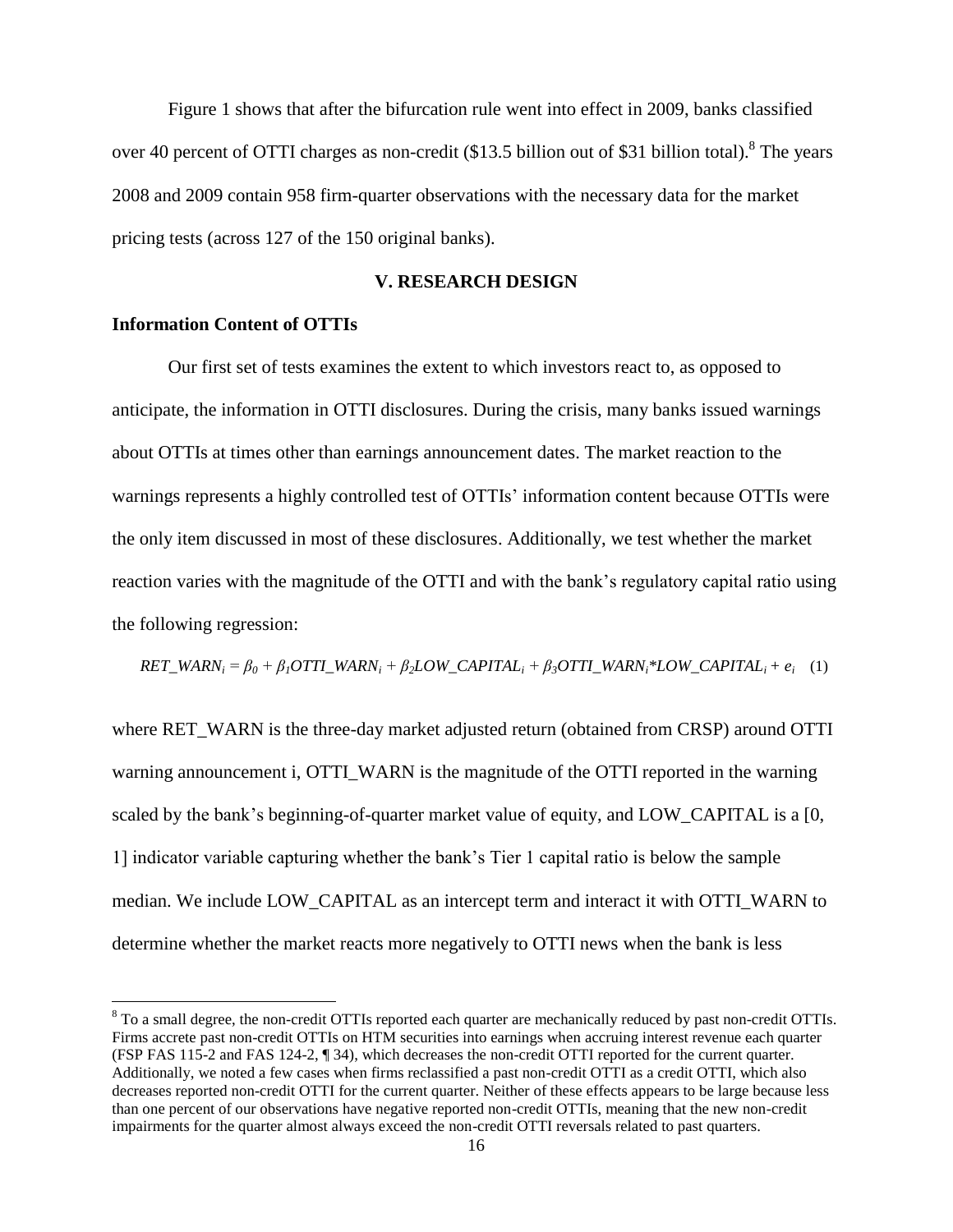Figure 1 shows that after the bifurcation rule went into effect in 2009, banks classified over 40 percent of OTTI charges as non-credit ($13.5 billion out of $31 billion total).[8] The years 2008 and 2009 contain 958 firm-quarter observations with the necessary data for the market pricing tests (across 127 of the 150 original banks).

## V. RESEARCH DESIGN

### Information Content of OTTIs

Our first set of tests examines the extent to which investors react to, as opposed to anticipate, the information in OTTI disclosures. During the crisis, many banks issued warnings about OTTIs at times other than earnings announcement dates. The market reaction to the warnings represents a highly controlled test of OTTIs' information content because OTTIs were the only item discussed in most of these disclosures. Additionally, we test whether the market reaction varies with the magnitude of the OTTI and with the bank's regulatory capital ratio using the following regression:

$$RET\_WARN_i = \beta_0 + \beta_1 OTTI\_WARN_i + \beta_2 LOW\_CAPITAL_i + \beta_3 OTTI\_WARN_i{*}LOW\_CAPITAL_i + e_i \quad (1)$$

where RET_WARN is the three-day market adjusted return (obtained from CRSP) around OTTI warning announcement i, OTTI_WARN is the magnitude of the OTTI reported in the warning scaled by the bank's beginning-of-quarter market value of equity, and LOW_CAPITAL is a [0, 1] indicator variable capturing whether the bank's Tier 1 capital ratio is below the sample median. We include LOW_CAPITAL as an intercept term and interact it with OTTI_WARN to determine whether the market reacts more negatively to OTTI news when the bank is less

[8] To a small degree, the non-credit OTTIs reported each quarter are mechanically reduced by past non-credit OTTIs. Firms accrete past non-credit OTTIs on HTM securities into earnings when accruing interest revenue each quarter (FSP FAS 115-2 and FAS 124-2, ¶ 34), which decreases the non-credit OTTI reported for the current quarter. Additionally, we noted a few cases when firms reclassified a past non-credit OTTI as a credit OTTI, which also decreases reported non-credit OTTI for the current quarter. Neither of these effects appears to be large because less than one percent of our observations have negative reported non-credit OTTIs, meaning that the new non-credit impairments for the quarter almost always exceed the non-credit OTTI reversals related to past quarters.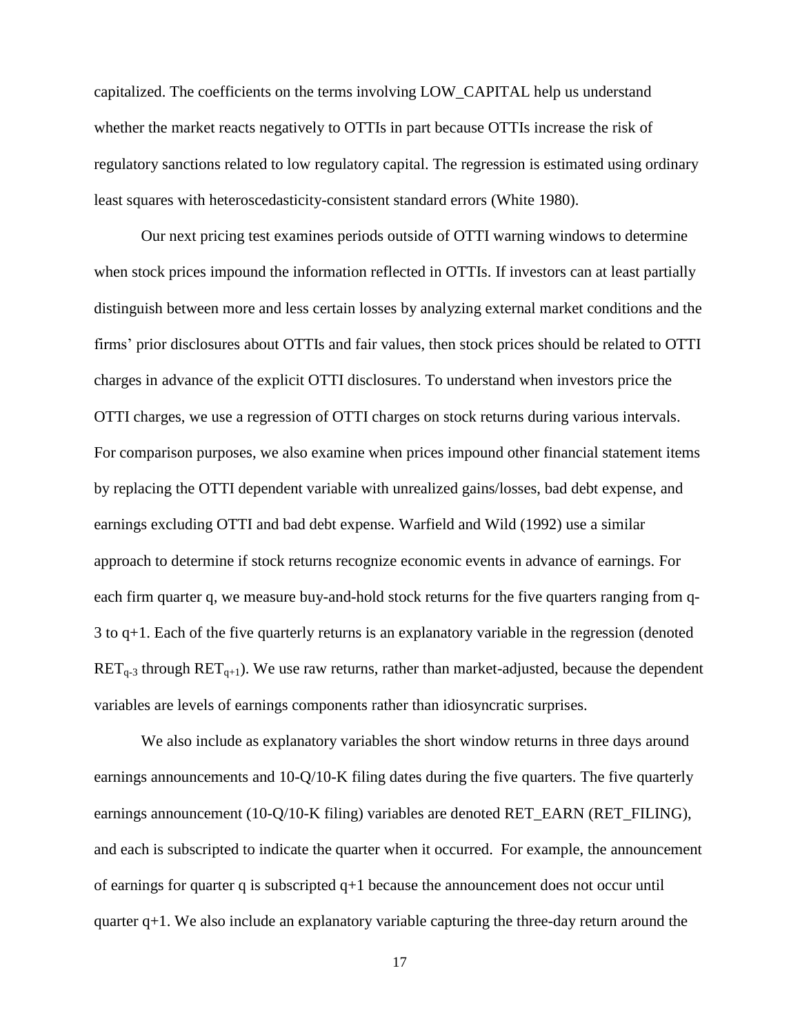capitalized. The coefficients on the terms involving LOW_CAPITAL help us understand whether the market reacts negatively to OTTIs in part because OTTIs increase the risk of regulatory sanctions related to low regulatory capital. The regression is estimated using ordinary least squares with heteroscedasticity-consistent standard errors (White 1980).

Our next pricing test examines periods outside of OTTI warning windows to determine when stock prices impound the information reflected in OTTIs. If investors can at least partially distinguish between more and less certain losses by analyzing external market conditions and the firms' prior disclosures about OTTIs and fair values, then stock prices should be related to OTTI charges in advance of the explicit OTTI disclosures. To understand when investors price the OTTI charges, we use a regression of OTTI charges on stock returns during various intervals. For comparison purposes, we also examine when prices impound other financial statement items by replacing the OTTI dependent variable with unrealized gains/losses, bad debt expense, and earnings excluding OTTI and bad debt expense. Warfield and Wild (1992) use a similar approach to determine if stock returns recognize economic events in advance of earnings. For each firm quarter q, we measure buy-and-hold stock returns for the five quarters ranging from q-3 to q+1. Each of the five quarterly returns is an explanatory variable in the regression (denoted $RET_{q-3}$ through $RET_{q+1}$). We use raw returns, rather than market-adjusted, because the dependent variables are levels of earnings components rather than idiosyncratic surprises.

We also include as explanatory variables the short window returns in three days around earnings announcements and 10-Q/10-K filing dates during the five quarters. The five quarterly earnings announcement (10-Q/10-K filing) variables are denoted RET_EARN (RET_FILING), and each is subscripted to indicate the quarter when it occurred. For example, the announcement of earnings for quarter q is subscripted q+1 because the announcement does not occur until quarter q+1. We also include an explanatory variable capturing the three-day return around the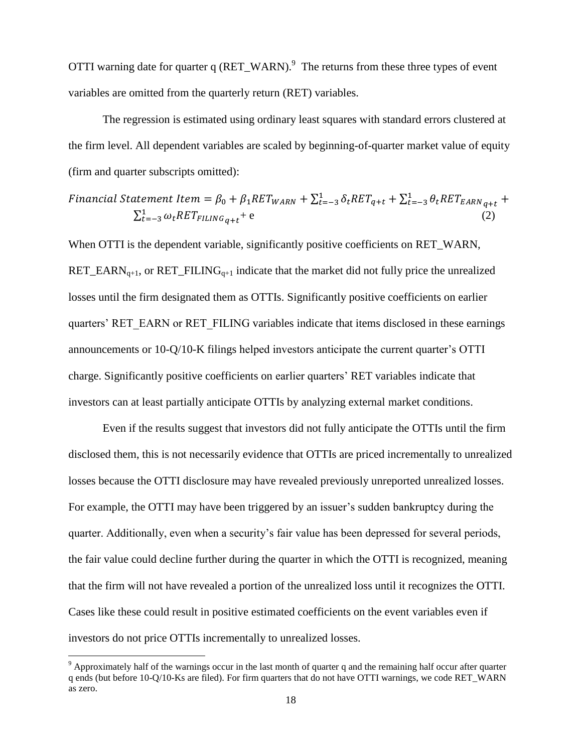OTTI warning date for quarter q (RET_WARN).[9] The returns from these three types of event variables are omitted from the quarterly return (RET) variables.

The regression is estimated using ordinary least squares with standard errors clustered at the firm level. All dependent variables are scaled by beginning-of-quarter market value of equity (firm and quarter subscripts omitted):

$$Financial\ Statement\ Item = \beta_0 + \beta_1 RET_{WARN} + \sum_{t=-3}^{1} \delta_t RET_{q+t} + \sum_{t=-3}^{1} \theta_t RET_{EARN\,q+t} + \sum_{t=-3}^{1} \omega_t RET_{FILING\,q+t} + \mathrm{e} \quad (2)$$

When OTTI is the dependent variable, significantly positive coefficients on RET_WARN, $RET\_EARN_{q+1}$, or $RET\_FILING_{q+1}$ indicate that the market did not fully price the unrealized losses until the firm designated them as OTTIs. Significantly positive coefficients on earlier quarters' RET_EARN or RET_FILING variables indicate that items disclosed in these earnings announcements or 10-Q/10-K filings helped investors anticipate the current quarter's OTTI charge. Significantly positive coefficients on earlier quarters' RET variables indicate that investors can at least partially anticipate OTTIs by analyzing external market conditions.

Even if the results suggest that investors did not fully anticipate the OTTIs until the firm disclosed them, this is not necessarily evidence that OTTIs are priced incrementally to unrealized losses because the OTTI disclosure may have revealed previously unreported unrealized losses. For example, the OTTI may have been triggered by an issuer's sudden bankruptcy during the quarter. Additionally, even when a security's fair value has been depressed for several periods, the fair value could decline further during the quarter in which the OTTI is recognized, meaning that the firm will not have revealed a portion of the unrealized loss until it recognizes the OTTI. Cases like these could result in positive estimated coefficients on the event variables even if investors do not price OTTIs incrementally to unrealized losses.

[9] Approximately half of the warnings occur in the last month of quarter q and the remaining half occur after quarter q ends (but before 10-Q/10-Ks are filed). For firm quarters that do not have OTTI warnings, we code RET_WARN as zero.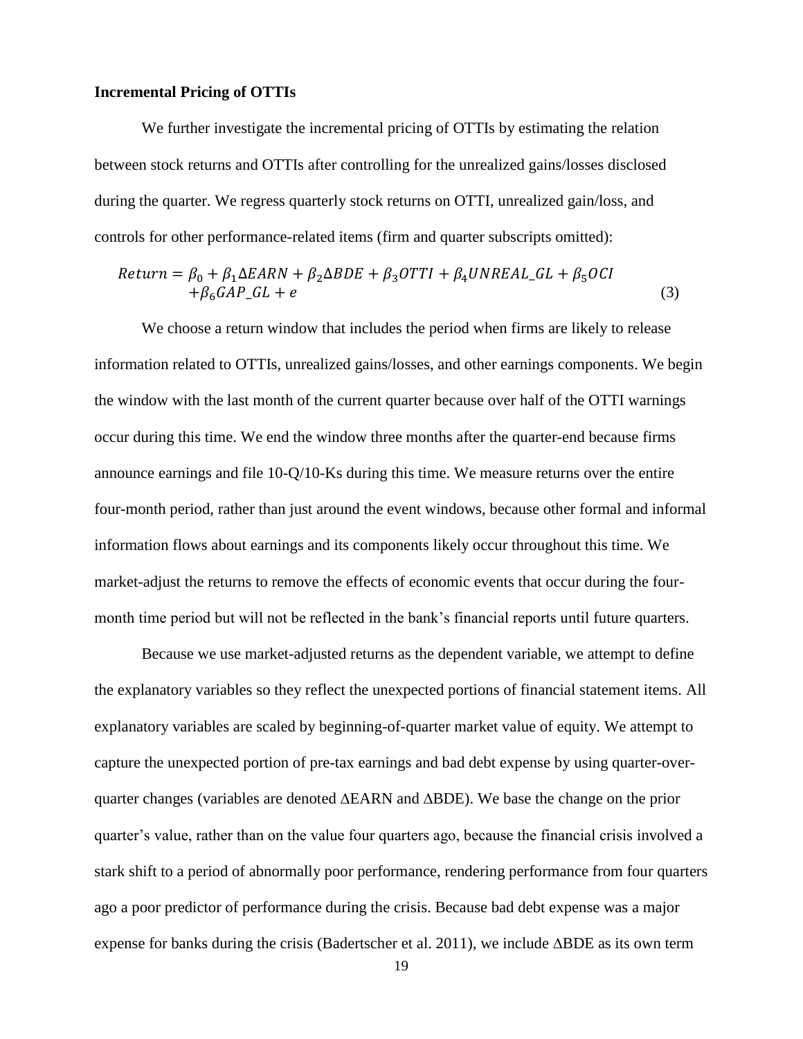**Incremental Pricing of OTTIs**

We further investigate the incremental pricing of OTTIs by estimating the relation between stock returns and OTTIs after controlling for the unrealized gains/losses disclosed during the quarter. We regress quarterly stock returns on OTTI, unrealized gain/loss, and controls for other performance-related items (firm and quarter subscripts omitted):

$$Return = \beta_0 + \beta_1 \Delta EARN + \beta_2 \Delta BDE + \beta_3 OTTI + \beta_4 UNREAL\_GL + \beta_5 OCI + \beta_6 GAP\_GL + e \quad (3)$$

We choose a return window that includes the period when firms are likely to release information related to OTTIs, unrealized gains/losses, and other earnings components. We begin the window with the last month of the current quarter because over half of the OTTI warnings occur during this time. We end the window three months after the quarter-end because firms announce earnings and file 10-Q/10-Ks during this time. We measure returns over the entire four-month period, rather than just around the event windows, because other formal and informal information flows about earnings and its components likely occur throughout this time. We market-adjust the returns to remove the effects of economic events that occur during the four-month time period but will not be reflected in the bank's financial reports until future quarters.

Because we use market-adjusted returns as the dependent variable, we attempt to define the explanatory variables so they reflect the unexpected portions of financial statement items. All explanatory variables are scaled by beginning-of-quarter market value of equity. We attempt to capture the unexpected portion of pre-tax earnings and bad debt expense by using quarter-over-quarter changes (variables are denoted ΔEARN and ΔBDE). We base the change on the prior quarter's value, rather than on the value four quarters ago, because the financial crisis involved a stark shift to a period of abnormally poor performance, rendering performance from four quarters ago a poor predictor of performance during the crisis. Because bad debt expense was a major expense for banks during the crisis (Badertscher et al. 2011), we include ΔBDE as its own term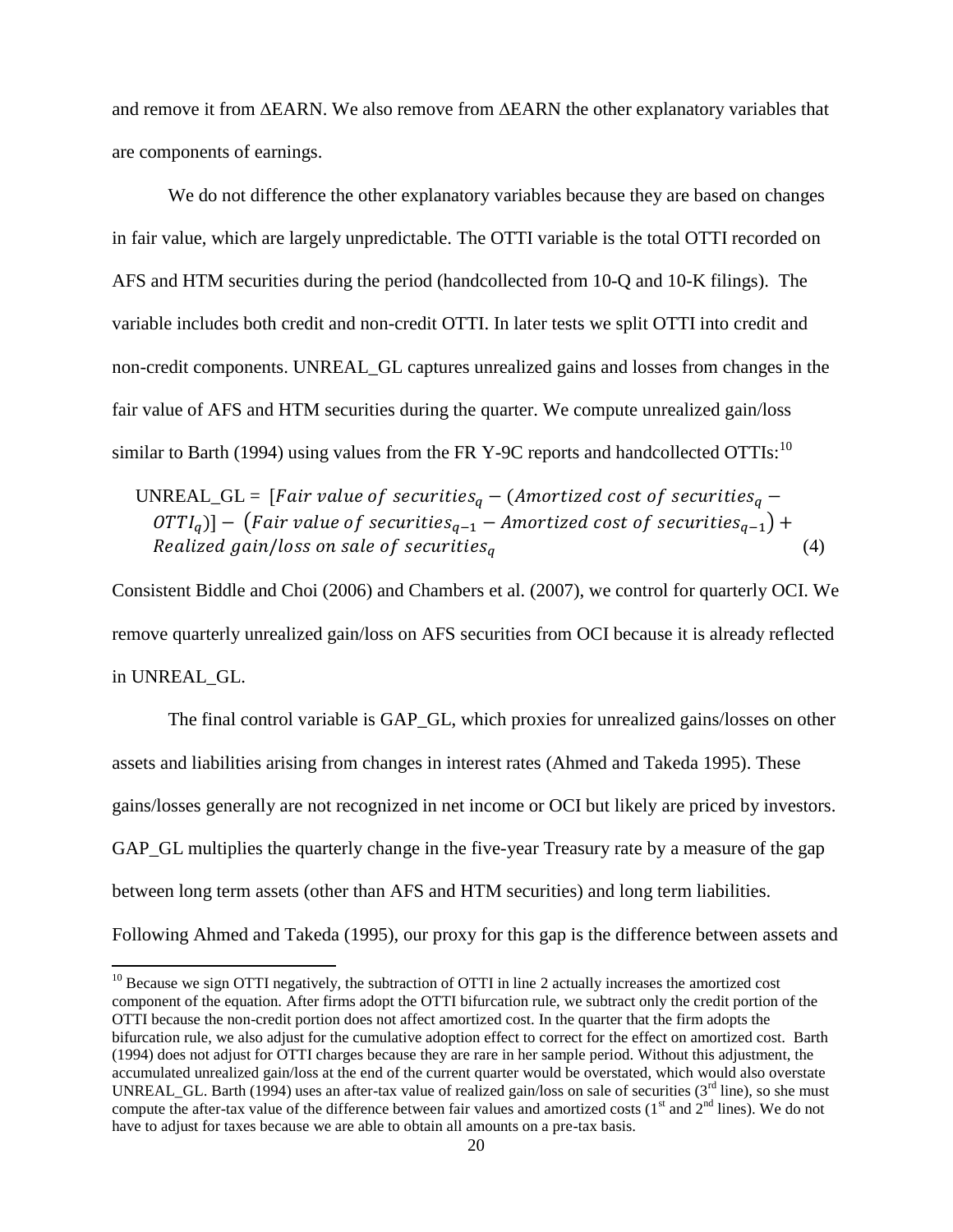and remove it from ΔEARN. We also remove from ΔEARN the other explanatory variables that are components of earnings.

We do not difference the other explanatory variables because they are based on changes in fair value, which are largely unpredictable. The OTTI variable is the total OTTI recorded on AFS and HTM securities during the period (handcollected from 10-Q and 10-K filings). The variable includes both credit and non-credit OTTI. In later tests we split OTTI into credit and non-credit components. UNREAL_GL captures unrealized gains and losses from changes in the fair value of AFS and HTM securities during the quarter. We compute unrealized gain/loss similar to Barth (1994) using values from the FR Y-9C reports and handcollected OTTIs:[10]

$$\text{UNREAL\_GL} = [\textit{Fair value of securities}_q - (\textit{Amortized cost of securities}_q - \textit{OTTI}_q)] - (\textit{Fair value of securities}_{q-1} - \textit{Amortized cost of securities}_{q-1}) + \textit{Realized gain/loss on sale of securities}_q \tag{4}$$

Consistent Biddle and Choi (2006) and Chambers et al. (2007), we control for quarterly OCI. We remove quarterly unrealized gain/loss on AFS securities from OCI because it is already reflected in UNREAL_GL.

The final control variable is GAP_GL, which proxies for unrealized gains/losses on other assets and liabilities arising from changes in interest rates (Ahmed and Takeda 1995). These gains/losses generally are not recognized in net income or OCI but likely are priced by investors. GAP_GL multiplies the quarterly change in the five-year Treasury rate by a measure of the gap between long term assets (other than AFS and HTM securities) and long term liabilities. Following Ahmed and Takeda (1995), our proxy for this gap is the difference between assets and

[10] Because we sign OTTI negatively, the subtraction of OTTI in line 2 actually increases the amortized cost component of the equation. After firms adopt the OTTI bifurcation rule, we subtract only the credit portion of the OTTI because the non-credit portion does not affect amortized cost. In the quarter that the firm adopts the bifurcation rule, we also adjust for the cumulative adoption effect to correct for the effect on amortized cost. Barth (1994) does not adjust for OTTI charges because they are rare in her sample period. Without this adjustment, the accumulated unrealized gain/loss at the end of the current quarter would be overstated, which would also overstate UNREAL_GL. Barth (1994) uses an after-tax value of realized gain/loss on sale of securities (3rd line), so she must compute the after-tax value of the difference between fair values and amortized costs (1st and 2nd lines). We do not have to adjust for taxes because we are able to obtain all amounts on a pre-tax basis.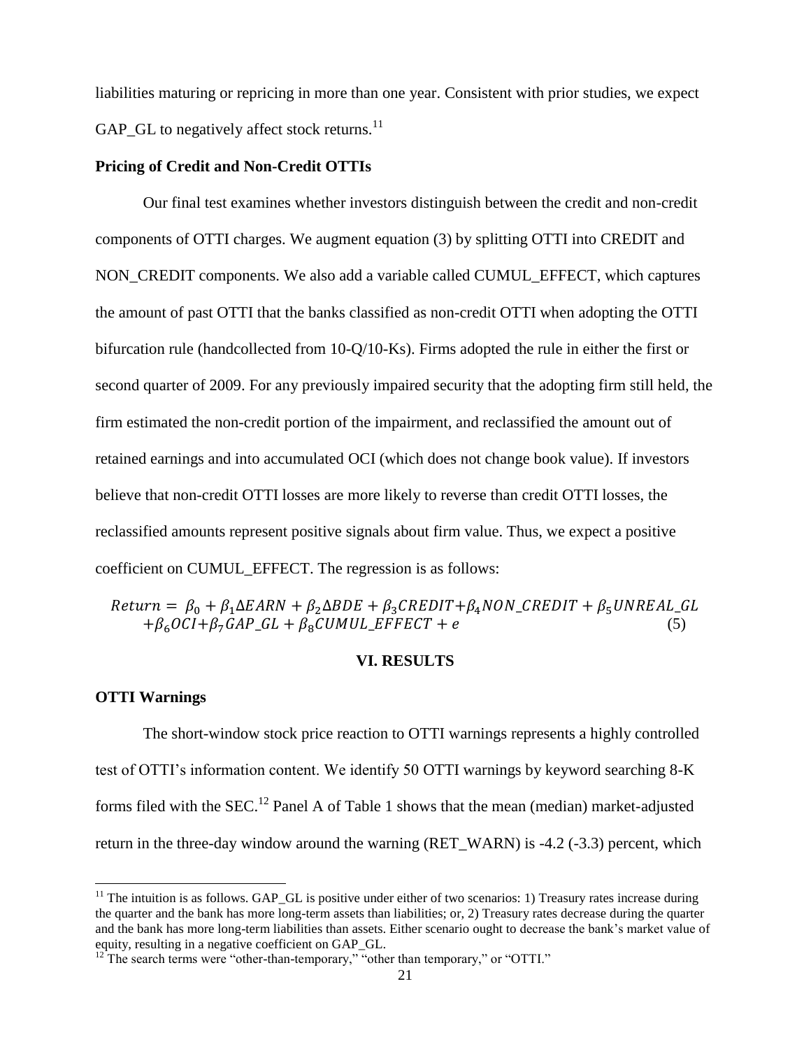liabilities maturing or repricing in more than one year. Consistent with prior studies, we expect GAP_GL to negatively affect stock returns.[11]

**Pricing of Credit and Non-Credit OTTIs**

Our final test examines whether investors distinguish between the credit and non-credit components of OTTI charges. We augment equation (3) by splitting OTTI into CREDIT and NON_CREDIT components. We also add a variable called CUMUL_EFFECT, which captures the amount of past OTTI that the banks classified as non-credit OTTI when adopting the OTTI bifurcation rule (handcollected from 10-Q/10-Ks). Firms adopted the rule in either the first or second quarter of 2009. For any previously impaired security that the adopting firm still held, the firm estimated the non-credit portion of the impairment, and reclassified the amount out of retained earnings and into accumulated OCI (which does not change book value). If investors believe that non-credit OTTI losses are more likely to reverse than credit OTTI losses, the reclassified amounts represent positive signals about firm value. Thus, we expect a positive coefficient on CUMUL_EFFECT. The regression is as follows:

$$Return = \beta_0 + \beta_1 \Delta EARN + \beta_2 \Delta BDE + \beta_3 CREDIT + \beta_4 NON\_CREDIT + \beta_5 UNREAL\_GL + \beta_6 OCI + \beta_7 GAP\_GL + \beta_8 CUMUL\_EFFECT + e \quad (5)$$

## VI. RESULTS

**OTTI Warnings**

The short-window stock price reaction to OTTI warnings represents a highly controlled test of OTTI's information content. We identify 50 OTTI warnings by keyword searching 8-K forms filed with the SEC.[12] Panel A of Table 1 shows that the mean (median) market-adjusted return in the three-day window around the warning (RET_WARN) is -4.2 (-3.3) percent, which

[11] The intuition is as follows. GAP_GL is positive under either of two scenarios: 1) Treasury rates increase during the quarter and the bank has more long-term assets than liabilities; or, 2) Treasury rates decrease during the quarter and the bank has more long-term liabilities than assets. Either scenario ought to decrease the bank's market value of equity, resulting in a negative coefficient on GAP_GL.

[12] The search terms were "other-than-temporary," "other than temporary," or "OTTI."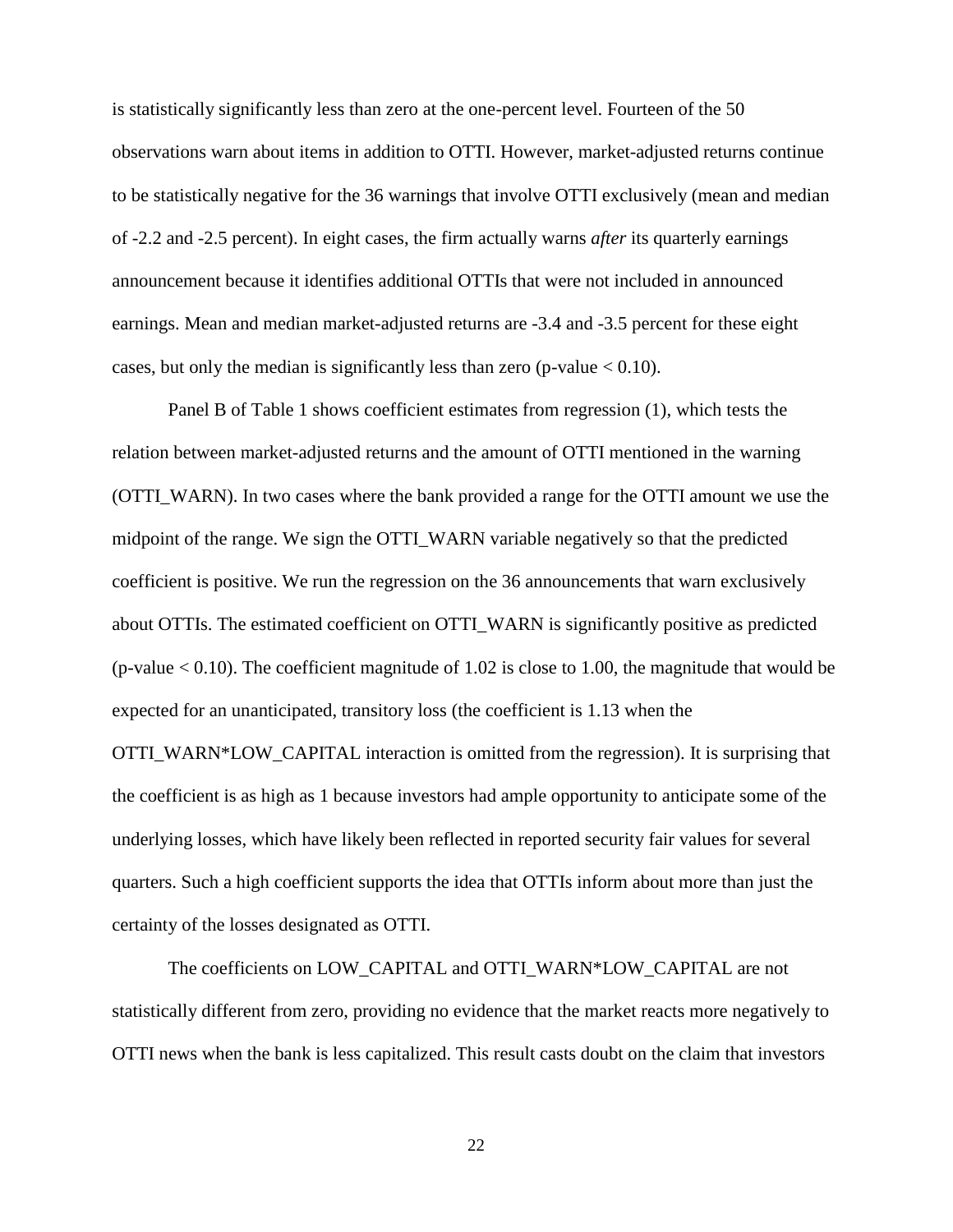is statistically significantly less than zero at the one-percent level. Fourteen of the 50 observations warn about items in addition to OTTI. However, market-adjusted returns continue to be statistically negative for the 36 warnings that involve OTTI exclusively (mean and median of -2.2 and -2.5 percent). In eight cases, the firm actually warns *after* its quarterly earnings announcement because it identifies additional OTTIs that were not included in announced earnings. Mean and median market-adjusted returns are -3.4 and -3.5 percent for these eight cases, but only the median is significantly less than zero (p-value $< 0.10$).

Panel B of Table 1 shows coefficient estimates from regression (1), which tests the relation between market-adjusted returns and the amount of OTTI mentioned in the warning (OTTI_WARN). In two cases where the bank provided a range for the OTTI amount we use the midpoint of the range. We sign the OTTI_WARN variable negatively so that the predicted coefficient is positive. We run the regression on the 36 announcements that warn exclusively about OTTIs. The estimated coefficient on OTTI_WARN is significantly positive as predicted (p-value $< 0.10$). The coefficient magnitude of 1.02 is close to 1.00, the magnitude that would be expected for an unanticipated, transitory loss (the coefficient is 1.13 when the OTTI_WARN*LOW_CAPITAL interaction is omitted from the regression). It is surprising that the coefficient is as high as 1 because investors had ample opportunity to anticipate some of the underlying losses, which have likely been reflected in reported security fair values for several quarters. Such a high coefficient supports the idea that OTTIs inform about more than just the certainty of the losses designated as OTTI.

The coefficients on LOW_CAPITAL and OTTI_WARN*LOW_CAPITAL are not statistically different from zero, providing no evidence that the market reacts more negatively to OTTI news when the bank is less capitalized. This result casts doubt on the claim that investors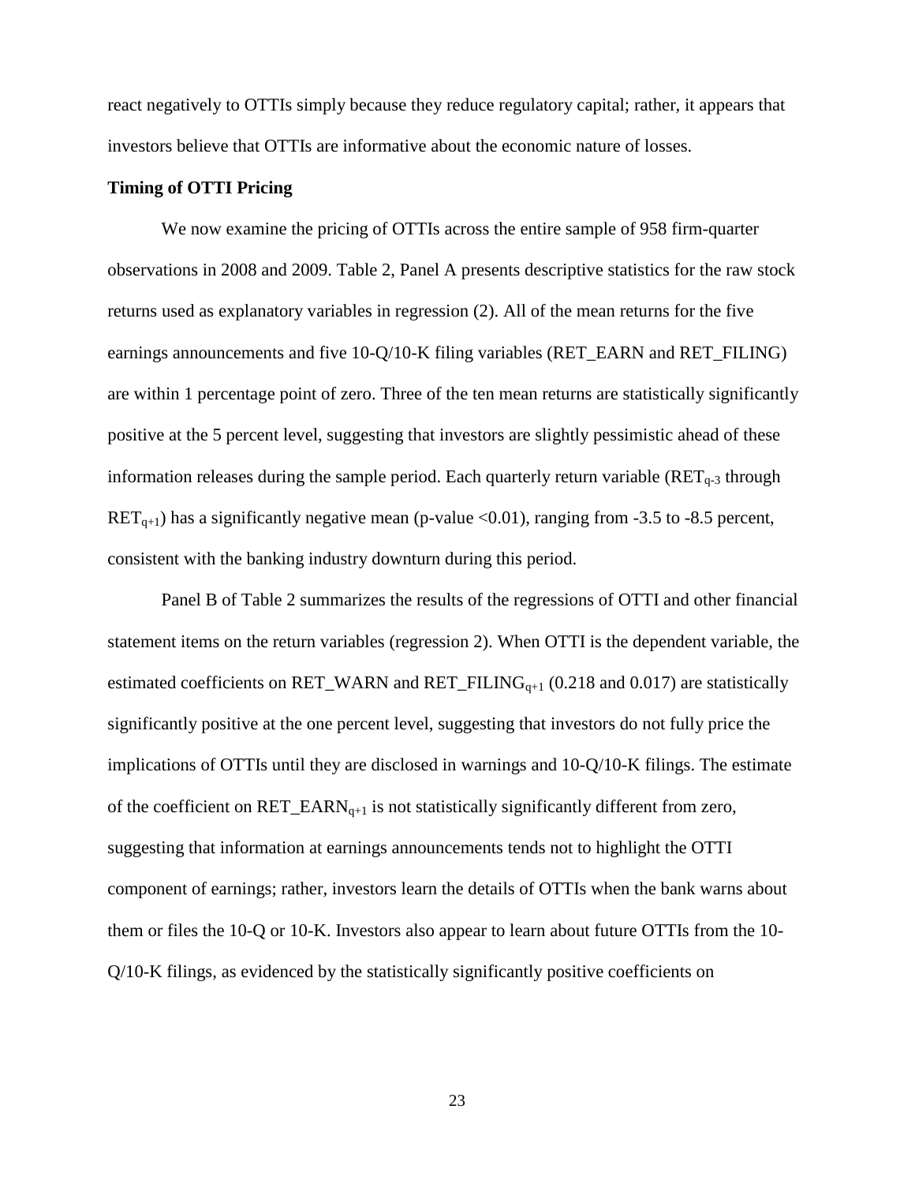react negatively to OTTIs simply because they reduce regulatory capital; rather, it appears that investors believe that OTTIs are informative about the economic nature of losses.

**Timing of OTTI Pricing**

We now examine the pricing of OTTIs across the entire sample of 958 firm-quarter observations in 2008 and 2009. Table 2, Panel A presents descriptive statistics for the raw stock returns used as explanatory variables in regression (2). All of the mean returns for the five earnings announcements and five 10-Q/10-K filing variables (RET_EARN and RET_FILING) are within 1 percentage point of zero. Three of the ten mean returns are statistically significantly positive at the 5 percent level, suggesting that investors are slightly pessimistic ahead of these information releases during the sample period. Each quarterly return variable ($RET_{q-3}$ through $RET_{q+1}$) has a significantly negative mean (p-value <0.01), ranging from -3.5 to -8.5 percent, consistent with the banking industry downturn during this period.

Panel B of Table 2 summarizes the results of the regressions of OTTI and other financial statement items on the return variables (regression 2). When OTTI is the dependent variable, the estimated coefficients on RET_WARN and $RET\_FILING_{q+1}$ (0.218 and 0.017) are statistically significantly positive at the one percent level, suggesting that investors do not fully price the implications of OTTIs until they are disclosed in warnings and 10-Q/10-K filings. The estimate of the coefficient on $RET\_EARN_{q+1}$ is not statistically significantly different from zero, suggesting that information at earnings announcements tends not to highlight the OTTI component of earnings; rather, investors learn the details of OTTIs when the bank warns about them or files the 10-Q or 10-K. Investors also appear to learn about future OTTIs from the 10-Q/10-K filings, as evidenced by the statistically significantly positive coefficients on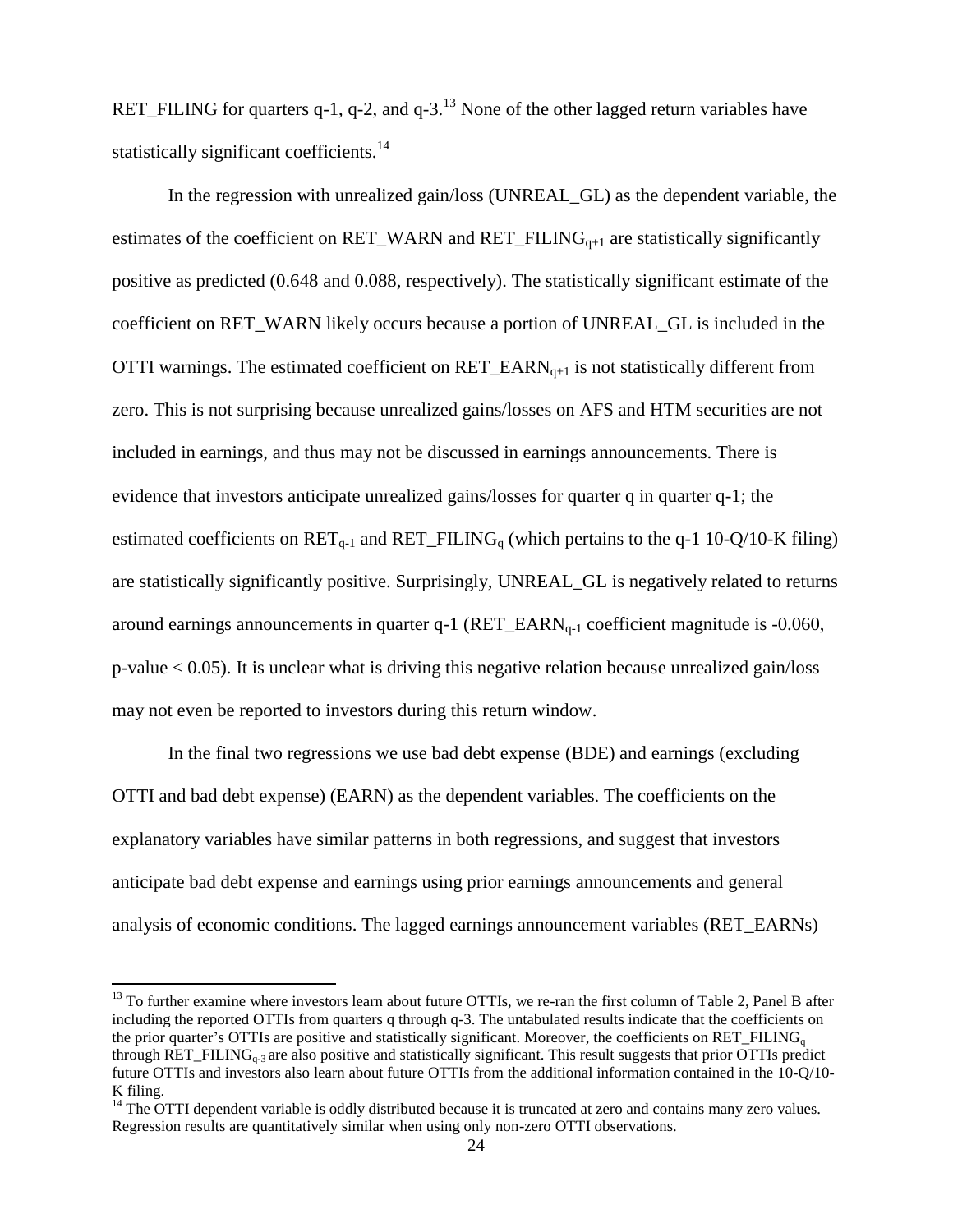RET_FILING for quarters q-1, q-2, and q-3.[13] None of the other lagged return variables have statistically significant coefficients.[14]

In the regression with unrealized gain/loss (UNREAL_GL) as the dependent variable, the estimates of the coefficient on RET_WARN and $RET\_FILING_{q+1}$ are statistically significantly positive as predicted (0.648 and 0.088, respectively). The statistically significant estimate of the coefficient on RET_WARN likely occurs because a portion of UNREAL_GL is included in the OTTI warnings. The estimated coefficient on $RET\_EARN_{q+1}$ is not statistically different from zero. This is not surprising because unrealized gains/losses on AFS and HTM securities are not included in earnings, and thus may not be discussed in earnings announcements. There is evidence that investors anticipate unrealized gains/losses for quarter q in quarter q-1; the estimated coefficients on $RET_{q-1}$ and $RET\_FILING_q$ (which pertains to the q-1 10-Q/10-K filing) are statistically significantly positive. Surprisingly, UNREAL_GL is negatively related to returns around earnings announcements in quarter q-1 ($RET\_EARN_{q-1}$ coefficient magnitude is -0.060, $p$-value $< 0.05$). It is unclear what is driving this negative relation because unrealized gain/loss may not even be reported to investors during this return window.

In the final two regressions we use bad debt expense (BDE) and earnings (excluding OTTI and bad debt expense) (EARN) as the dependent variables. The coefficients on the explanatory variables have similar patterns in both regressions, and suggest that investors anticipate bad debt expense and earnings using prior earnings announcements and general analysis of economic conditions. The lagged earnings announcement variables (RET_EARNs)

[13] To further examine where investors learn about future OTTIs, we re-ran the first column of Table 2, Panel B after including the reported OTTIs from quarters q through q-3. The untabulated results indicate that the coefficients on the prior quarter's OTTIs are positive and statistically significant. Moreover, the coefficients on $RET\_FILING_q$ through $RET\_FILING_{q-3}$ are also positive and statistically significant. This result suggests that prior OTTIs predict future OTTIs and investors also learn about future OTTIs from the additional information contained in the 10-Q/10-K filing.

[14] The OTTI dependent variable is oddly distributed because it is truncated at zero and contains many zero values. Regression results are quantitatively similar when using only non-zero OTTI observations.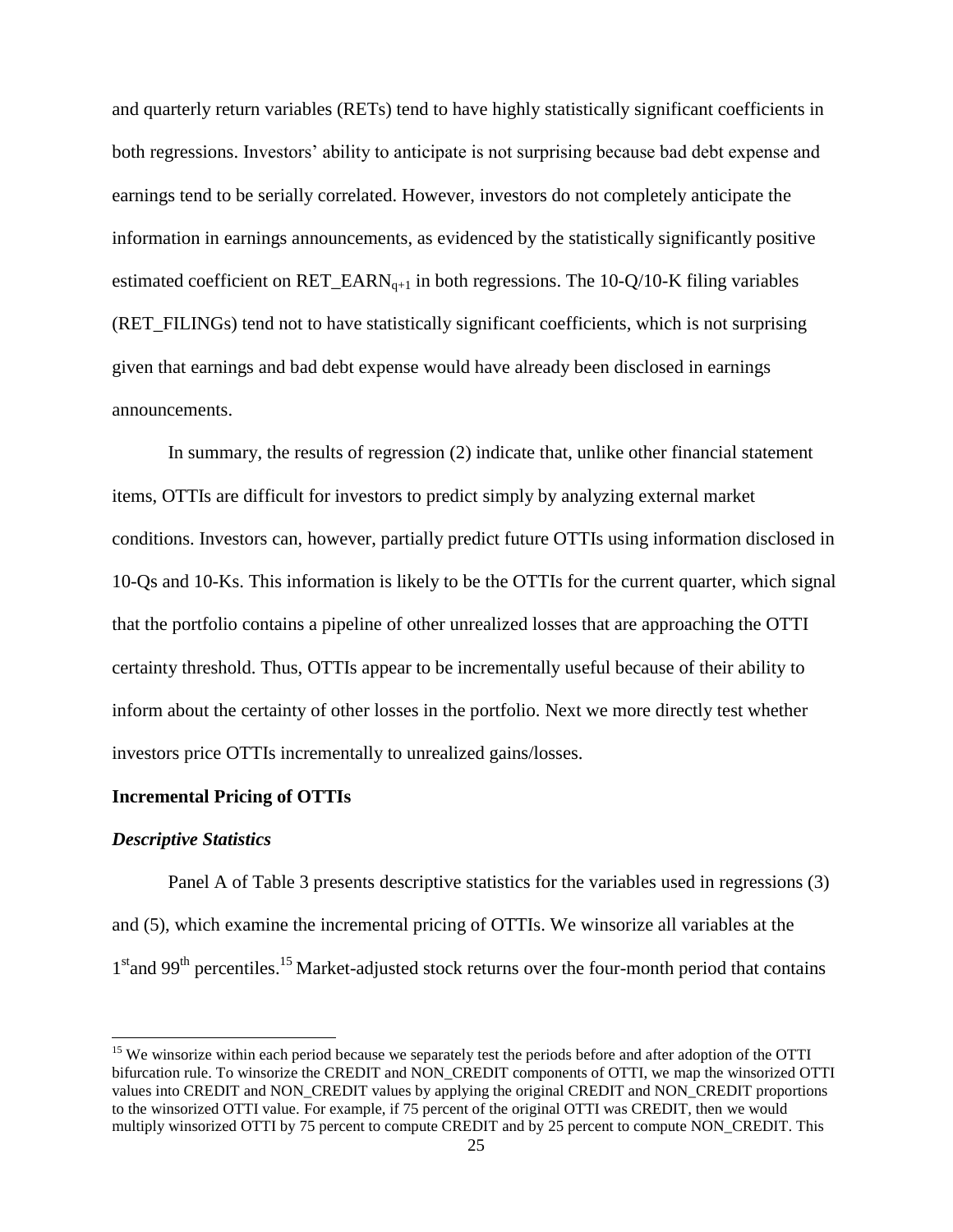and quarterly return variables (RETs) tend to have highly statistically significant coefficients in both regressions. Investors' ability to anticipate is not surprising because bad debt expense and earnings tend to be serially correlated. However, investors do not completely anticipate the information in earnings announcements, as evidenced by the statistically significantly positive estimated coefficient on $RET\_EARN_{q+1}$ in both regressions. The 10-Q/10-K filing variables (RET_FILINGs) tend not to have statistically significant coefficients, which is not surprising given that earnings and bad debt expense would have already been disclosed in earnings announcements.

In summary, the results of regression (2) indicate that, unlike other financial statement items, OTTIs are difficult for investors to predict simply by analyzing external market conditions. Investors can, however, partially predict future OTTIs using information disclosed in 10-Qs and 10-Ks. This information is likely to be the OTTIs for the current quarter, which signal that the portfolio contains a pipeline of other unrealized losses that are approaching the OTTI certainty threshold. Thus, OTTIs appear to be incrementally useful because of their ability to inform about the certainty of other losses in the portfolio. Next we more directly test whether investors price OTTIs incrementally to unrealized gains/losses.

## Incremental Pricing of OTTIs

### *Descriptive Statistics*

Panel A of Table 3 presents descriptive statistics for the variables used in regressions (3) and (5), which examine the incremental pricing of OTTIs. We winsorize all variables at the 1st and 99th percentiles.[15] Market-adjusted stock returns over the four-month period that contains

[15] We winsorize within each period because we separately test the periods before and after adoption of the OTTI bifurcation rule. To winsorize the CREDIT and NON_CREDIT components of OTTI, we map the winsorized OTTI values into CREDIT and NON_CREDIT values by applying the original CREDIT and NON_CREDIT proportions to the winsorized OTTI value. For example, if 75 percent of the original OTTI was CREDIT, then we would multiply winsorized OTTI by 75 percent to compute CREDIT and by 25 percent to compute NON_CREDIT. This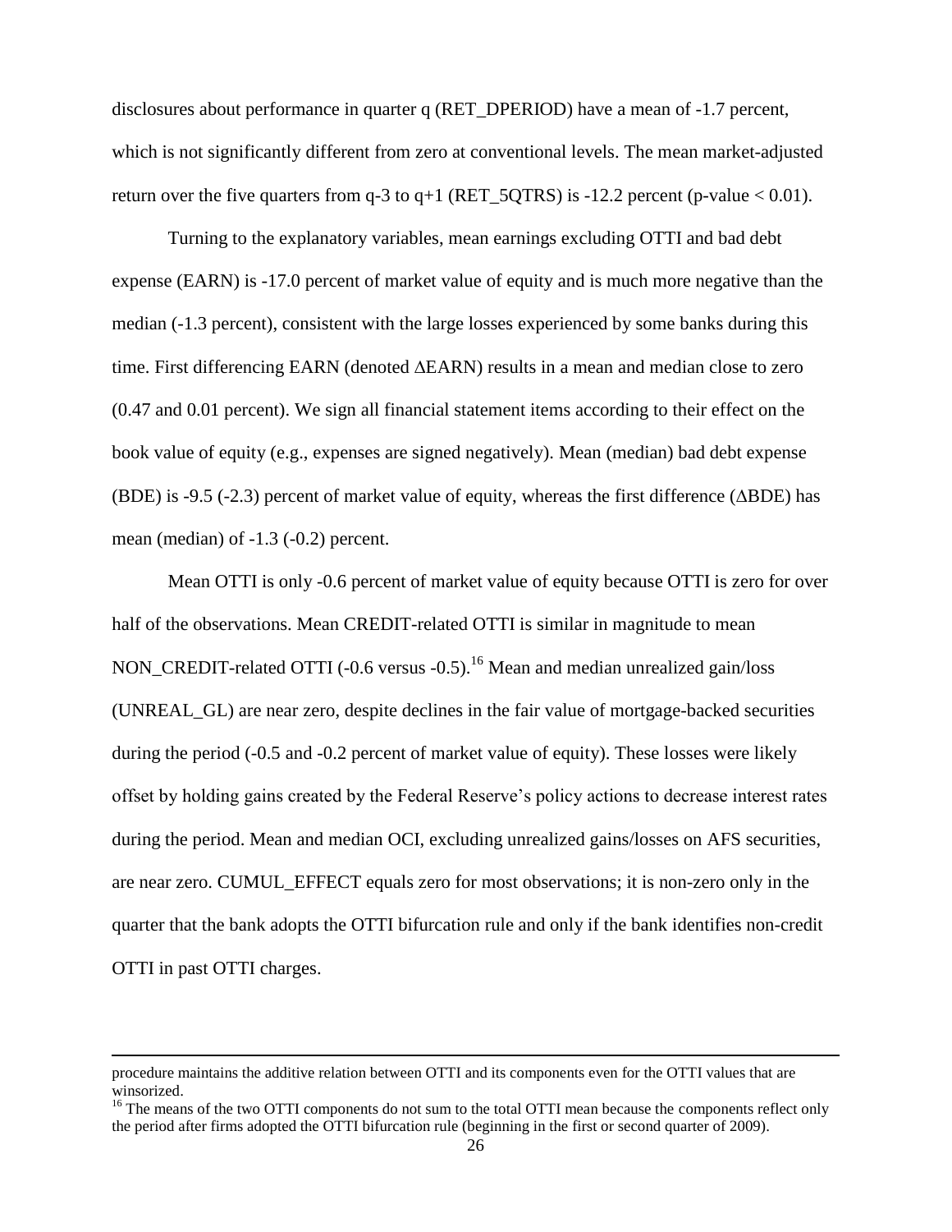disclosures about performance in quarter q (RET_DPERIOD) have a mean of -1.7 percent, which is not significantly different from zero at conventional levels. The mean market-adjusted return over the five quarters from q-3 to q+1 (RET_5QTRS) is -12.2 percent (p-value $< 0.01$).

Turning to the explanatory variables, mean earnings excluding OTTI and bad debt expense (EARN) is -17.0 percent of market value of equity and is much more negative than the median (-1.3 percent), consistent with the large losses experienced by some banks during this time. First differencing EARN (denoted ΔEARN) results in a mean and median close to zero (0.47 and 0.01 percent). We sign all financial statement items according to their effect on the book value of equity (e.g., expenses are signed negatively). Mean (median) bad debt expense (BDE) is -9.5 (-2.3) percent of market value of equity, whereas the first difference (ΔBDE) has mean (median) of -1.3 (-0.2) percent.

Mean OTTI is only -0.6 percent of market value of equity because OTTI is zero for over half of the observations. Mean CREDIT-related OTTI is similar in magnitude to mean NON_CREDIT-related OTTI (-0.6 versus -0.5).[16] Mean and median unrealized gain/loss (UNREAL_GL) are near zero, despite declines in the fair value of mortgage-backed securities during the period (-0.5 and -0.2 percent of market value of equity). These losses were likely offset by holding gains created by the Federal Reserve's policy actions to decrease interest rates during the period. Mean and median OCI, excluding unrealized gains/losses on AFS securities, are near zero. CUMUL_EFFECT equals zero for most observations; it is non-zero only in the quarter that the bank adopts the OTTI bifurcation rule and only if the bank identifies non-credit OTTI in past OTTI charges.

---

procedure maintains the additive relation between OTTI and its components even for the OTTI values that are winsorized.

[16] The means of the two OTTI components do not sum to the total OTTI mean because the components reflect only the period after firms adopted the OTTI bifurcation rule (beginning in the first or second quarter of 2009).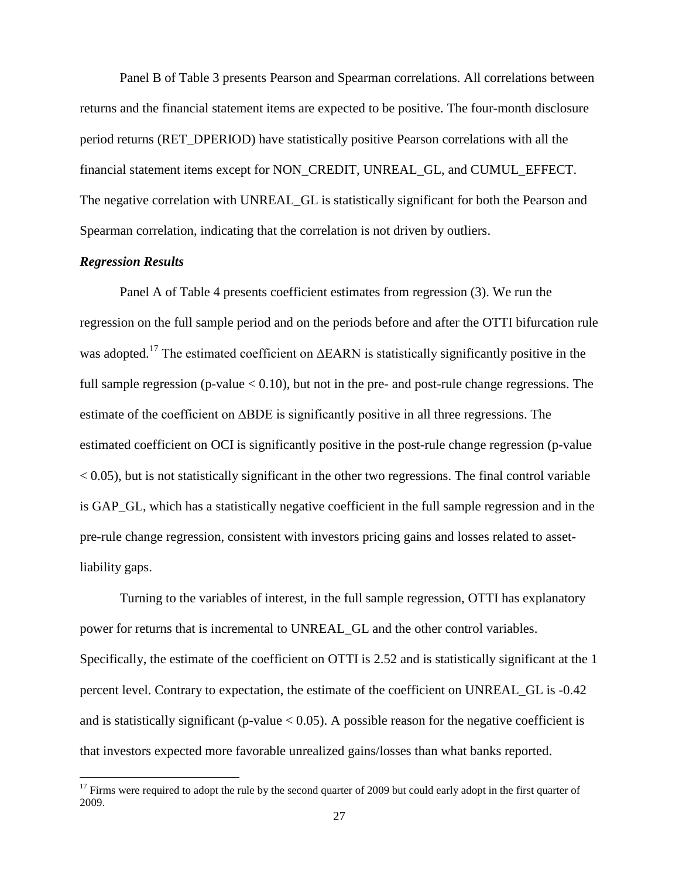Panel B of Table 3 presents Pearson and Spearman correlations. All correlations between returns and the financial statement items are expected to be positive. The four-month disclosure period returns (RET_DPERIOD) have statistically positive Pearson correlations with all the financial statement items except for NON_CREDIT, UNREAL_GL, and CUMUL_EFFECT. The negative correlation with UNREAL_GL is statistically significant for both the Pearson and Spearman correlation, indicating that the correlation is not driven by outliers.

***Regression Results***

Panel A of Table 4 presents coefficient estimates from regression (3). We run the regression on the full sample period and on the periods before and after the OTTI bifurcation rule was adopted.[17] The estimated coefficient on ΔEARN is statistically significantly positive in the full sample regression (p-value $< 0.10$), but not in the pre- and post-rule change regressions. The estimate of the coefficient on ΔBDE is significantly positive in all three regressions. The estimated coefficient on OCI is significantly positive in the post-rule change regression (p-value $< 0.05$), but is not statistically significant in the other two regressions. The final control variable is GAP_GL, which has a statistically negative coefficient in the full sample regression and in the pre-rule change regression, consistent with investors pricing gains and losses related to asset-liability gaps.

Turning to the variables of interest, in the full sample regression, OTTI has explanatory power for returns that is incremental to UNREAL_GL and the other control variables. Specifically, the estimate of the coefficient on OTTI is 2.52 and is statistically significant at the 1 percent level. Contrary to expectation, the estimate of the coefficient on UNREAL_GL is -0.42 and is statistically significant (p-value $< 0.05$). A possible reason for the negative coefficient is that investors expected more favorable unrealized gains/losses than what banks reported.

[17] Firms were required to adopt the rule by the second quarter of 2009 but could early adopt in the first quarter of 2009.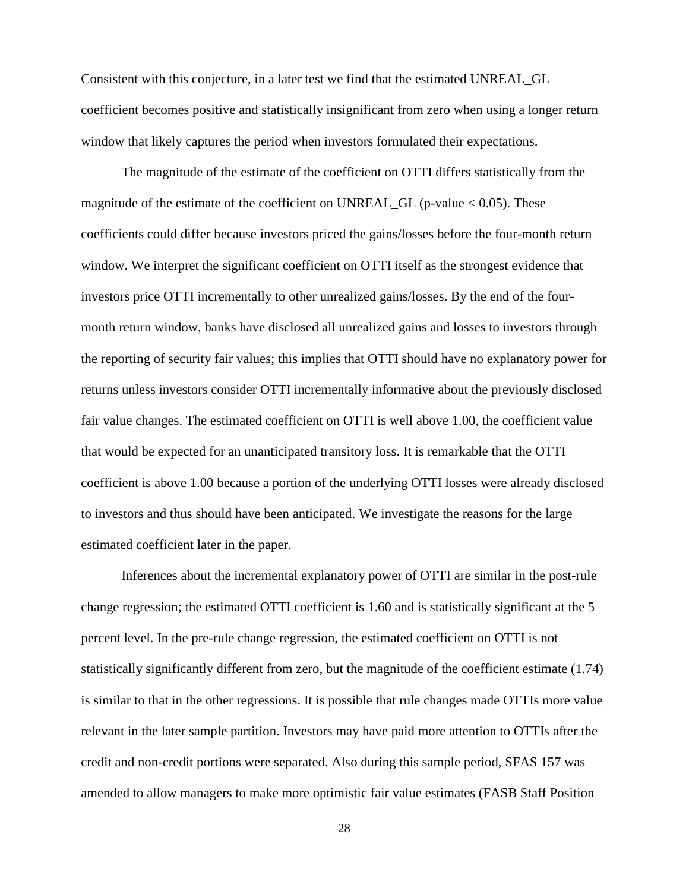Consistent with this conjecture, in a later test we find that the estimated UNREAL_GL coefficient becomes positive and statistically insignificant from zero when using a longer return window that likely captures the period when investors formulated their expectations.

The magnitude of the estimate of the coefficient on OTTI differs statistically from the magnitude of the estimate of the coefficient on UNREAL_GL (p-value $< 0.05$). These coefficients could differ because investors priced the gains/losses before the four-month return window. We interpret the significant coefficient on OTTI itself as the strongest evidence that investors price OTTI incrementally to other unrealized gains/losses. By the end of the four-month return window, banks have disclosed all unrealized gains and losses to investors through the reporting of security fair values; this implies that OTTI should have no explanatory power for returns unless investors consider OTTI incrementally informative about the previously disclosed fair value changes. The estimated coefficient on OTTI is well above 1.00, the coefficient value that would be expected for an unanticipated transitory loss. It is remarkable that the OTTI coefficient is above 1.00 because a portion of the underlying OTTI losses were already disclosed to investors and thus should have been anticipated. We investigate the reasons for the large estimated coefficient later in the paper.

Inferences about the incremental explanatory power of OTTI are similar in the post-rule change regression; the estimated OTTI coefficient is 1.60 and is statistically significant at the 5 percent level. In the pre-rule change regression, the estimated coefficient on OTTI is not statistically significantly different from zero, but the magnitude of the coefficient estimate (1.74) is similar to that in the other regressions. It is possible that rule changes made OTTIs more value relevant in the later sample partition. Investors may have paid more attention to OTTIs after the credit and non-credit portions were separated. Also during this sample period, SFAS 157 was amended to allow managers to make more optimistic fair value estimates (FASB Staff Position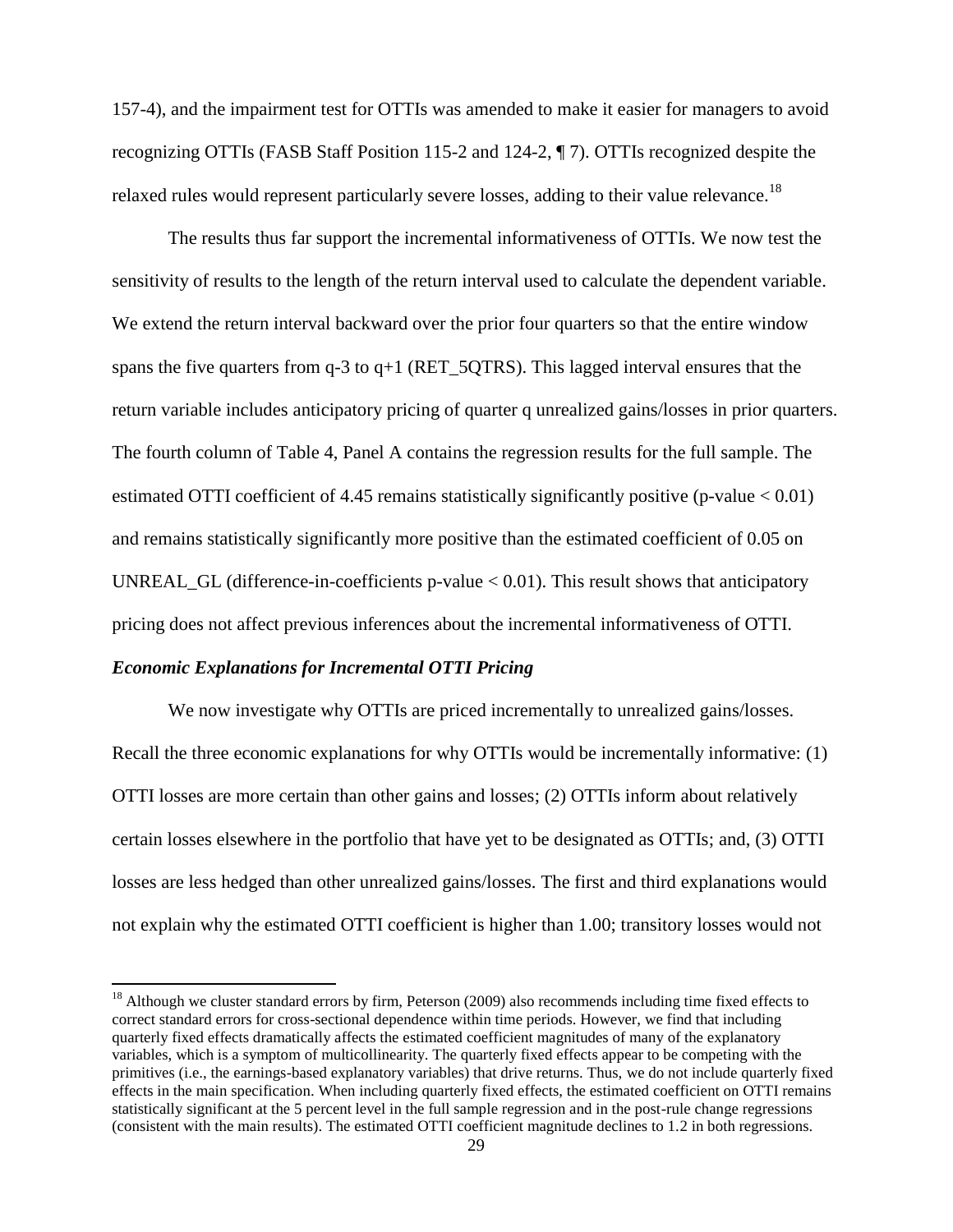157-4), and the impairment test for OTTIs was amended to make it easier for managers to avoid recognizing OTTIs (FASB Staff Position 115-2 and 124-2, ¶ 7). OTTIs recognized despite the relaxed rules would represent particularly severe losses, adding to their value relevance.[18]

The results thus far support the incremental informativeness of OTTIs. We now test the sensitivity of results to the length of the return interval used to calculate the dependent variable. We extend the return interval backward over the prior four quarters so that the entire window spans the five quarters from q-3 to q+1 (RET_5QTRS). This lagged interval ensures that the return variable includes anticipatory pricing of quarter q unrealized gains/losses in prior quarters. The fourth column of Table 4, Panel A contains the regression results for the full sample. The estimated OTTI coefficient of 4.45 remains statistically significantly positive (p-value $< 0.01$) and remains statistically significantly more positive than the estimated coefficient of 0.05 on UNREAL_GL (difference-in-coefficients p-value $< 0.01$). This result shows that anticipatory pricing does not affect previous inferences about the incremental informativeness of OTTI.

### *Economic Explanations for Incremental OTTI Pricing*

We now investigate why OTTIs are priced incrementally to unrealized gains/losses. Recall the three economic explanations for why OTTIs would be incrementally informative: (1) OTTI losses are more certain than other gains and losses; (2) OTTIs inform about relatively certain losses elsewhere in the portfolio that have yet to be designated as OTTIs; and, (3) OTTI losses are less hedged than other unrealized gains/losses. The first and third explanations would not explain why the estimated OTTI coefficient is higher than 1.00; transitory losses would not

[18] Although we cluster standard errors by firm, Peterson (2009) also recommends including time fixed effects to correct standard errors for cross-sectional dependence within time periods. However, we find that including quarterly fixed effects dramatically affects the estimated coefficient magnitudes of many of the explanatory variables, which is a symptom of multicollinearity. The quarterly fixed effects appear to be competing with the primitives (i.e., the earnings-based explanatory variables) that drive returns. Thus, we do not include quarterly fixed effects in the main specification. When including quarterly fixed effects, the estimated coefficient on OTTI remains statistically significant at the 5 percent level in the full sample regression and in the post-rule change regressions (consistent with the main results). The estimated OTTI coefficient magnitude declines to 1.2 in both regressions.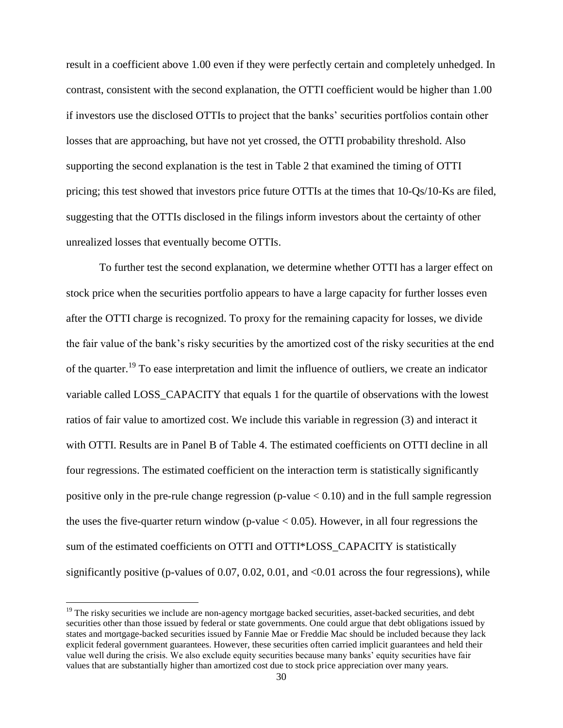result in a coefficient above 1.00 even if they were perfectly certain and completely unhedged. In contrast, consistent with the second explanation, the OTTI coefficient would be higher than 1.00 if investors use the disclosed OTTIs to project that the banks' securities portfolios contain other losses that are approaching, but have not yet crossed, the OTTI probability threshold. Also supporting the second explanation is the test in Table 2 that examined the timing of OTTI pricing; this test showed that investors price future OTTIs at the times that 10-Qs/10-Ks are filed, suggesting that the OTTIs disclosed in the filings inform investors about the certainty of other unrealized losses that eventually become OTTIs.

To further test the second explanation, we determine whether OTTI has a larger effect on stock price when the securities portfolio appears to have a large capacity for further losses even after the OTTI charge is recognized. To proxy for the remaining capacity for losses, we divide the fair value of the bank's risky securities by the amortized cost of the risky securities at the end of the quarter.[19] To ease interpretation and limit the influence of outliers, we create an indicator variable called LOSS_CAPACITY that equals 1 for the quartile of observations with the lowest ratios of fair value to amortized cost. We include this variable in regression (3) and interact it with OTTI. Results are in Panel B of Table 4. The estimated coefficients on OTTI decline in all four regressions. The estimated coefficient on the interaction term is statistically significantly positive only in the pre-rule change regression (p-value $< 0.10$) and in the full sample regression the uses the five-quarter return window (p-value $< 0.05$). However, in all four regressions the sum of the estimated coefficients on OTTI and OTTI*LOSS_CAPACITY is statistically significantly positive (p-values of 0.07, 0.02, 0.01, and <0.01 across the four regressions), while

[19] The risky securities we include are non-agency mortgage backed securities, asset-backed securities, and debt securities other than those issued by federal or state governments. One could argue that debt obligations issued by states and mortgage-backed securities issued by Fannie Mae or Freddie Mac should be included because they lack explicit federal government guarantees. However, these securities often carried implicit guarantees and held their value well during the crisis. We also exclude equity securities because many banks' equity securities have fair values that are substantially higher than amortized cost due to stock price appreciation over many years.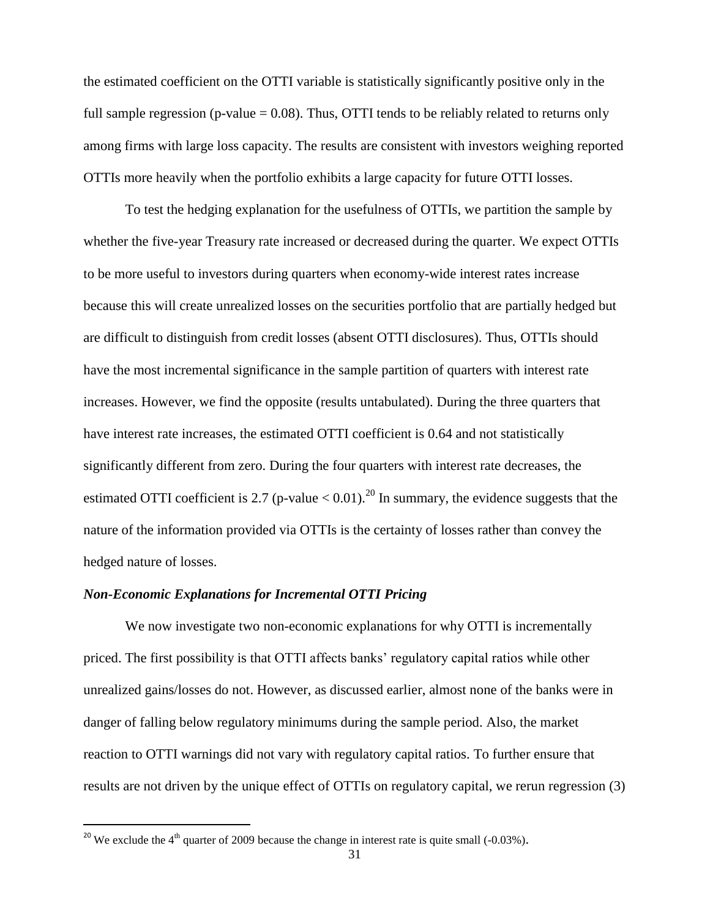the estimated coefficient on the OTTI variable is statistically significantly positive only in the full sample regression (p-value = 0.08). Thus, OTTI tends to be reliably related to returns only among firms with large loss capacity. The results are consistent with investors weighing reported OTTIs more heavily when the portfolio exhibits a large capacity for future OTTI losses.

To test the hedging explanation for the usefulness of OTTIs, we partition the sample by whether the five-year Treasury rate increased or decreased during the quarter. We expect OTTIs to be more useful to investors during quarters when economy-wide interest rates increase because this will create unrealized losses on the securities portfolio that are partially hedged but are difficult to distinguish from credit losses (absent OTTI disclosures). Thus, OTTIs should have the most incremental significance in the sample partition of quarters with interest rate increases. However, we find the opposite (results untabulated). During the three quarters that have interest rate increases, the estimated OTTI coefficient is 0.64 and not statistically significantly different from zero. During the four quarters with interest rate decreases, the estimated OTTI coefficient is 2.7 (p-value < 0.01).[20] In summary, the evidence suggests that the nature of the information provided via OTTIs is the certainty of losses rather than convey the hedged nature of losses.

### *Non-Economic Explanations for Incremental OTTI Pricing*

We now investigate two non-economic explanations for why OTTI is incrementally priced. The first possibility is that OTTI affects banks' regulatory capital ratios while other unrealized gains/losses do not. However, as discussed earlier, almost none of the banks were in danger of falling below regulatory minimums during the sample period. Also, the market reaction to OTTI warnings did not vary with regulatory capital ratios. To further ensure that results are not driven by the unique effect of OTTIs on regulatory capital, we rerun regression (3)

[20] We exclude the 4th quarter of 2009 because the change in interest rate is quite small (-0.03%).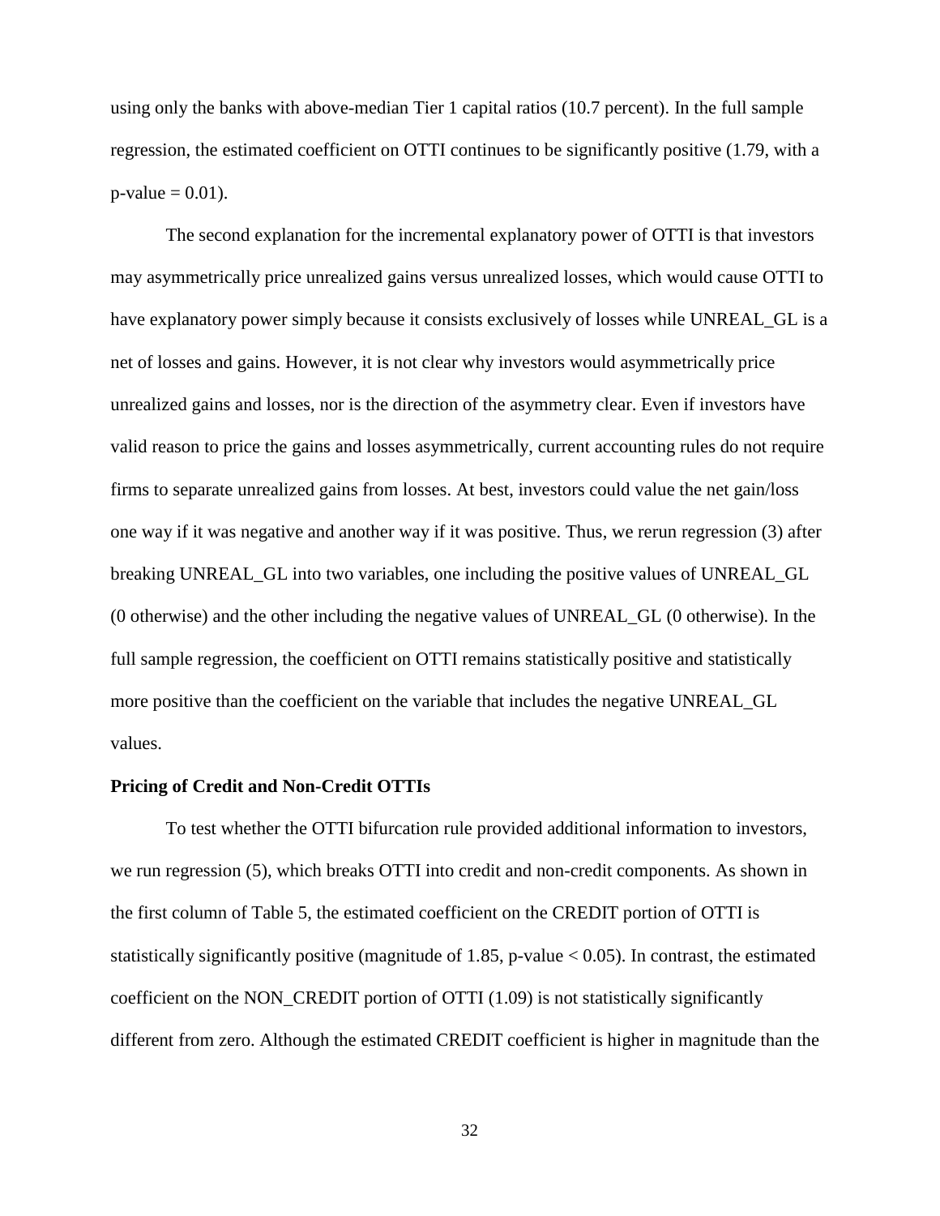using only the banks with above-median Tier 1 capital ratios (10.7 percent). In the full sample regression, the estimated coefficient on OTTI continues to be significantly positive (1.79, with a p-value = 0.01).

The second explanation for the incremental explanatory power of OTTI is that investors may asymmetrically price unrealized gains versus unrealized losses, which would cause OTTI to have explanatory power simply because it consists exclusively of losses while UNREAL_GL is a net of losses and gains. However, it is not clear why investors would asymmetrically price unrealized gains and losses, nor is the direction of the asymmetry clear. Even if investors have valid reason to price the gains and losses asymmetrically, current accounting rules do not require firms to separate unrealized gains from losses. At best, investors could value the net gain/loss one way if it was negative and another way if it was positive. Thus, we rerun regression (3) after breaking UNREAL_GL into two variables, one including the positive values of UNREAL_GL (0 otherwise) and the other including the negative values of UNREAL_GL (0 otherwise). In the full sample regression, the coefficient on OTTI remains statistically positive and statistically more positive than the coefficient on the variable that includes the negative UNREAL_GL values.

**Pricing of Credit and Non-Credit OTTIs**

To test whether the OTTI bifurcation rule provided additional information to investors, we run regression (5), which breaks OTTI into credit and non-credit components. As shown in the first column of Table 5, the estimated coefficient on the CREDIT portion of OTTI is statistically significantly positive (magnitude of 1.85, p-value < 0.05). In contrast, the estimated coefficient on the NON_CREDIT portion of OTTI (1.09) is not statistically significantly different from zero. Although the estimated CREDIT coefficient is higher in magnitude than the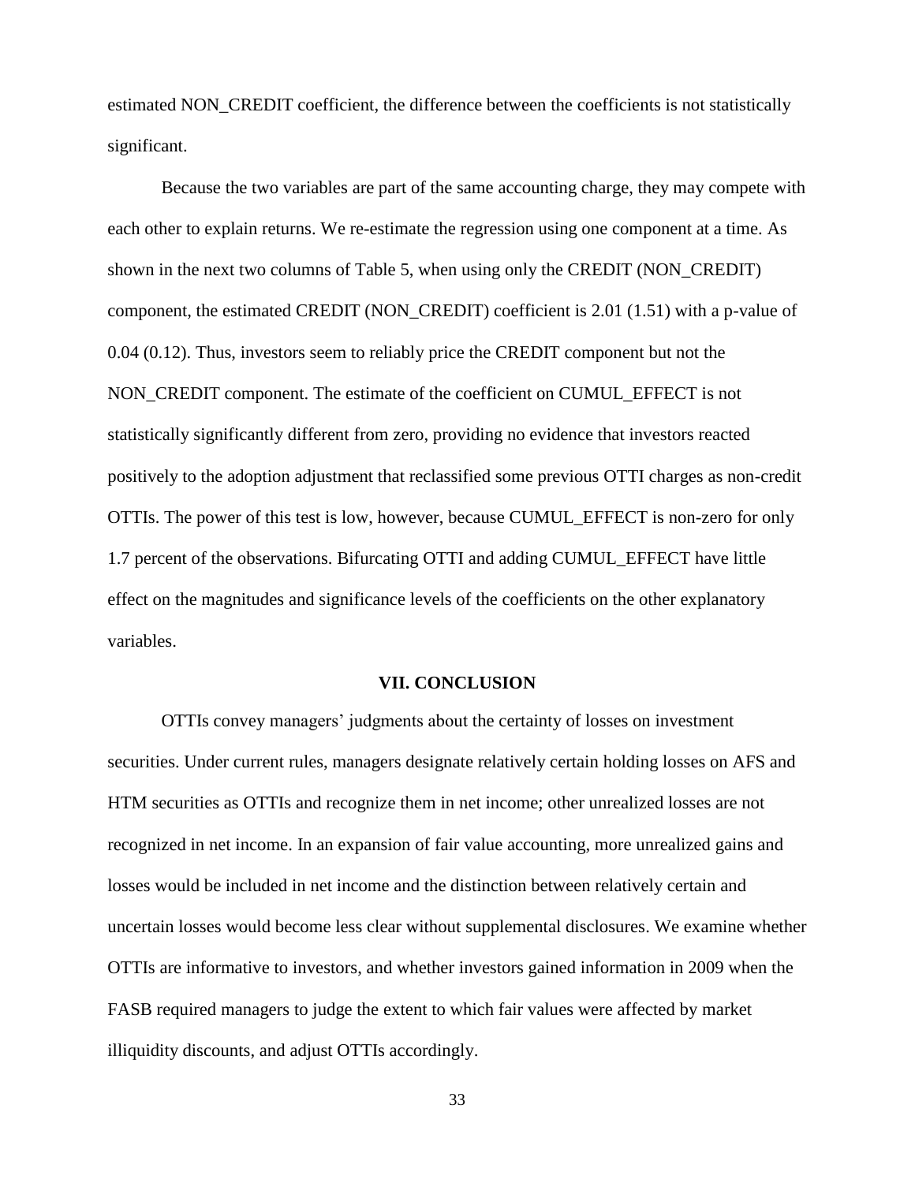estimated NON_CREDIT coefficient, the difference between the coefficients is not statistically significant.

Because the two variables are part of the same accounting charge, they may compete with each other to explain returns. We re-estimate the regression using one component at a time. As shown in the next two columns of Table 5, when using only the CREDIT (NON_CREDIT) component, the estimated CREDIT (NON_CREDIT) coefficient is 2.01 (1.51) with a p-value of 0.04 (0.12). Thus, investors seem to reliably price the CREDIT component but not the NON_CREDIT component. The estimate of the coefficient on CUMUL_EFFECT is not statistically significantly different from zero, providing no evidence that investors reacted positively to the adoption adjustment that reclassified some previous OTTI charges as non-credit OTTIs. The power of this test is low, however, because CUMUL_EFFECT is non-zero for only 1.7 percent of the observations. Bifurcating OTTI and adding CUMUL_EFFECT have little effect on the magnitudes and significance levels of the coefficients on the other explanatory variables.

## VII. CONCLUSION

OTTIs convey managers' judgments about the certainty of losses on investment securities. Under current rules, managers designate relatively certain holding losses on AFS and HTM securities as OTTIs and recognize them in net income; other unrealized losses are not recognized in net income. In an expansion of fair value accounting, more unrealized gains and losses would be included in net income and the distinction between relatively certain and uncertain losses would become less clear without supplemental disclosures. We examine whether OTTIs are informative to investors, and whether investors gained information in 2009 when the FASB required managers to judge the extent to which fair values were affected by market illiquidity discounts, and adjust OTTIs accordingly.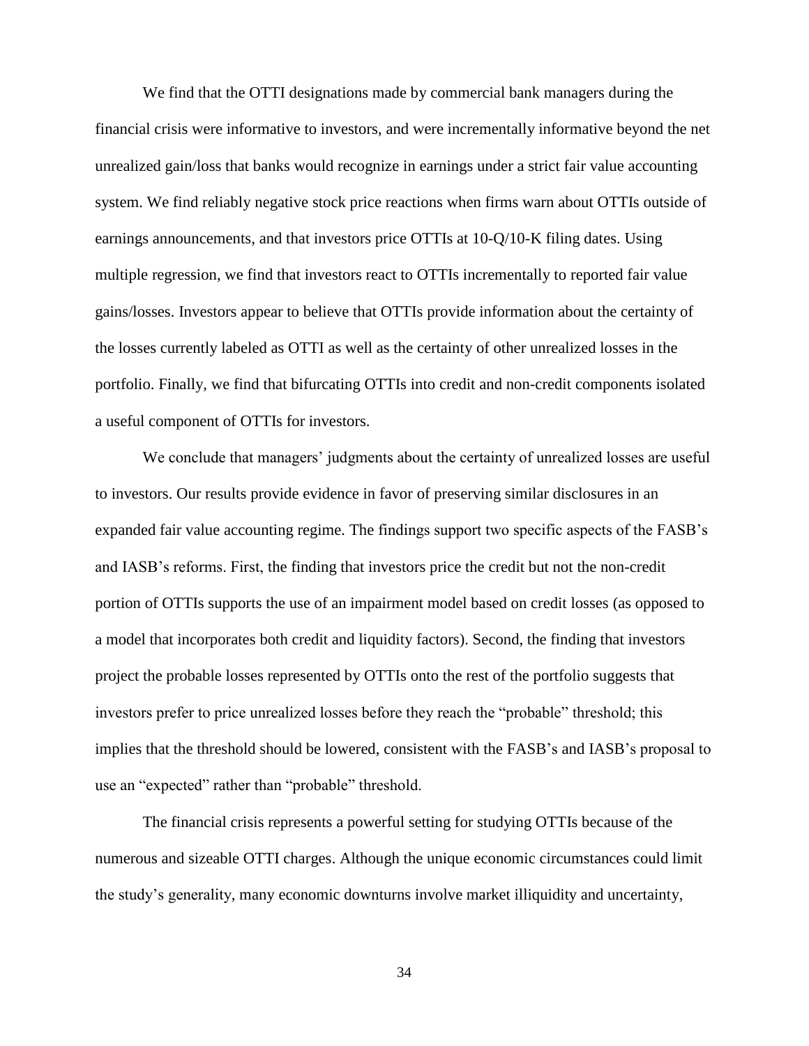We find that the OTTI designations made by commercial bank managers during the financial crisis were informative to investors, and were incrementally informative beyond the net unrealized gain/loss that banks would recognize in earnings under a strict fair value accounting system. We find reliably negative stock price reactions when firms warn about OTTIs outside of earnings announcements, and that investors price OTTIs at 10-Q/10-K filing dates. Using multiple regression, we find that investors react to OTTIs incrementally to reported fair value gains/losses. Investors appear to believe that OTTIs provide information about the certainty of the losses currently labeled as OTTI as well as the certainty of other unrealized losses in the portfolio. Finally, we find that bifurcating OTTIs into credit and non-credit components isolated a useful component of OTTIs for investors.

We conclude that managers' judgments about the certainty of unrealized losses are useful to investors. Our results provide evidence in favor of preserving similar disclosures in an expanded fair value accounting regime. The findings support two specific aspects of the FASB's and IASB's reforms. First, the finding that investors price the credit but not the non-credit portion of OTTIs supports the use of an impairment model based on credit losses (as opposed to a model that incorporates both credit and liquidity factors). Second, the finding that investors project the probable losses represented by OTTIs onto the rest of the portfolio suggests that investors prefer to price unrealized losses before they reach the "probable" threshold; this implies that the threshold should be lowered, consistent with the FASB's and IASB's proposal to use an "expected" rather than "probable" threshold.

The financial crisis represents a powerful setting for studying OTTIs because of the numerous and sizeable OTTI charges. Although the unique economic circumstances could limit the study's generality, many economic downturns involve market illiquidity and uncertainty,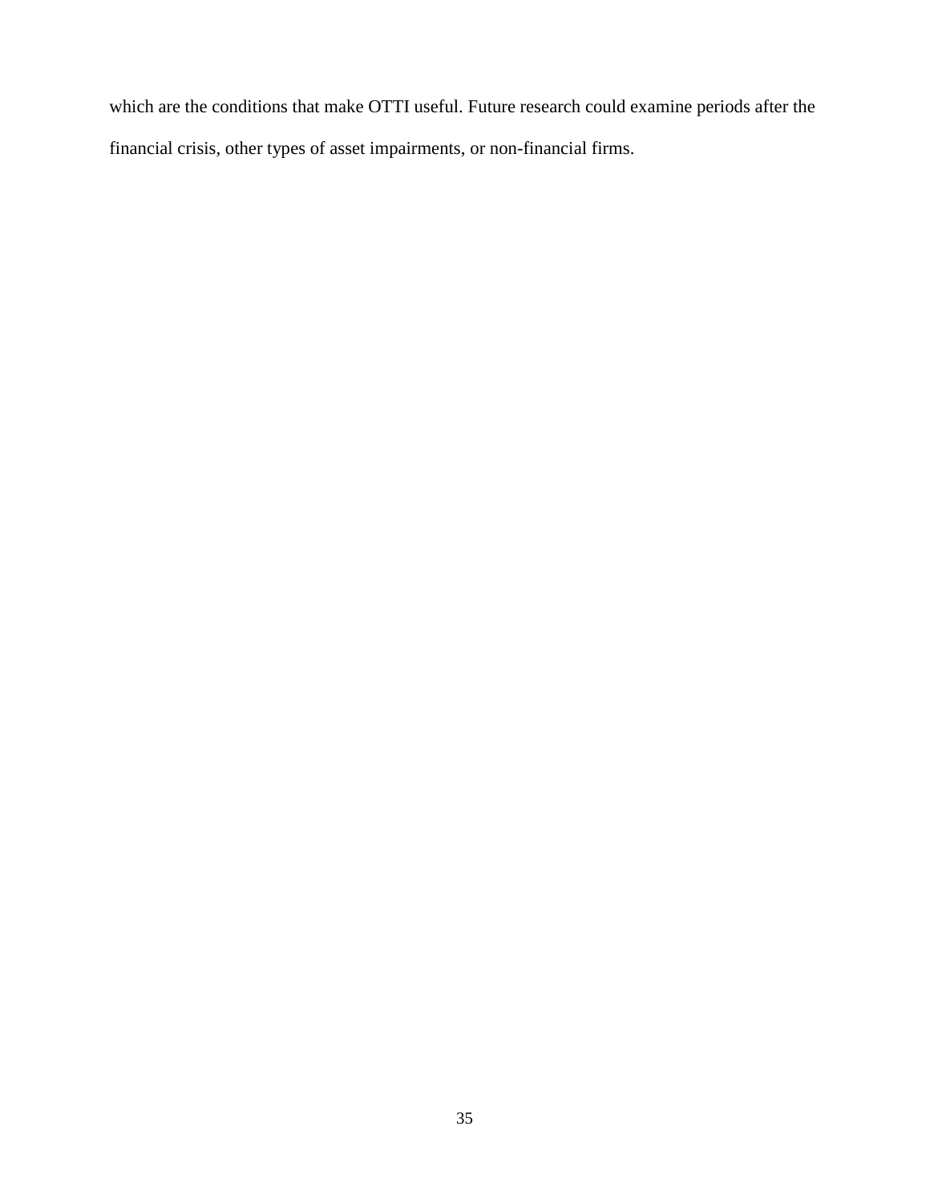which are the conditions that make OTTI useful. Future research could examine periods after the financial crisis, other types of asset impairments, or non-financial firms.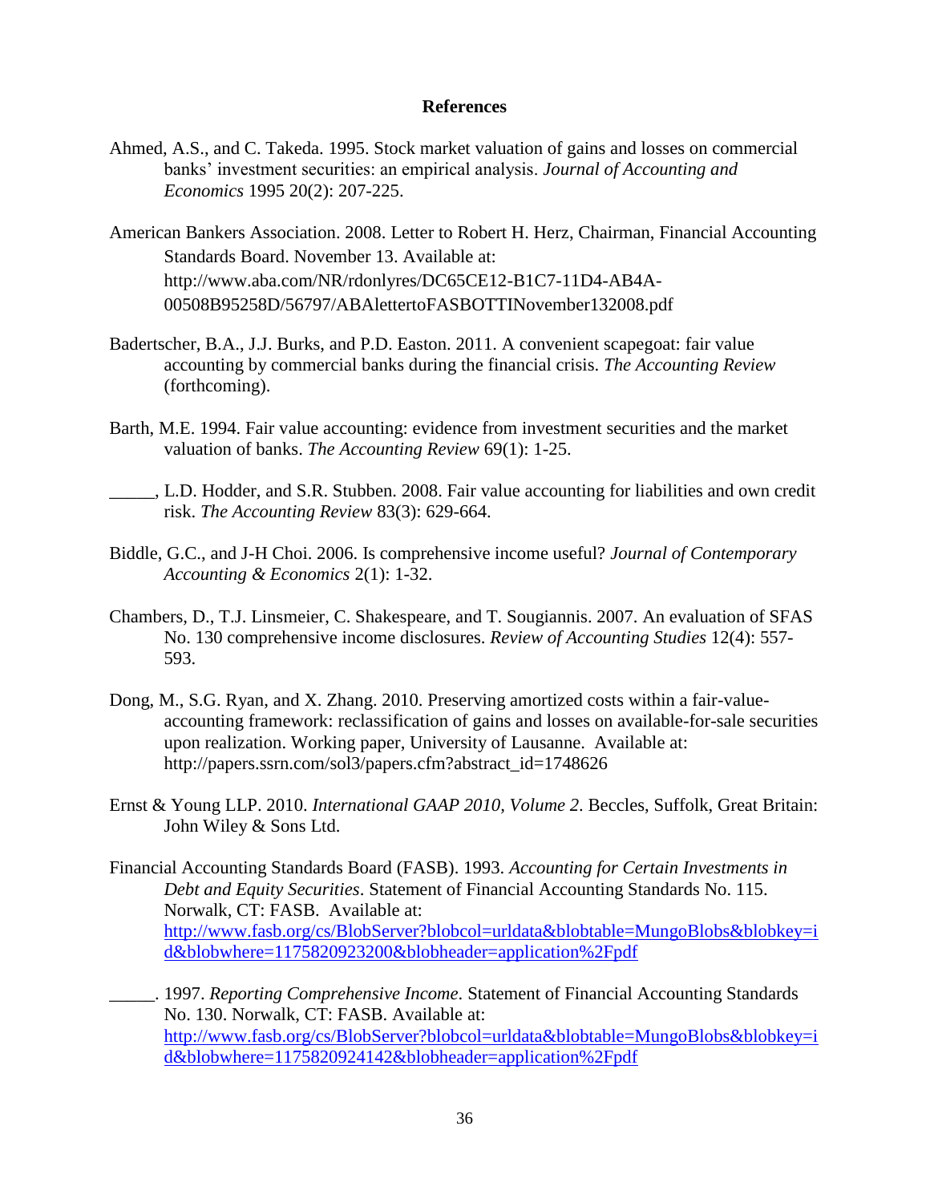**References**

Ahmed, A.S., and C. Takeda. 1995. Stock market valuation of gains and losses on commercial banks' investment securities: an empirical analysis. *Journal of Accounting and Economics* 1995 20(2): 207-225.

American Bankers Association. 2008. Letter to Robert H. Herz, Chairman, Financial Accounting Standards Board. November 13. Available at: http://www.aba.com/NR/rdonlyres/DC65CE12-B1C7-11D4-AB4A-00508B95258D/56797/ABAlettertoFASBOTTINovember132008.pdf

Badertscher, B.A., J.J. Burks, and P.D. Easton. 2011. A convenient scapegoat: fair value accounting by commercial banks during the financial crisis. *The Accounting Review* (forthcoming).

Barth, M.E. 1994. Fair value accounting: evidence from investment securities and the market valuation of banks. *The Accounting Review* 69(1): 1-25.

_____, L.D. Hodder, and S.R. Stubben. 2008. Fair value accounting for liabilities and own credit risk. *The Accounting Review* 83(3): 629-664.

Biddle, G.C., and J-H Choi. 2006. Is comprehensive income useful? *Journal of Contemporary Accounting & Economics* 2(1): 1-32.

Chambers, D., T.J. Linsmeier, C. Shakespeare, and T. Sougiannis. 2007. An evaluation of SFAS No. 130 comprehensive income disclosures. *Review of Accounting Studies* 12(4): 557-593.

Dong, M., S.G. Ryan, and X. Zhang. 2010. Preserving amortized costs within a fair-value-accounting framework: reclassification of gains and losses on available-for-sale securities upon realization. Working paper, University of Lausanne. Available at: http://papers.ssrn.com/sol3/papers.cfm?abstract_id=1748626

Ernst & Young LLP. 2010. *International GAAP 2010, Volume 2*. Beccles, Suffolk, Great Britain: John Wiley & Sons Ltd.

Financial Accounting Standards Board (FASB). 1993. *Accounting for Certain Investments in Debt and Equity Securities*. Statement of Financial Accounting Standards No. 115. Norwalk, CT: FASB. Available at: http://www.fasb.org/cs/BlobServer?blobcol=urldata&blobtable=MungoBlobs&blobkey=id&blobwhere=1175820923200&blobheader=application%2Fpdf

_____. 1997. *Reporting Comprehensive Income*. Statement of Financial Accounting Standards No. 130. Norwalk, CT: FASB. Available at: http://www.fasb.org/cs/BlobServer?blobcol=urldata&blobtable=MungoBlobs&blobkey=id&blobwhere=1175820924142&blobheader=application%2Fpdf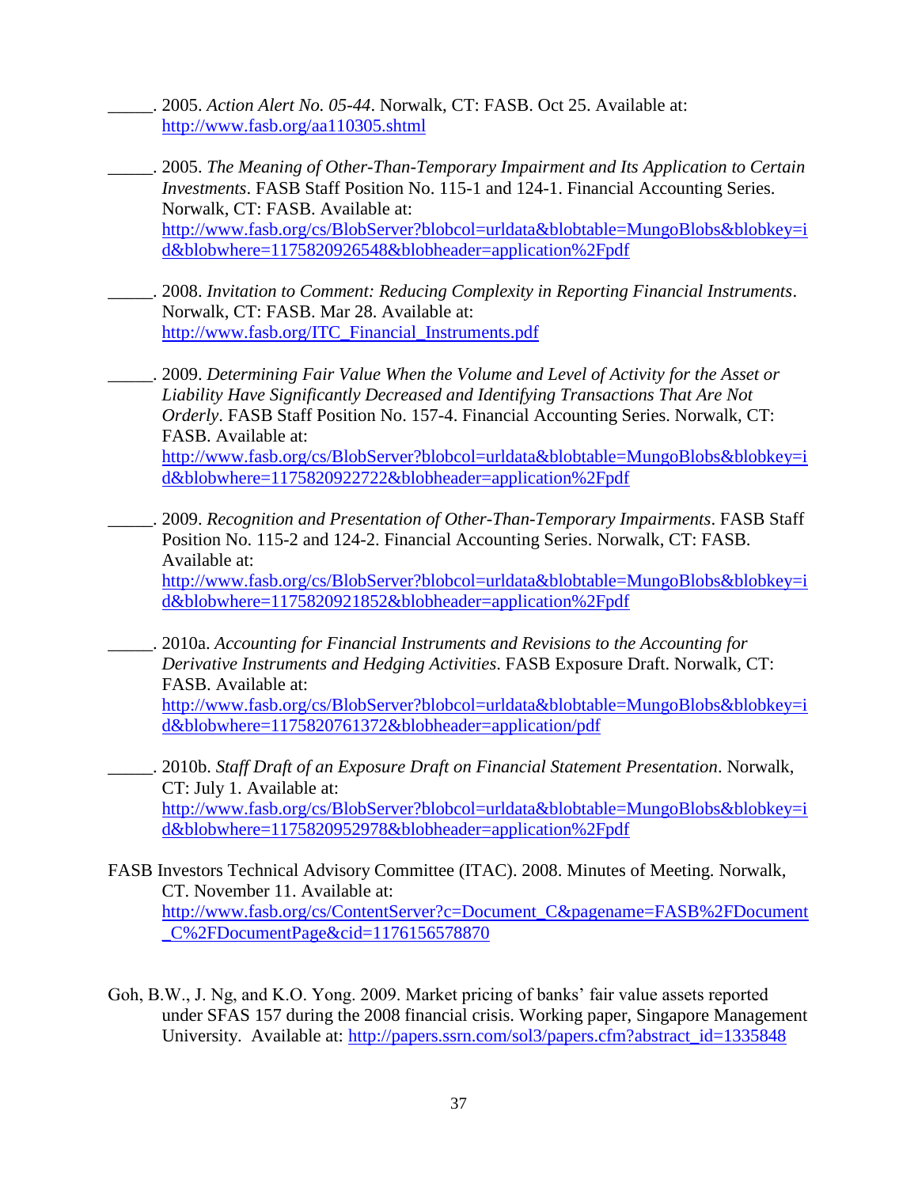_____. 2005. *Action Alert No. 05-44*. Norwalk, CT: FASB. Oct 25. Available at: http://www.fasb.org/aa110305.shtml

_____. 2005. *The Meaning of Other-Than-Temporary Impairment and Its Application to Certain Investments*. FASB Staff Position No. 115-1 and 124-1. Financial Accounting Series. Norwalk, CT: FASB. Available at: http://www.fasb.org/cs/BlobServer?blobcol=urldata&blobtable=MungoBlobs&blobkey=id&blobwhere=1175820926548&blobheader=application%2Fpdf

_____. 2008. *Invitation to Comment: Reducing Complexity in Reporting Financial Instruments*. Norwalk, CT: FASB. Mar 28. Available at: http://www.fasb.org/ITC_Financial_Instruments.pdf

_____. 2009. *Determining Fair Value When the Volume and Level of Activity for the Asset or Liability Have Significantly Decreased and Identifying Transactions That Are Not Orderly*. FASB Staff Position No. 157-4. Financial Accounting Series. Norwalk, CT: FASB. Available at: http://www.fasb.org/cs/BlobServer?blobcol=urldata&blobtable=MungoBlobs&blobkey=id&blobwhere=1175820922722&blobheader=application%2Fpdf

_____. 2009. *Recognition and Presentation of Other-Than-Temporary Impairments*. FASB Staff Position No. 115-2 and 124-2. Financial Accounting Series. Norwalk, CT: FASB. Available at: http://www.fasb.org/cs/BlobServer?blobcol=urldata&blobtable=MungoBlobs&blobkey=id&blobwhere=1175820921852&blobheader=application%2Fpdf

_____. 2010a. *Accounting for Financial Instruments and Revisions to the Accounting for Derivative Instruments and Hedging Activities*. FASB Exposure Draft. Norwalk, CT: FASB. Available at: http://www.fasb.org/cs/BlobServer?blobcol=urldata&blobtable=MungoBlobs&blobkey=id&blobwhere=1175820761372&blobheader=application/pdf

_____. 2010b. *Staff Draft of an Exposure Draft on Financial Statement Presentation*. Norwalk, CT: July 1. Available at: http://www.fasb.org/cs/BlobServer?blobcol=urldata&blobtable=MungoBlobs&blobkey=id&blobwhere=1175820952978&blobheader=application%2Fpdf

FASB Investors Technical Advisory Committee (ITAC). 2008. Minutes of Meeting. Norwalk, CT. November 11. Available at: http://www.fasb.org/cs/ContentServer?c=Document_C&pagename=FASB%2FDocument_C%2FDocumentPage&cid=1176156578870

Goh, B.W., J. Ng, and K.O. Yong. 2009. Market pricing of banks' fair value assets reported under SFAS 157 during the 2008 financial crisis. Working paper, Singapore Management University. Available at: http://papers.ssrn.com/sol3/papers.cfm?abstract_id=1335848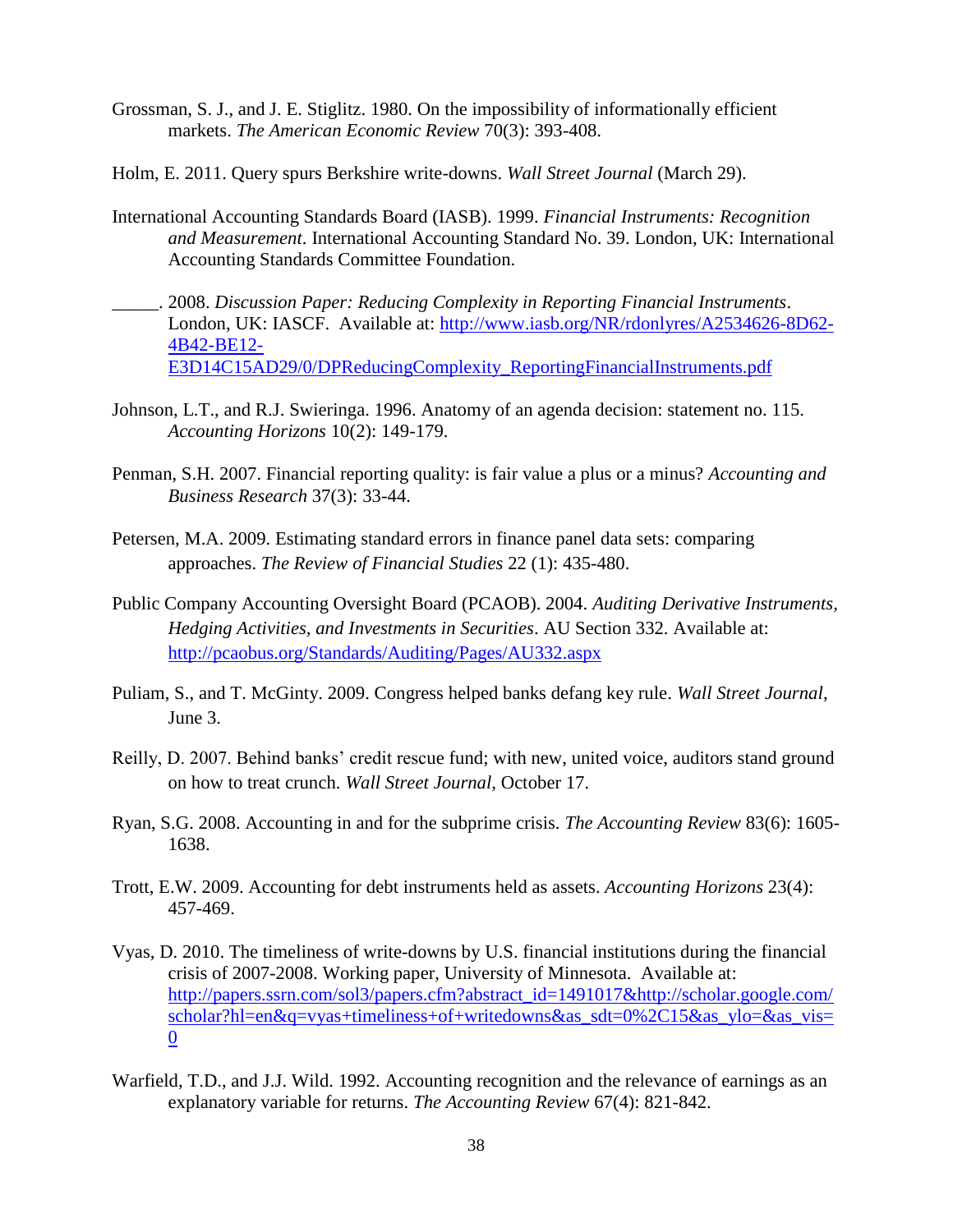Grossman, S. J., and J. E. Stiglitz. 1980. On the impossibility of informationally efficient markets. *The American Economic Review* 70(3): 393-408.

Holm, E. 2011. Query spurs Berkshire write-downs. *Wall Street Journal* (March 29).

International Accounting Standards Board (IASB). 1999. *Financial Instruments: Recognition and Measurement*. International Accounting Standard No. 39. London, UK: International Accounting Standards Committee Foundation.

_____. 2008. *Discussion Paper: Reducing Complexity in Reporting Financial Instruments*. London, UK: IASCF. Available at: http://www.iasb.org/NR/rdonlyres/A2534626-8D62-4B42-BE12-E3D14C15AD29/0/DPReducingComplexity_ReportingFinancialInstruments.pdf

Johnson, L.T., and R.J. Swieringa. 1996. Anatomy of an agenda decision: statement no. 115. *Accounting Horizons* 10(2): 149-179.

Penman, S.H. 2007. Financial reporting quality: is fair value a plus or a minus? *Accounting and Business Research* 37(3): 33-44.

Petersen, M.A. 2009. Estimating standard errors in finance panel data sets: comparing approaches. *The Review of Financial Studies* 22 (1): 435-480.

Public Company Accounting Oversight Board (PCAOB). 2004. *Auditing Derivative Instruments, Hedging Activities, and Investments in Securities*. AU Section 332. Available at: http://pcaobus.org/Standards/Auditing/Pages/AU332.aspx

Puliam, S., and T. McGinty. 2009. Congress helped banks defang key rule. *Wall Street Journal*, June 3.

Reilly, D. 2007. Behind banks' credit rescue fund; with new, united voice, auditors stand ground on how to treat crunch. *Wall Street Journal*, October 17.

Ryan, S.G. 2008. Accounting in and for the subprime crisis. *The Accounting Review* 83(6): 1605-1638.

Trott, E.W. 2009. Accounting for debt instruments held as assets. *Accounting Horizons* 23(4): 457-469.

Vyas, D. 2010. The timeliness of write-downs by U.S. financial institutions during the financial crisis of 2007-2008. Working paper, University of Minnesota. Available at: http://papers.ssrn.com/sol3/papers.cfm?abstract_id=1491017&http://scholar.google.com/scholar?hl=en&q=vyas+timeliness+of+writedowns&as_sdt=0%2C15&as_ylo=&as_vis=0

Warfield, T.D., and J.J. Wild. 1992. Accounting recognition and the relevance of earnings as an explanatory variable for returns. *The Accounting Review* 67(4): 821-842.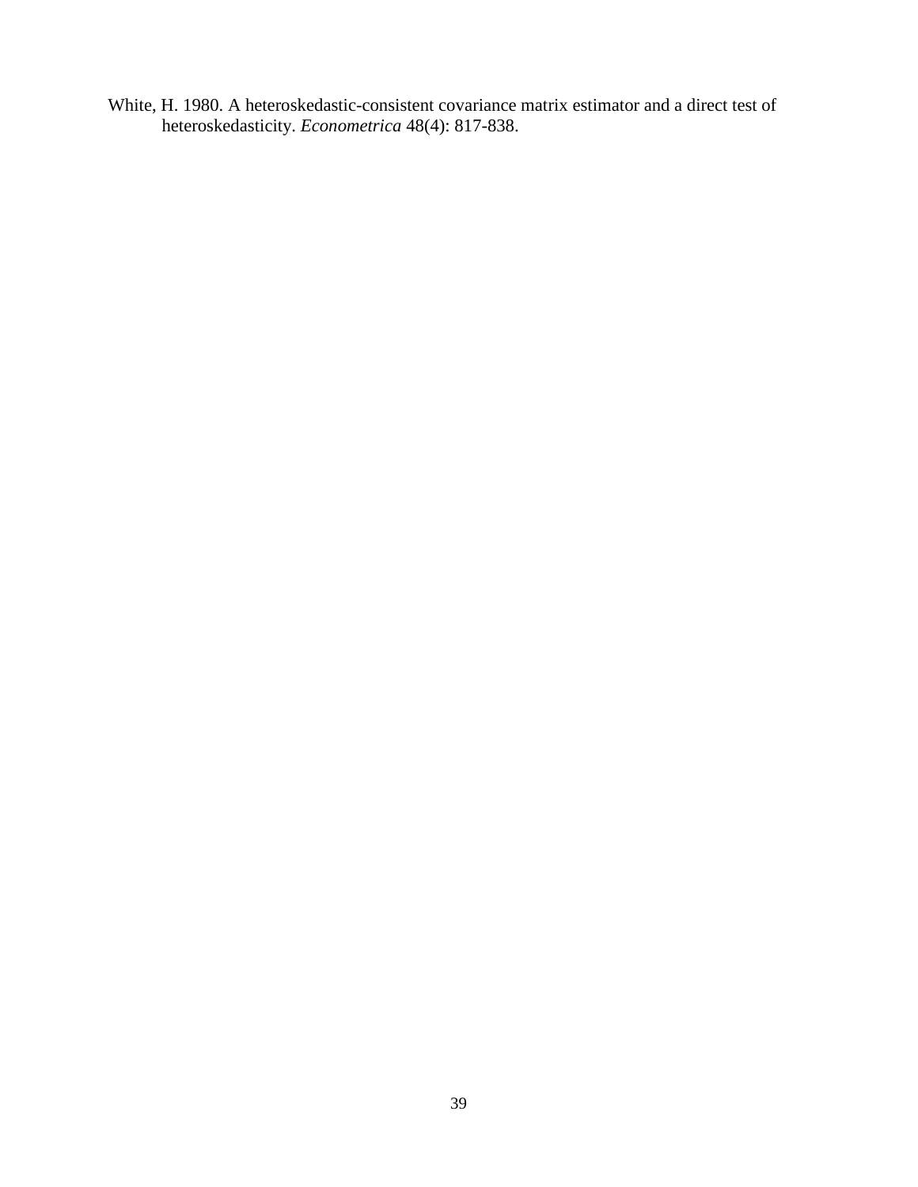White, H. 1980. A heteroskedastic-consistent covariance matrix estimator and a direct test of heteroskedasticity. *Econometrica* 48(4): 817-838.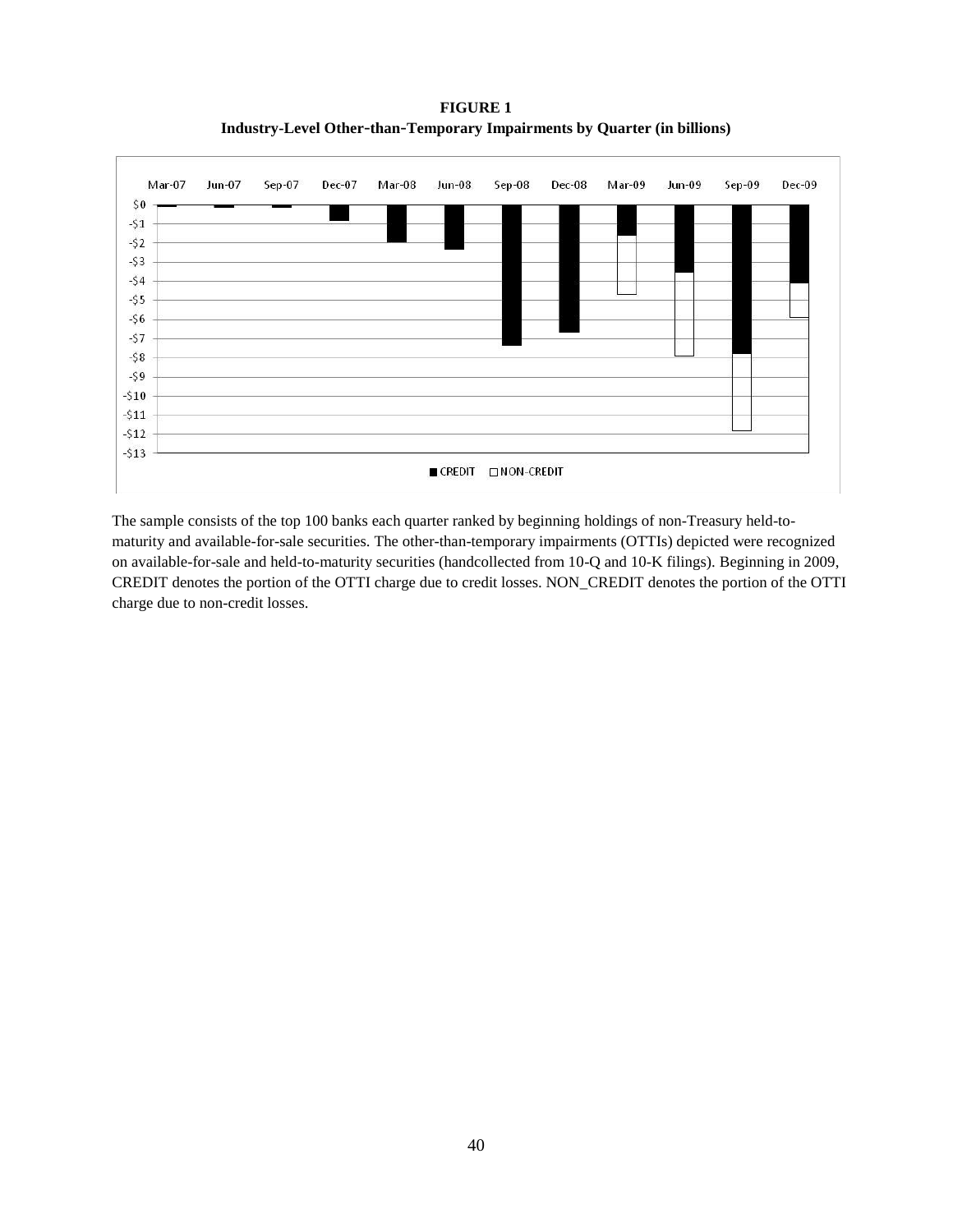**FIGURE 1**
**Industry-Level Other-than-Temporary Impairments by Quarter (in billions)**

The sample consists of the top 100 banks each quarter ranked by beginning holdings of non-Treasury held-to-maturity and available-for-sale securities. The other-than-temporary impairments (OTTIs) depicted were recognized on available-for-sale and held-to-maturity securities (handcollected from 10-Q and 10-K filings). Beginning in 2009, CREDIT denotes the portion of the OTTI charge due to credit losses. NON_CREDIT denotes the portion of the OTTI charge due to non-credit losses.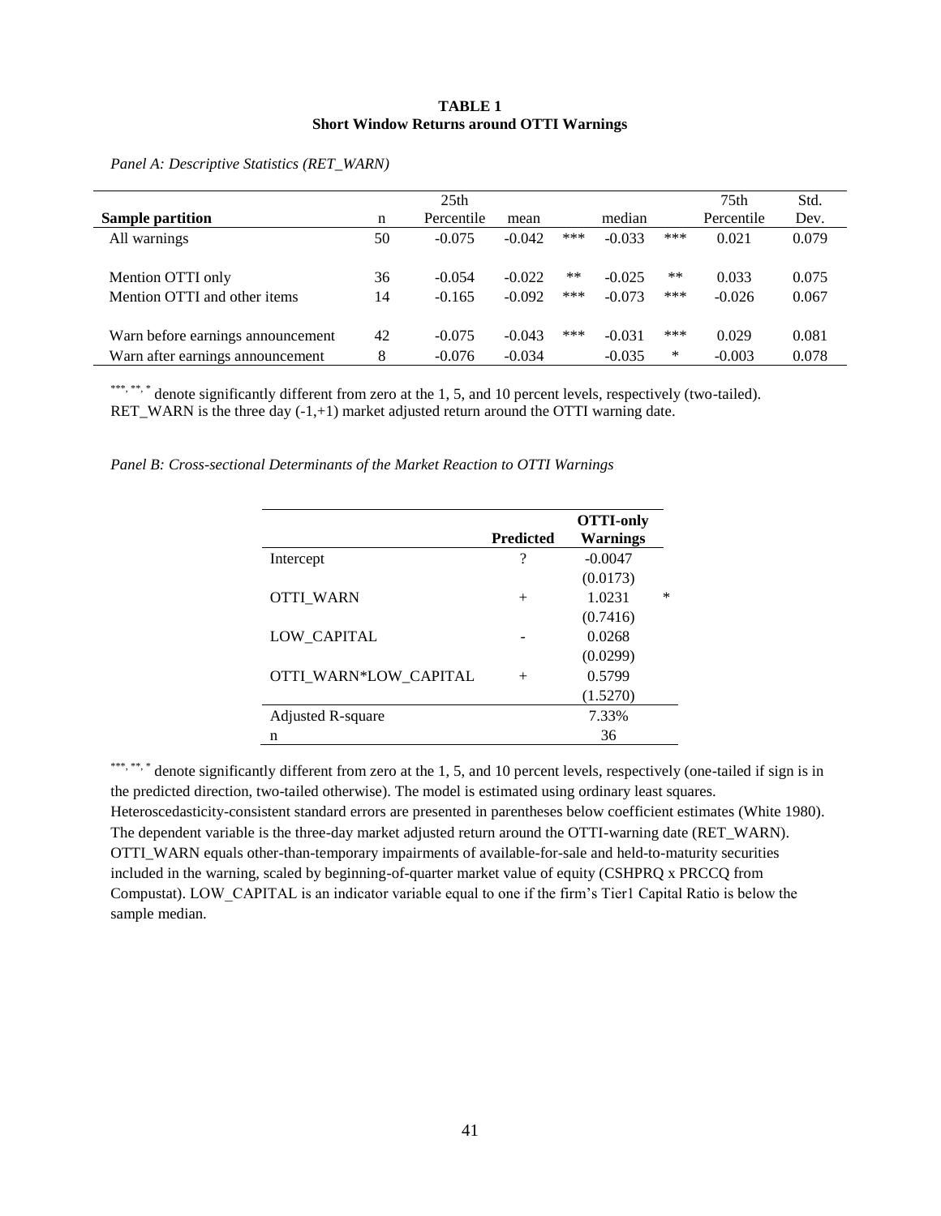**TABLE 1**
**Short Window Returns around OTTI Warnings**

*Panel A: Descriptive Statistics (RET_WARN)*

| Sample partition | n | 25th Percentile | mean | | median | | 75th Percentile | Std. Dev. |
|---|---|---|---|---|---|---|---|---|
| All warnings | 50 | -0.075 | -0.042 | *** | -0.033 | *** | 0.021 | 0.079 |
| Mention OTTI only | 36 | -0.054 | -0.022 | ** | -0.025 | ** | 0.033 | 0.075 |
| Mention OTTI and other items | 14 | -0.165 | -0.092 | *** | -0.073 | *** | -0.026 | 0.067 |
| Warn before earnings announcement | 42 | -0.075 | -0.043 | *** | -0.031 | *** | 0.029 | 0.081 |
| Warn after earnings announcement | 8 | -0.076 | -0.034 | | -0.035 | * | -0.003 | 0.078 |

***, **, * denote significantly different from zero at the 1, 5, and 10 percent levels, respectively (two-tailed). RET_WARN is the three day (-1,+1) market adjusted return around the OTTI warning date.

*Panel B: Cross-sectional Determinants of the Market Reaction to OTTI Warnings*

| | Predicted | OTTI-only Warnings | |
|---|---|---|---|
| Intercept | ? | -0.0047 | |
| | | (0.0173) | |
| OTTI_WARN | + | 1.0231 | * |
| | | (0.7416) | |
| LOW_CAPITAL | - | 0.0268 | |
| | | (0.0299) | |
| OTTI_WARN*LOW_CAPITAL | + | 0.5799 | |
| | | (1.5270) | |
| Adjusted R-square | | 7.33% | |
| n | | 36 | |

***, **, * denote significantly different from zero at the 1, 5, and 10 percent levels, respectively (one-tailed if sign is in the predicted direction, two-tailed otherwise). The model is estimated using ordinary least squares. Heteroscedasticity-consistent standard errors are presented in parentheses below coefficient estimates (White 1980). The dependent variable is the three-day market adjusted return around the OTTI-warning date (RET_WARN). OTTI_WARN equals other-than-temporary impairments of available-for-sale and held-to-maturity securities included in the warning, scaled by beginning-of-quarter market value of equity (CSHPRQ x PRCCQ from Compustat). LOW_CAPITAL is an indicator variable equal to one if the firm's Tier1 Capital Ratio is below the sample median.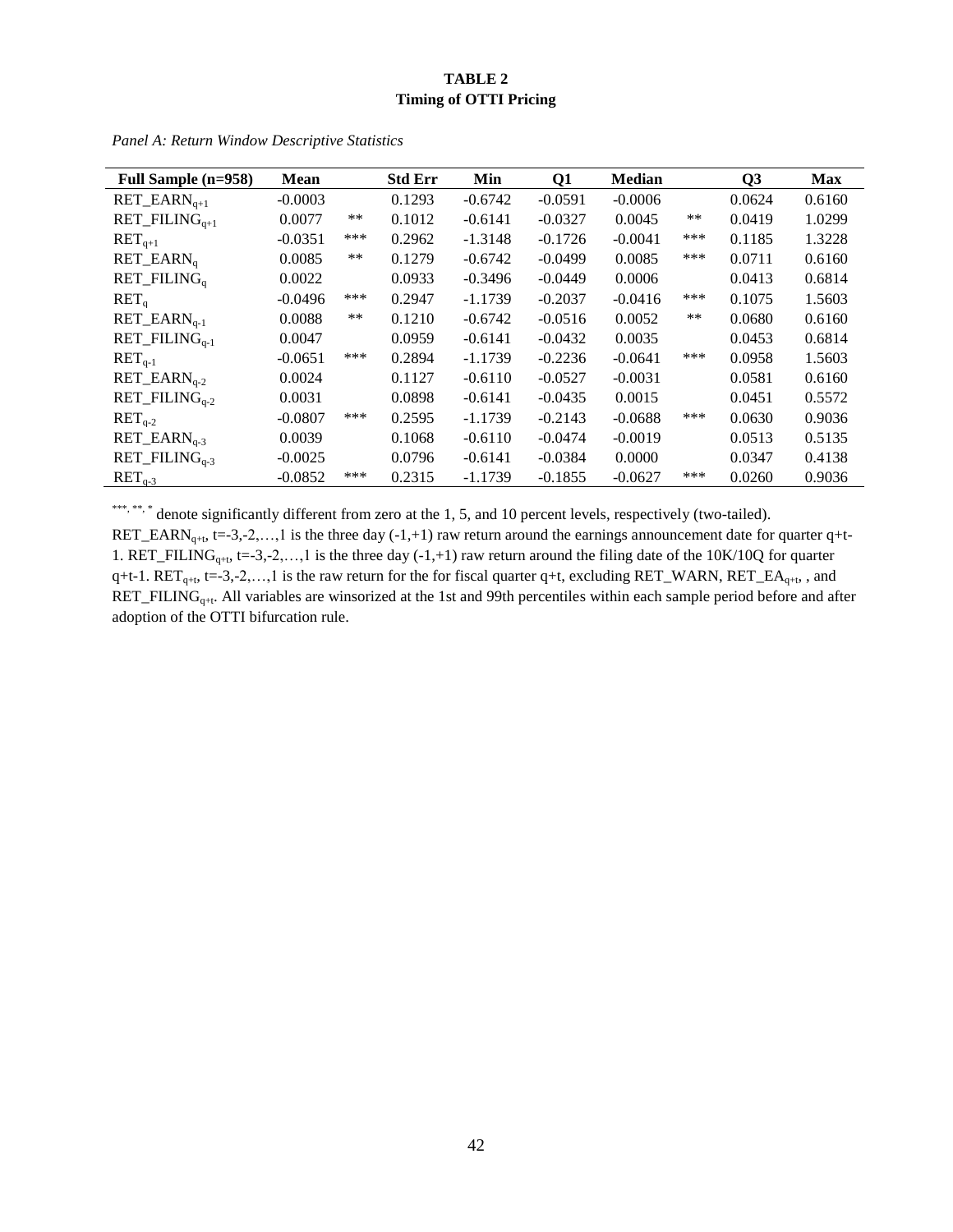**TABLE 2**
**Timing of OTTI Pricing**

*Panel A: Return Window Descriptive Statistics*

| Full Sample (n=958) | Mean | | Std Err | Min | Q1 | Median | | Q3 | Max |
|---|---|---|---|---|---|---|---|---|---|
| $RET\_EARN_{q+1}$ | -0.0003 | | 0.1293 | -0.6742 | -0.0591 | -0.0006 | | 0.0624 | 0.6160 |
| $RET\_FILING_{q+1}$ | 0.0077 | ** | 0.1012 | -0.6141 | -0.0327 | 0.0045 | ** | 0.0419 | 1.0299 |
| $RET_{q+1}$ | -0.0351 | *** | 0.2962 | -1.3148 | -0.1726 | -0.0041 | *** | 0.1185 | 1.3228 |
| $RET\_EARN_{q}$ | 0.0085 | ** | 0.1279 | -0.6742 | -0.0499 | 0.0085 | *** | 0.0711 | 0.6160 |
| $RET\_FILING_{q}$ | 0.0022 | | 0.0933 | -0.3496 | -0.0449 | 0.0006 | | 0.0413 | 0.6814 |
| $RET_{q}$ | -0.0496 | *** | 0.2947 | -1.1739 | -0.2037 | -0.0416 | *** | 0.1075 | 1.5603 |
| $RET\_EARN_{q-1}$ | 0.0088 | ** | 0.1210 | -0.6742 | -0.0516 | 0.0052 | ** | 0.0680 | 0.6160 |
| $RET\_FILING_{q-1}$ | 0.0047 | | 0.0959 | -0.6141 | -0.0432 | 0.0035 | | 0.0453 | 0.6814 |
| $RET_{q-1}$ | -0.0651 | *** | 0.2894 | -1.1739 | -0.2236 | -0.0641 | *** | 0.0958 | 1.5603 |
| $RET\_EARN_{q-2}$ | 0.0024 | | 0.1127 | -0.6110 | -0.0527 | -0.0031 | | 0.0581 | 0.6160 |
| $RET\_FILING_{q-2}$ | 0.0031 | | 0.0898 | -0.6141 | -0.0435 | 0.0015 | | 0.0451 | 0.5572 |
| $RET_{q-2}$ | -0.0807 | *** | 0.2595 | -1.1739 | -0.2143 | -0.0688 | *** | 0.0630 | 0.9036 |
| $RET\_EARN_{q-3}$ | 0.0039 | | 0.1068 | -0.6110 | -0.0474 | -0.0019 | | 0.0513 | 0.5135 |
| $RET\_FILING_{q-3}$ | -0.0025 | | 0.0796 | -0.6141 | -0.0384 | 0.0000 | | 0.0347 | 0.4138 |
| $RET_{q-3}$ | -0.0852 | *** | 0.2315 | -1.1739 | -0.1855 | -0.0627 | *** | 0.0260 | 0.9036 |

***, **, * denote significantly different from zero at the 1, 5, and 10 percent levels, respectively (two-tailed).
$RET\_EARN_{q+t}$, t=-3,-2,…,1 is the three day (-1,+1) raw return around the earnings announcement date for quarter q+t-1. $RET\_FILING_{q+t}$, t=-3,-2,…,1 is the three day (-1,+1) raw return around the filing date of the 10K/10Q for quarter q+t-1. $RET_{q+t}$, t=-3,-2,…,1 is the raw return for the for fiscal quarter q+t, excluding RET_WARN, $RET\_EA_{q+t}$, , and $RET\_FILING_{q+t}$. All variables are winsorized at the 1st and 99th percentiles within each sample period before and after adoption of the OTTI bifurcation rule.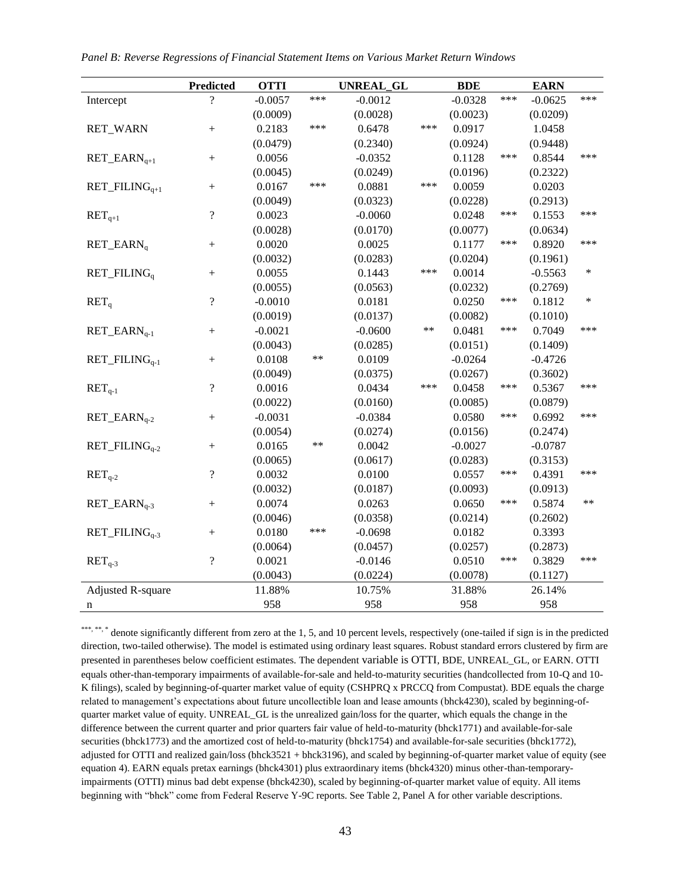*Panel B: Reverse Regressions of Financial Statement Items on Various Market Return Windows*

| | Predicted | OTTI | | UNREAL_GL | | BDE | | EARN | |
|---|---|---|---|---|---|---|---|---|---|
| Intercept | ? | -0.0057 | *** | -0.0012 | | -0.0328 | *** | -0.0625 | *** |
| | | (0.0009) | | (0.0028) | | (0.0023) | | (0.0209) | |
| RET_WARN | + | 0.2183 | *** | 0.6478 | *** | 0.0917 | | 1.0458 | |
| | | (0.0479) | | (0.2340) | | (0.0924) | | (0.9448) | |
| $RET\_EARN_{q+1}$ | + | 0.0056 | | -0.0352 | | 0.1128 | *** | 0.8544 | *** |
| | | (0.0045) | | (0.0249) | | (0.0196) | | (0.2322) | |
| $RET\_FILING_{q+1}$ | + | 0.0167 | *** | 0.0881 | *** | 0.0059 | | 0.0203 | |
| | | (0.0049) | | (0.0323) | | (0.0228) | | (0.2913) | |
| $RET_{q+1}$ | ? | 0.0023 | | -0.0060 | | 0.0248 | *** | 0.1553 | *** |
| | | (0.0028) | | (0.0170) | | (0.0077) | | (0.0634) | |
| $RET\_EARN_{q}$ | + | 0.0020 | | 0.0025 | | 0.1177 | *** | 0.8920 | *** |
| | | (0.0032) | | (0.0283) | | (0.0204) | | (0.1961) | |
| $RET\_FILING_{q}$ | + | 0.0055 | | 0.1443 | *** | 0.0014 | | -0.5563 | * |
| | | (0.0055) | | (0.0563) | | (0.0232) | | (0.2769) | |
| $RET_{q}$ | ? | -0.0010 | | 0.0181 | | 0.0250 | *** | 0.1812 | * |
| | | (0.0019) | | (0.0137) | | (0.0082) | | (0.1010) | |
| $RET\_EARN_{q-1}$ | + | -0.0021 | | -0.0600 | ** | 0.0481 | *** | 0.7049 | *** |
| | | (0.0043) | | (0.0285) | | (0.0151) | | (0.1409) | |
| $RET\_FILING_{q-1}$ | + | 0.0108 | ** | 0.0109 | | -0.0264 | | -0.4726 | |
| | | (0.0049) | | (0.0375) | | (0.0267) | | (0.3602) | |
| $RET_{q-1}$ | ? | 0.0016 | | 0.0434 | *** | 0.0458 | *** | 0.5367 | *** |
| | | (0.0022) | | (0.0160) | | (0.0085) | | (0.0879) | |
| $RET\_EARN_{q-2}$ | + | -0.0031 | | -0.0384 | | 0.0580 | *** | 0.6992 | *** |
| | | (0.0054) | | (0.0274) | | (0.0156) | | (0.2474) | |
| $RET\_FILING_{q-2}$ | + | 0.0165 | ** | 0.0042 | | -0.0027 | | -0.0787 | |
| | | (0.0065) | | (0.0617) | | (0.0283) | | (0.3153) | |
| $RET_{q-2}$ | ? | 0.0032 | | 0.0100 | | 0.0557 | *** | 0.4391 | *** |
| | | (0.0032) | | (0.0187) | | (0.0093) | | (0.0913) | |
| $RET\_EARN_{q-3}$ | + | 0.0074 | | 0.0263 | | 0.0650 | *** | 0.5874 | ** |
| | | (0.0046) | | (0.0358) | | (0.0214) | | (0.2602) | |
| $RET\_FILING_{q-3}$ | + | 0.0180 | *** | -0.0698 | | 0.0182 | | 0.3393 | |
| | | (0.0064) | | (0.0457) | | (0.0257) | | (0.2873) | |
| $RET_{q-3}$ | ? | 0.0021 | | -0.0146 | | 0.0510 | *** | 0.3829 | *** |
| | | (0.0043) | | (0.0224) | | (0.0078) | | (0.1127) | |
| Adjusted R-square | | 11.88% | | 10.75% | | 31.88% | | 26.14% | |
| n | | 958 | | 958 | | 958 | | 958 | |

***, **, * denote significantly different from zero at the 1, 5, and 10 percent levels, respectively (one-tailed if sign is in the predicted direction, two-tailed otherwise). The model is estimated using ordinary least squares. Robust standard errors clustered by firm are presented in parentheses below coefficient estimates. The dependent variable is OTTI, BDE, UNREAL_GL, or EARN. OTTI equals other-than-temporary impairments of available-for-sale and held-to-maturity securities (handcollected from 10-Q and 10-K filings), scaled by beginning-of-quarter market value of equity (CSHPRQ x PRCCQ from Compustat). BDE equals the charge related to management's expectations about future uncollectible loan and lease amounts (bhck4230), scaled by beginning-of-quarter market value of equity. UNREAL_GL is the unrealized gain/loss for the quarter, which equals the change in the difference between the current quarter and prior quarters fair value of held-to-maturity (bhck1771) and available-for-sale securities (bhck1773) and the amortized cost of held-to-maturity (bhck1754) and available-for-sale securities (bhck1772), adjusted for OTTI and realized gain/loss (bhck3521 + bhck3196), and scaled by beginning-of-quarter market value of equity (see equation 4). EARN equals pretax earnings (bhck4301) plus extraordinary items (bhck4320) minus other-than-temporary-impairments (OTTI) minus bad debt expense (bhck4230), scaled by beginning-of-quarter market value of equity. All items beginning with "bhck" come from Federal Reserve Y-9C reports. See Table 2, Panel A for other variable descriptions.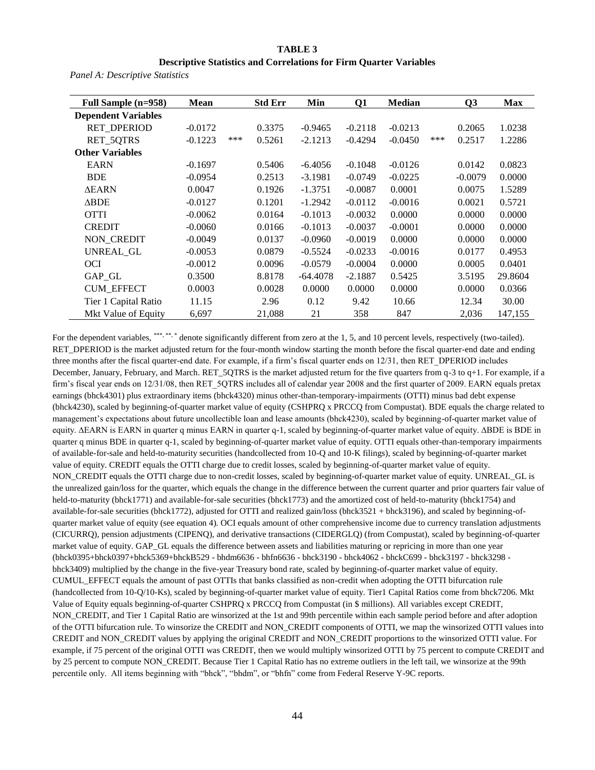**TABLE 3**

**Descriptive Statistics and Correlations for Firm Quarter Variables**

*Panel A: Descriptive Statistics*

| Full Sample (n=958) | Mean | | Std Err | Min | Q1 | Median | | Q3 | Max |
|---|---|---|---|---|---|---|---|---|---|
| **Dependent Variables** | | | | | | | | | |
| RET_DPERIOD | -0.0172 | | 0.3375 | -0.9465 | -0.2118 | -0.0213 | | 0.2065 | 1.0238 |
| RET_5QTRS | -0.1223 | *** | 0.5261 | -2.1213 | -0.4294 | -0.0450 | *** | 0.2517 | 1.2286 |
| **Other Variables** | | | | | | | | | |
| EARN | -0.1697 | | 0.5406 | -6.4056 | -0.1048 | -0.0126 | | 0.0142 | 0.0823 |
| BDE | -0.0954 | | 0.2513 | -3.1981 | -0.0749 | -0.0225 | | -0.0079 | 0.0000 |
| ΔEARN | 0.0047 | | 0.1926 | -1.3751 | -0.0087 | 0.0001 | | 0.0075 | 1.5289 |
| ΔBDE | -0.0127 | | 0.1201 | -1.2942 | -0.0112 | -0.0016 | | 0.0021 | 0.5721 |
| OTTI | -0.0062 | | 0.0164 | -0.1013 | -0.0032 | 0.0000 | | 0.0000 | 0.0000 |
| CREDIT | -0.0060 | | 0.0166 | -0.1013 | -0.0037 | -0.0001 | | 0.0000 | 0.0000 |
| NON_CREDIT | -0.0049 | | 0.0137 | -0.0960 | -0.0019 | 0.0000 | | 0.0000 | 0.0000 |
| UNREAL_GL | -0.0053 | | 0.0879 | -0.5524 | -0.0233 | -0.0016 | | 0.0177 | 0.4953 |
| OCI | -0.0012 | | 0.0096 | -0.0579 | -0.0004 | 0.0000 | | 0.0005 | 0.0401 |
| GAP_GL | 0.3500 | | 8.8178 | -64.4078 | -2.1887 | 0.5425 | | 3.5195 | 29.8604 |
| CUM_EFFECT | 0.0003 | | 0.0028 | 0.0000 | 0.0000 | 0.0000 | | 0.0000 | 0.0366 |
| Tier 1 Capital Ratio | 11.15 | | 2.96 | 0.12 | 9.42 | 10.66 | | 12.34 | 30.00 |
| Mkt Value of Equity | 6,697 | | 21,088 | 21 | 358 | 847 | | 2,036 | 147,155 |

For the dependent variables, \*\*\*, \*\*, \* denote significantly different from zero at the 1, 5, and 10 percent levels, respectively (two-tailed). RET_DPERIOD is the market adjusted return for the four-month window starting the month before the fiscal quarter-end date and ending three months after the fiscal quarter-end date. For example, if a firm's fiscal quarter ends on 12/31, then RET_DPERIOD includes December, January, February, and March. RET_5QTRS is the market adjusted return for the five quarters from q-3 to q+1. For example, if a firm's fiscal year ends on 12/31/08, then RET_5QTRS includes all of calendar year 2008 and the first quarter of 2009. EARN equals pretax earnings (bhck4301) plus extraordinary items (bhck4320) minus other-than-temporary-impairments (OTTI) minus bad debt expense (bhck4230), scaled by beginning-of-quarter market value of equity (CSHPRQ x PRCCQ from Compustat). BDE equals the charge related to management's expectations about future uncollectible loan and lease amounts (bhck4230), scaled by beginning-of-quarter market value of equity. ΔEARN is EARN in quarter q minus EARN in quarter q-1, scaled by beginning-of-quarter market value of equity. ΔBDE is BDE in quarter q minus BDE in quarter q-1, scaled by beginning-of-quarter market value of equity. OTTI equals other-than-temporary impairments of available-for-sale and held-to-maturity securities (handcollected from 10-Q and 10-K filings), scaled by beginning-of-quarter market value of equity. CREDIT equals the OTTI charge due to credit losses, scaled by beginning-of-quarter market value of equity. NON_CREDIT equals the OTTI charge due to non-credit losses, scaled by beginning-of-quarter market value of equity. UNREAL_GL is the unrealized gain/loss for the quarter, which equals the change in the difference between the current quarter and prior quarters fair value of held-to-maturity (bhck1771) and available-for-sale securities (bhck1773) and the amortized cost of held-to-maturity (bhck1754) and available-for-sale securities (bhck1772), adjusted for OTTI and realized gain/loss (bhck3521 + bhck3196), and scaled by beginning-of-quarter market value of equity (see equation 4). OCI equals amount of other comprehensive income due to currency translation adjustments (CICURRQ), pension adjustments (CIPENQ), and derivative transactions (CIDERGLQ) (from Compustat), scaled by beginning-of-quarter market value of equity. GAP_GL equals the difference between assets and liabilities maturing or repricing in more than one year (bhck0395+bhck0397+bhck5369+bhckB529 - bhdm6636 - bhfn6636 - bhck3190 - bhck4062 - bhckC699 - bhck3197 - bhck3298 - bhck3409) multiplied by the change in the five-year Treasury bond rate, scaled by beginning-of-quarter market value of equity. CUMUL_EFFECT equals the amount of past OTTIs that banks classified as non-credit when adopting the OTTI bifurcation rule (handcollected from 10-Q/10-Ks), scaled by beginning-of-quarter market value of equity. Tier1 Capital Ratios come from bhck7206. Mkt Value of Equity equals beginning-of-quarter CSHPRQ x PRCCQ from Compustat (in $ millions). All variables except CREDIT, NON_CREDIT, and Tier 1 Capital Ratio are winsorized at the 1st and 99th percentile within each sample period before and after adoption of the OTTI bifurcation rule. To winsorize the CREDIT and NON_CREDIT components of OTTI, we map the winsorized OTTI values into CREDIT and NON_CREDIT values by applying the original CREDIT and NON_CREDIT proportions to the winsorized OTTI value. For example, if 75 percent of the original OTTI was CREDIT, then we would multiply winsorized OTTI by 75 percent to compute CREDIT and by 25 percent to compute NON_CREDIT. Because Tier 1 Capital Ratio has no extreme outliers in the left tail, we winsorize at the 99th percentile only. All items beginning with "bhck", "bhdm", or "bhfn" come from Federal Reserve Y-9C reports.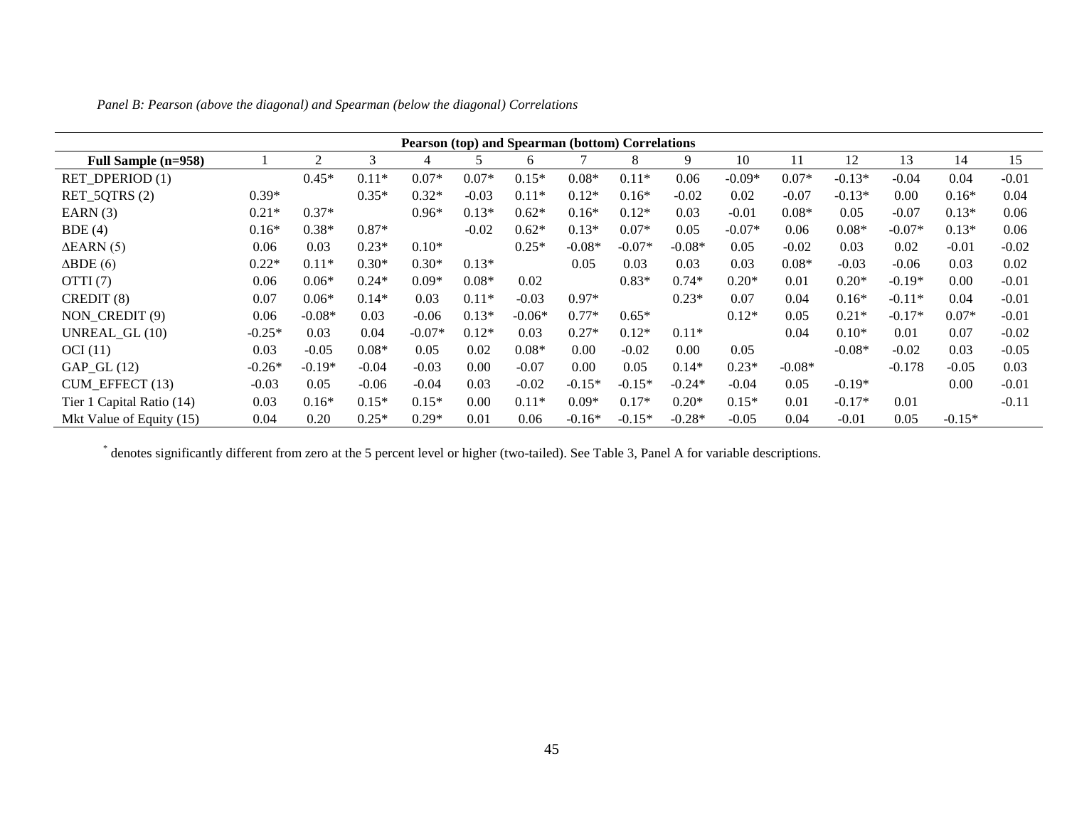*Panel B: Pearson (above the diagonal) and Spearman (below the diagonal) Correlations*

| Pearson (top) and Spearman (bottom) Correlations | | | | | | | | | | | | | | | |
|---|---|---|---|---|---|---|---|---|---|---|---|---|---|---|---|
| **Full Sample (n=958)** | 1 | 2 | 3 | 4 | 5 | 6 | 7 | 8 | 9 | 10 | 11 | 12 | 13 | 14 | 15 |
| RET_DPERIOD (1) | | 0.45* | 0.11* | 0.07* | 0.07* | 0.15* | 0.08* | 0.11* | 0.06 | -0.09* | 0.07* | -0.13* | -0.04 | 0.04 | -0.01 |
| RET_5QTRS (2) | 0.39* | | 0.35* | 0.32* | -0.03 | 0.11* | 0.12* | 0.16* | -0.02 | 0.02 | -0.07 | -0.13* | 0.00 | 0.16* | 0.04 |
| EARN (3) | 0.21* | 0.37* | | 0.96* | 0.13* | 0.62* | 0.16* | 0.12* | 0.03 | -0.01 | 0.08* | 0.05 | -0.07 | 0.13* | 0.06 |
| BDE (4) | 0.16* | 0.38* | 0.87* | | -0.02 | 0.62* | 0.13* | 0.07* | 0.05 | -0.07* | 0.06 | 0.08* | -0.07* | 0.13* | 0.06 |
| ΔEARN (5) | 0.06 | 0.03 | 0.23* | 0.10* | | 0.25* | -0.08* | -0.07* | -0.08* | 0.05 | -0.02 | 0.03 | 0.02 | -0.01 | -0.02 |
| ΔBDE (6) | 0.22* | 0.11* | 0.30* | 0.30* | 0.13* | | 0.05 | 0.03 | 0.03 | 0.03 | 0.08* | -0.03 | -0.06 | 0.03 | 0.02 |
| OTTI (7) | 0.06 | 0.06* | 0.24* | 0.09* | 0.08* | 0.02 | | 0.83* | 0.74* | 0.20* | 0.01 | 0.20* | -0.19* | 0.00 | -0.01 |
| CREDIT (8) | 0.07 | 0.06* | 0.14* | 0.03 | 0.11* | -0.03 | 0.97* | | 0.23* | 0.07 | 0.04 | 0.16* | -0.11* | 0.04 | -0.01 |
| NON_CREDIT (9) | 0.06 | -0.08* | 0.03 | -0.06 | 0.13* | -0.06* | 0.77* | 0.65* | | 0.12* | 0.05 | 0.21* | -0.17* | 0.07* | -0.01 |
| UNREAL_GL (10) | -0.25* | 0.03 | 0.04 | -0.07* | 0.12* | 0.03 | 0.27* | 0.12* | 0.11* | | 0.04 | 0.10* | 0.01 | 0.07 | -0.02 |
| OCI (11) | 0.03 | -0.05 | 0.08* | 0.05 | 0.02 | 0.08* | 0.00 | -0.02 | 0.00 | 0.05 | | -0.08* | -0.02 | 0.03 | -0.05 |
| GAP_GL (12) | -0.26* | -0.19* | -0.04 | -0.03 | 0.00 | -0.07 | 0.00 | 0.05 | 0.14* | 0.23* | -0.08* | | -0.178 | -0.05 | 0.03 |
| CUM_EFFECT (13) | -0.03 | 0.05 | -0.06 | -0.04 | 0.03 | -0.02 | -0.15* | -0.15* | -0.24* | -0.04 | 0.05 | -0.19* | | 0.00 | -0.01 |
| Tier 1 Capital Ratio (14) | 0.03 | 0.16* | 0.15* | 0.15* | 0.00 | 0.11* | 0.09* | 0.17* | 0.20* | 0.15* | 0.01 | -0.17* | 0.01 | | -0.11 |
| Mkt Value of Equity (15) | 0.04 | 0.20 | 0.25* | 0.29* | 0.01 | 0.06 | -0.16* | -0.15* | -0.28* | -0.05 | 0.04 | -0.01 | 0.05 | -0.15* | |

* denotes significantly different from zero at the 5 percent level or higher (two-tailed). See Table 3, Panel A for variable descriptions.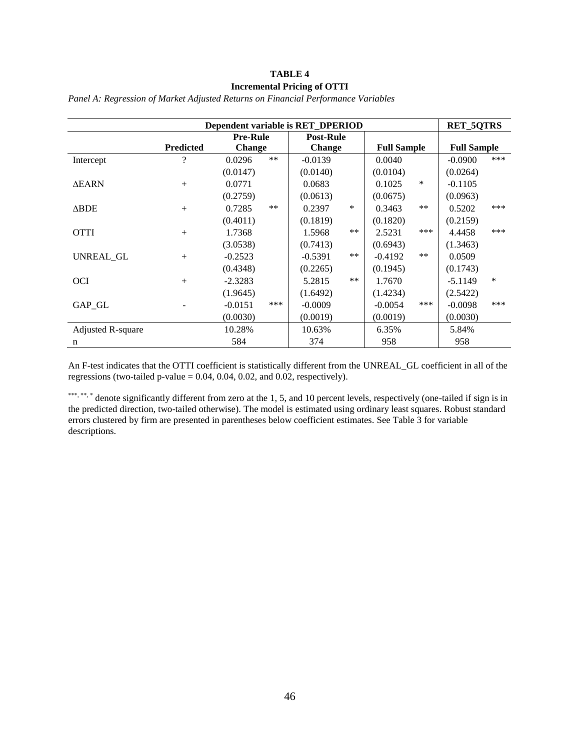**TABLE 4**

**Incremental Pricing of OTTI**

*Panel A: Regression of Market Adjusted Returns on Financial Performance Variables*

| | | Dependent variable is RET_DPERIOD | | | | | | RET_5QTRS | |
|---|---|---|---|---|---|---|---|---|---|
| | **Predicted** | **Pre-Rule Change** | | **Post-Rule Change** | | **Full Sample** | | **Full Sample** | |
| Intercept | ? | 0.0296 | ** | -0.0139 | | 0.0040 | | -0.0900 | *** |
| | | (0.0147) | | (0.0140) | | (0.0104) | | (0.0264) | |
| ΔEARN | + | 0.0771 | | 0.0683 | | 0.1025 | * | -0.1105 | |
| | | (0.2759) | | (0.0613) | | (0.0675) | | (0.0963) | |
| ΔBDE | + | 0.7285 | ** | 0.2397 | * | 0.3463 | ** | 0.5202 | *** |
| | | (0.4011) | | (0.1819) | | (0.1820) | | (0.2159) | |
| OTTI | + | 1.7368 | | 1.5968 | ** | 2.5231 | *** | 4.4458 | *** |
| | | (3.0538) | | (0.7413) | | (0.6943) | | (1.3463) | |
| UNREAL_GL | + | -0.2523 | | -0.5391 | ** | -0.4192 | ** | 0.0509 | |
| | | (0.4348) | | (0.2265) | | (0.1945) | | (0.1743) | |
| OCI | + | -2.3283 | | 5.2815 | ** | 1.7670 | | -5.1149 | * |
| | | (1.9645) | | (1.6492) | | (1.4234) | | (2.5422) | |
| GAP_GL | - | -0.0151 | *** | -0.0009 | | -0.0054 | *** | -0.0098 | *** |
| | | (0.0030) | | (0.0019) | | (0.0019) | | (0.0030) | |
| Adjusted R-square | | 10.28% | | 10.63% | | 6.35% | | 5.84% | |
| n | | 584 | | 374 | | 958 | | 958 | |

An F-test indicates that the OTTI coefficient is statistically different from the UNREAL_GL coefficient in all of the regressions (two-tailed p-value = 0.04, 0.04, 0.02, and 0.02, respectively).

***, **, * denote significantly different from zero at the 1, 5, and 10 percent levels, respectively (one-tailed if sign is in the predicted direction, two-tailed otherwise). The model is estimated using ordinary least squares. Robust standard errors clustered by firm are presented in parentheses below coefficient estimates. See Table 3 for variable descriptions.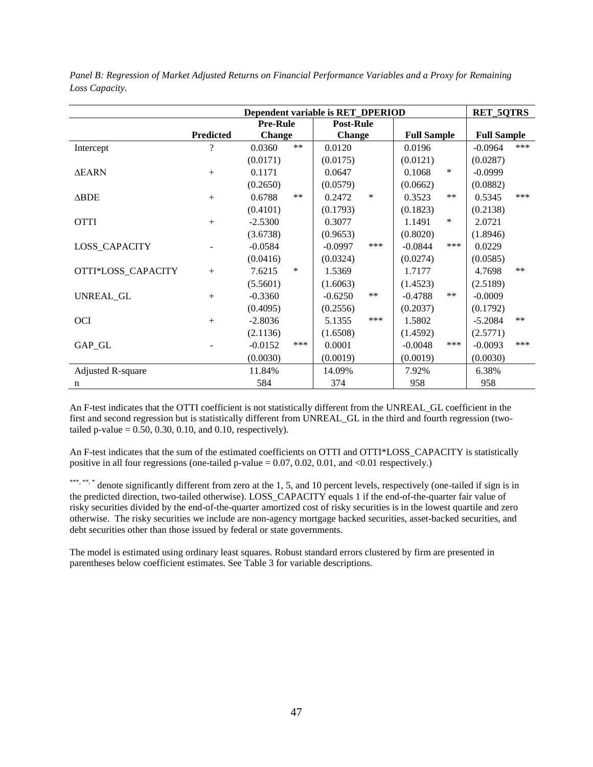*Panel B: Regression of Market Adjusted Returns on Financial Performance Variables and a Proxy for Remaining Loss Capacity.*

| | | Dependent variable is RET_DPERIOD | | | RET_5QTRS |
|---|---|---|---|---|---|
| | **Predicted** | **Pre-Rule Change** | **Post-Rule Change** | **Full Sample** | **Full Sample** |
| Intercept | ? | 0.0360 ** | 0.0120 | 0.0196 | -0.0964 *** |
| | | (0.0171) | (0.0175) | (0.0121) | (0.0287) |
| ΔEARN | + | 0.1171 | 0.0647 | 0.1068 * | -0.0999 |
| | | (0.2650) | (0.0579) | (0.0662) | (0.0882) |
| ΔBDE | + | 0.6788 ** | 0.2472 * | 0.3523 ** | 0.5345 *** |
| | | (0.4101) | (0.1793) | (0.1823) | (0.2138) |
| OTTI | + | -2.5300 | 0.3077 | 1.1491 * | 2.0721 |
| | | (3.6738) | (0.9653) | (0.8020) | (1.8946) |
| LOSS_CAPACITY | - | -0.0584 | -0.0997 *** | -0.0844 *** | 0.0229 |
| | | (0.0416) | (0.0324) | (0.0274) | (0.0585) |
| OTTI*LOSS_CAPACITY | + | 7.6215 * | 1.5369 | 1.7177 | 4.7698 ** |
| | | (5.5601) | (1.6063) | (1.4523) | (2.5189) |
| UNREAL_GL | + | -0.3360 | -0.6250 ** | -0.4788 ** | -0.0009 |
| | | (0.4095) | (0.2556) | (0.2037) | (0.1792) |
| OCI | + | -2.8036 | 5.1355 *** | 1.5802 | -5.2084 ** |
| | | (2.1136) | (1.6508) | (1.4592) | (2.5771) |
| GAP_GL | - | -0.0152 *** | 0.0001 | -0.0048 *** | -0.0093 *** |
| | | (0.0030) | (0.0019) | (0.0019) | (0.0030) |
| Adjusted R-square | | 11.84% | 14.09% | 7.92% | 6.38% |
| n | | 584 | 374 | 958 | 958 |

An F-test indicates that the OTTI coefficient is not statistically different from the UNREAL_GL coefficient in the first and second regression but is statistically different from UNREAL_GL in the third and fourth regression (two-tailed p-value = 0.50, 0.30, 0.10, and 0.10, respectively).

An F-test indicates that the sum of the estimated coefficients on OTTI and OTTI*LOSS_CAPACITY is statistically positive in all four regressions (one-tailed p-value = 0.07, 0.02, 0.01, and <0.01 respectively.)

***, **, * denote significantly different from zero at the 1, 5, and 10 percent levels, respectively (one-tailed if sign is in the predicted direction, two-tailed otherwise). LOSS_CAPACITY equals 1 if the end-of-the-quarter fair value of risky securities divided by the end-of-the-quarter amortized cost of risky securities is in the lowest quartile and zero otherwise. The risky securities we include are non-agency mortgage backed securities, asset-backed securities, and debt securities other than those issued by federal or state governments.

The model is estimated using ordinary least squares. Robust standard errors clustered by firm are presented in parentheses below coefficient estimates. See Table 3 for variable descriptions.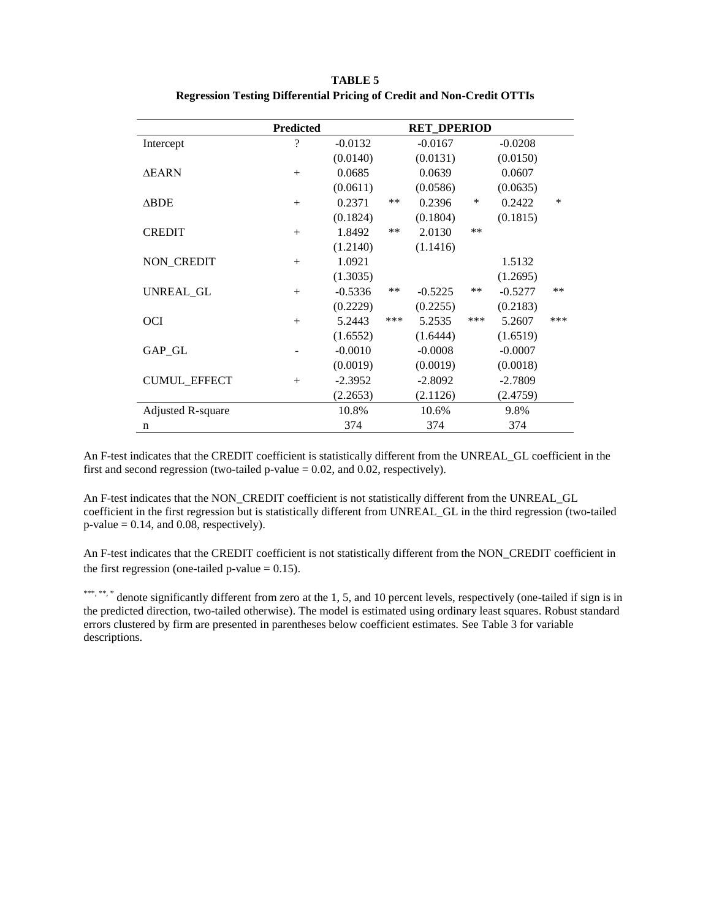**TABLE 5**
**Regression Testing Differential Pricing of Credit and Non-Credit OTTIs**

| | Predicted | RET_DPERIOD | | | | | |
|---|---|---|---|---|---|---|---|
| Intercept | ? | -0.0132 | | -0.0167 | | -0.0208 | |
| | | (0.0140) | | (0.0131) | | (0.0150) | |
| ΔEARN | + | 0.0685 | | 0.0639 | | 0.0607 | |
| | | (0.0611) | | (0.0586) | | (0.0635) | |
| ΔBDE | + | 0.2371 | ** | 0.2396 | * | 0.2422 | * |
| | | (0.1824) | | (0.1804) | | (0.1815) | |
| CREDIT | + | 1.8492 | ** | 2.0130 | ** | | |
| | | (1.2140) | | (1.1416) | | | |
| NON_CREDIT | + | 1.0921 | | | | 1.5132 | |
| | | (1.3035) | | | | (1.2695) | |
| UNREAL_GL | + | -0.5336 | ** | -0.5225 | ** | -0.5277 | ** |
| | | (0.2229) | | (0.2255) | | (0.2183) | |
| OCI | + | 5.2443 | *** | 5.2535 | *** | 5.2607 | *** |
| | | (1.6552) | | (1.6444) | | (1.6519) | |
| GAP_GL | - | -0.0010 | | -0.0008 | | -0.0007 | |
| | | (0.0019) | | (0.0019) | | (0.0018) | |
| CUMUL_EFFECT | + | -2.3952 | | -2.8092 | | -2.7809 | |
| | | (2.2653) | | (2.1126) | | (2.4759) | |
| Adjusted R-square | | 10.8% | | 10.6% | | 9.8% | |
| n | | 374 | | 374 | | 374 | |

An F-test indicates that the CREDIT coefficient is statistically different from the UNREAL_GL coefficient in the first and second regression (two-tailed p-value = 0.02, and 0.02, respectively).

An F-test indicates that the NON_CREDIT coefficient is not statistically different from the UNREAL_GL coefficient in the first regression but is statistically different from UNREAL_GL in the third regression (two-tailed p-value = 0.14, and 0.08, respectively).

An F-test indicates that the CREDIT coefficient is not statistically different from the NON_CREDIT coefficient in the first regression (one-tailed p-value = 0.15).

***, **, * denote significantly different from zero at the 1, 5, and 10 percent levels, respectively (one-tailed if sign is in the predicted direction, two-tailed otherwise). The model is estimated using ordinary least squares. Robust standard errors clustered by firm are presented in parentheses below coefficient estimates. See Table 3 for variable descriptions.